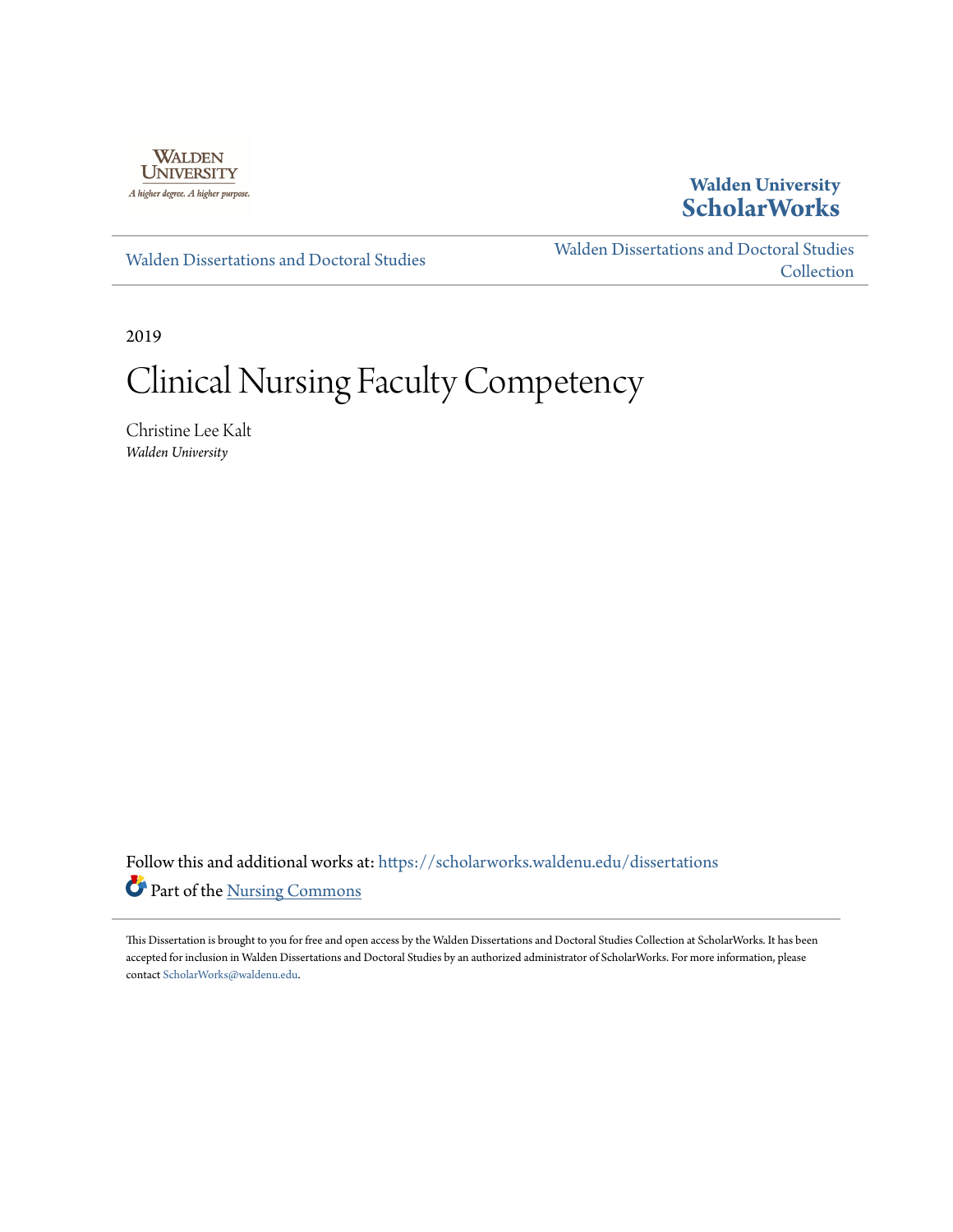Walden University

A higher degree. A higher purpose.

**Walden University ScholarWorks**

Walden Dissertations and Doctoral Studies

Walden Dissertations and Doctoral Studies Collection

2019

# Clinical Nursing Faculty Competency

Christine Lee Kalt
*Walden University*

Follow this and additional works at: https://scholarworks.waldenu.edu/dissertations

Part of the Nursing Commons

This Dissertation is brought to you for free and open access by the Walden Dissertations and Doctoral Studies Collection at ScholarWorks. It has been accepted for inclusion in Walden Dissertations and Doctoral Studies by an authorized administrator of ScholarWorks. For more information, please contact ScholarWorks@waldenu.edu.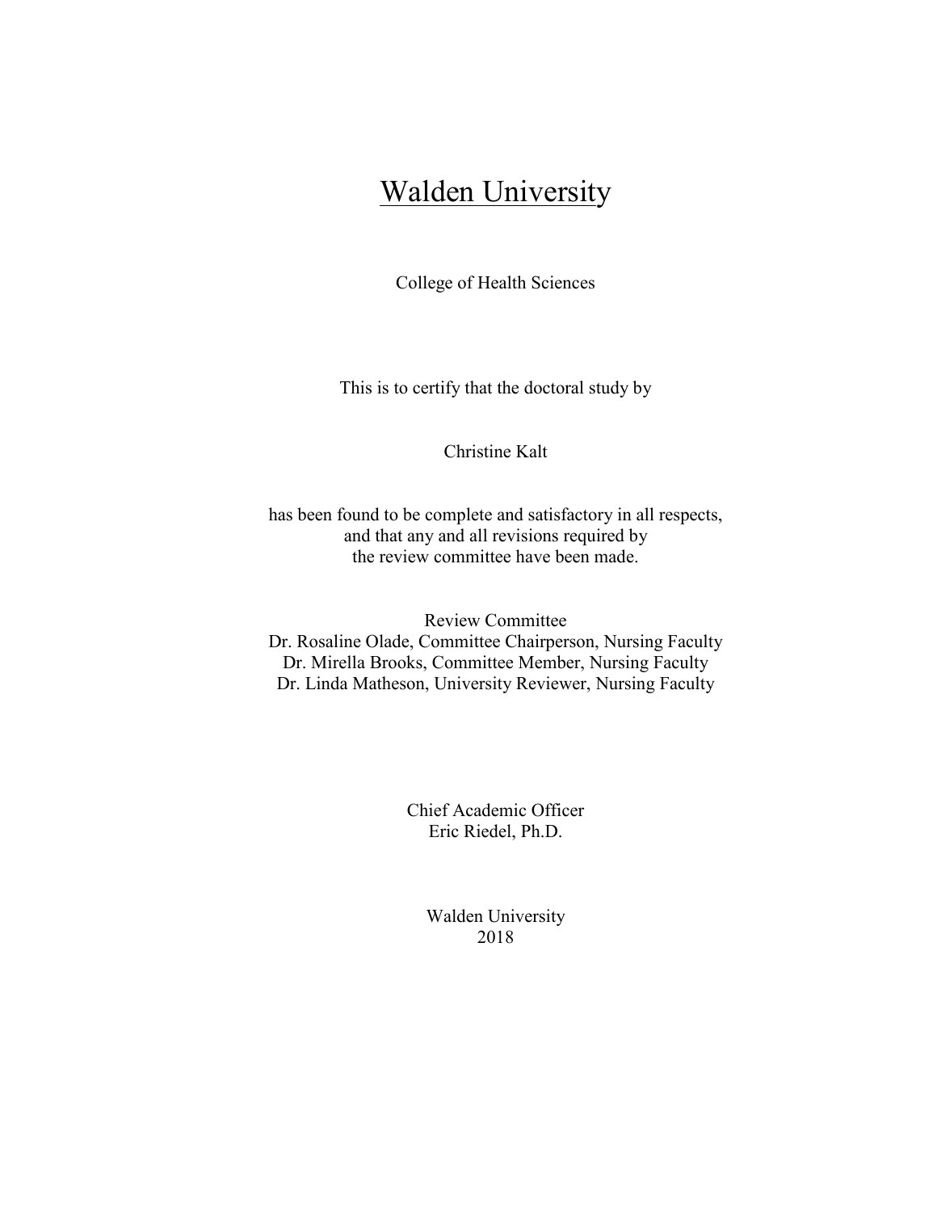# Walden University

College of Health Sciences

This is to certify that the doctoral study by

Christine Kalt

has been found to be complete and satisfactory in all respects,
and that any and all revisions required by
the review committee have been made.

Review Committee
Dr. Rosaline Olade, Committee Chairperson, Nursing Faculty
Dr. Mirella Brooks, Committee Member, Nursing Faculty
Dr. Linda Matheson, University Reviewer, Nursing Faculty

Chief Academic Officer
Eric Riedel, Ph.D.

Walden University
2018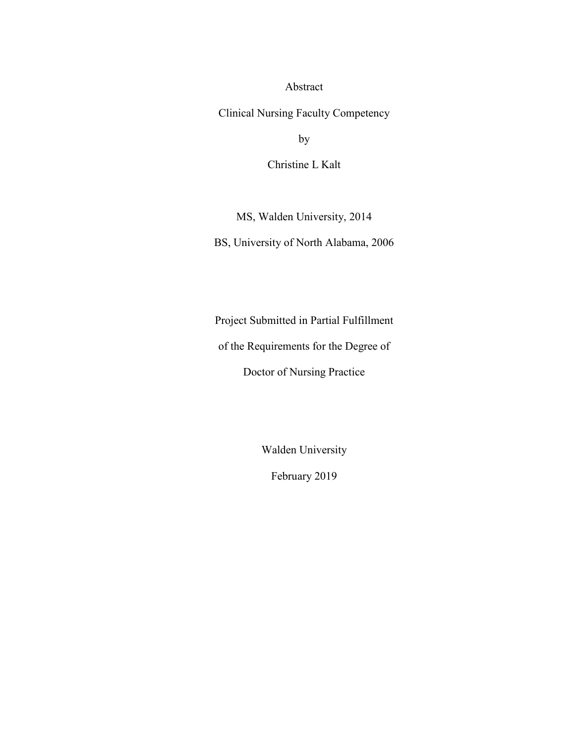Abstract

Clinical Nursing Faculty Competency

by

Christine L Kalt

MS, Walden University, 2014

BS, University of North Alabama, 2006

Project Submitted in Partial Fulfillment

of the Requirements for the Degree of

Doctor of Nursing Practice

Walden University

February 2019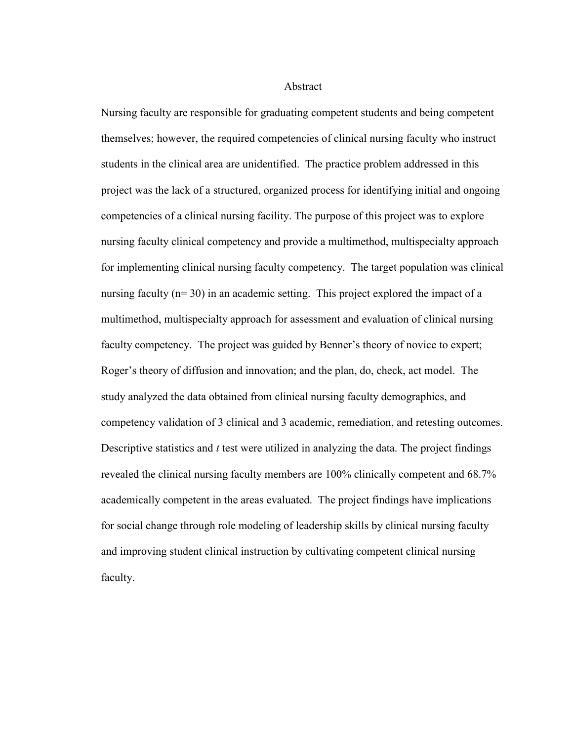# Abstract

Nursing faculty are responsible for graduating competent students and being competent themselves; however, the required competencies of clinical nursing faculty who instruct students in the clinical area are unidentified. The practice problem addressed in this project was the lack of a structured, organized process for identifying initial and ongoing competencies of a clinical nursing facility. The purpose of this project was to explore nursing faculty clinical competency and provide a multimethod, multispecialty approach for implementing clinical nursing faculty competency. The target population was clinical nursing faculty (n= 30) in an academic setting. This project explored the impact of a multimethod, multispecialty approach for assessment and evaluation of clinical nursing faculty competency. The project was guided by Benner's theory of novice to expert; Roger's theory of diffusion and innovation; and the plan, do, check, act model. The study analyzed the data obtained from clinical nursing faculty demographics, and competency validation of 3 clinical and 3 academic, remediation, and retesting outcomes. Descriptive statistics and *t* test were utilized in analyzing the data. The project findings revealed the clinical nursing faculty members are 100% clinically competent and 68.7% academically competent in the areas evaluated. The project findings have implications for social change through role modeling of leadership skills by clinical nursing faculty and improving student clinical instruction by cultivating competent clinical nursing faculty.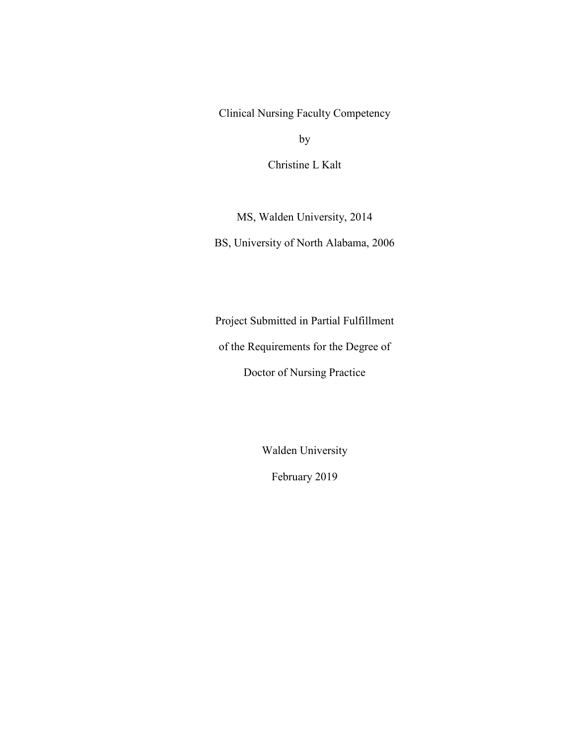Clinical Nursing Faculty Competency

by

Christine L Kalt

MS, Walden University, 2014

BS, University of North Alabama, 2006

Project Submitted in Partial Fulfillment

of the Requirements for the Degree of

Doctor of Nursing Practice

Walden University

February 2019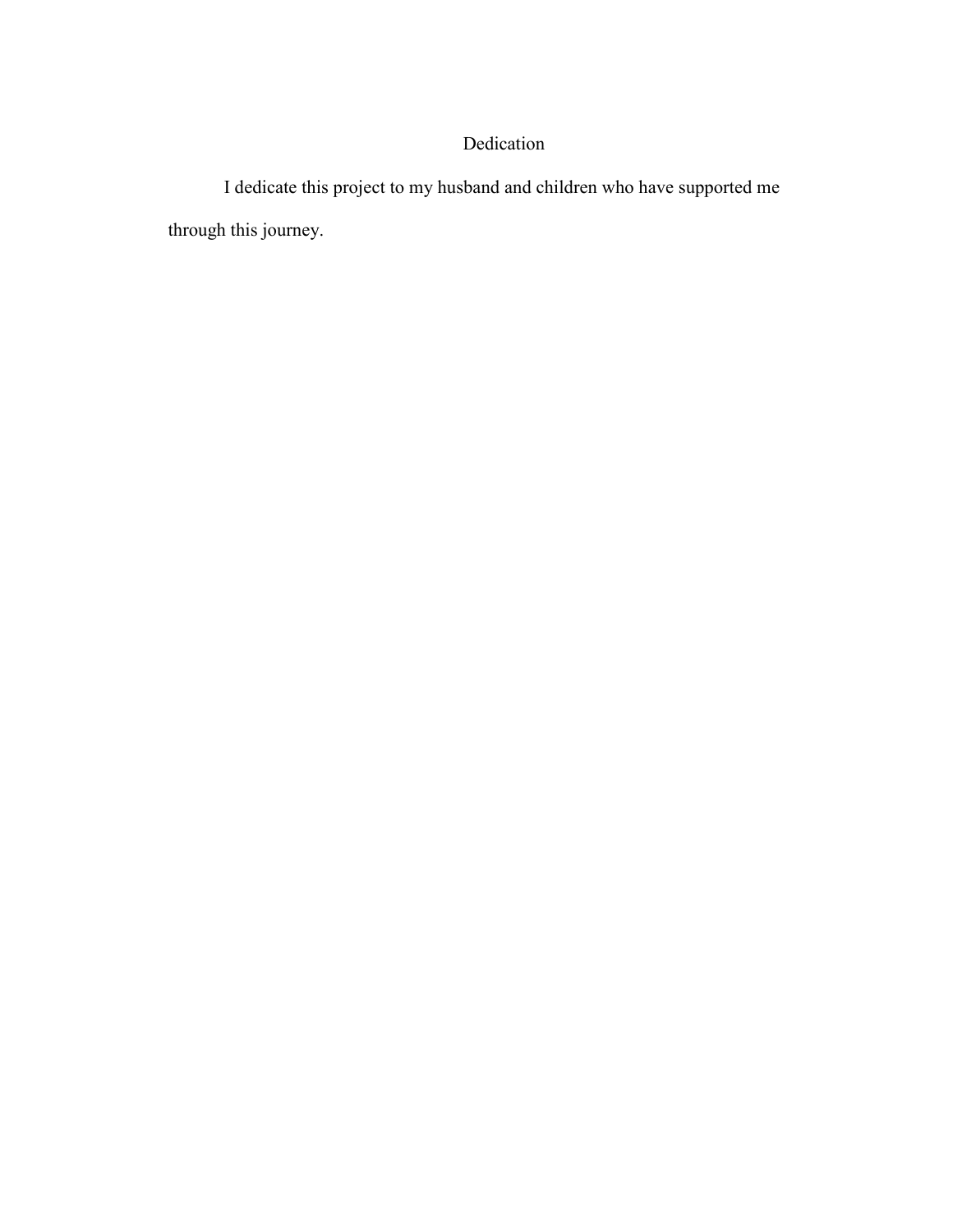# Dedication

I dedicate this project to my husband and children who have supported me through this journey.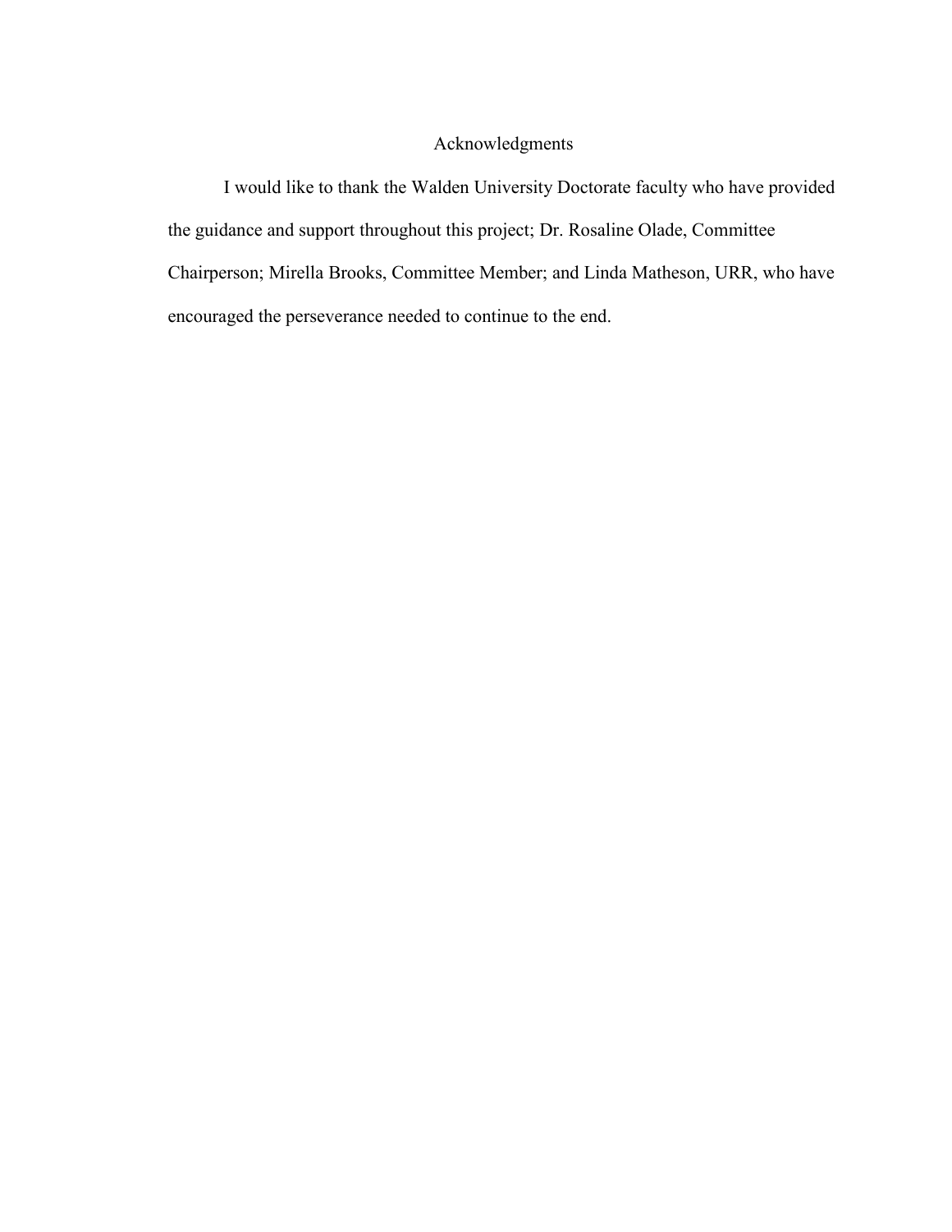# Acknowledgments

I would like to thank the Walden University Doctorate faculty who have provided the guidance and support throughout this project; Dr. Rosaline Olade, Committee Chairperson; Mirella Brooks, Committee Member; and Linda Matheson, URR, who have encouraged the perseverance needed to continue to the end.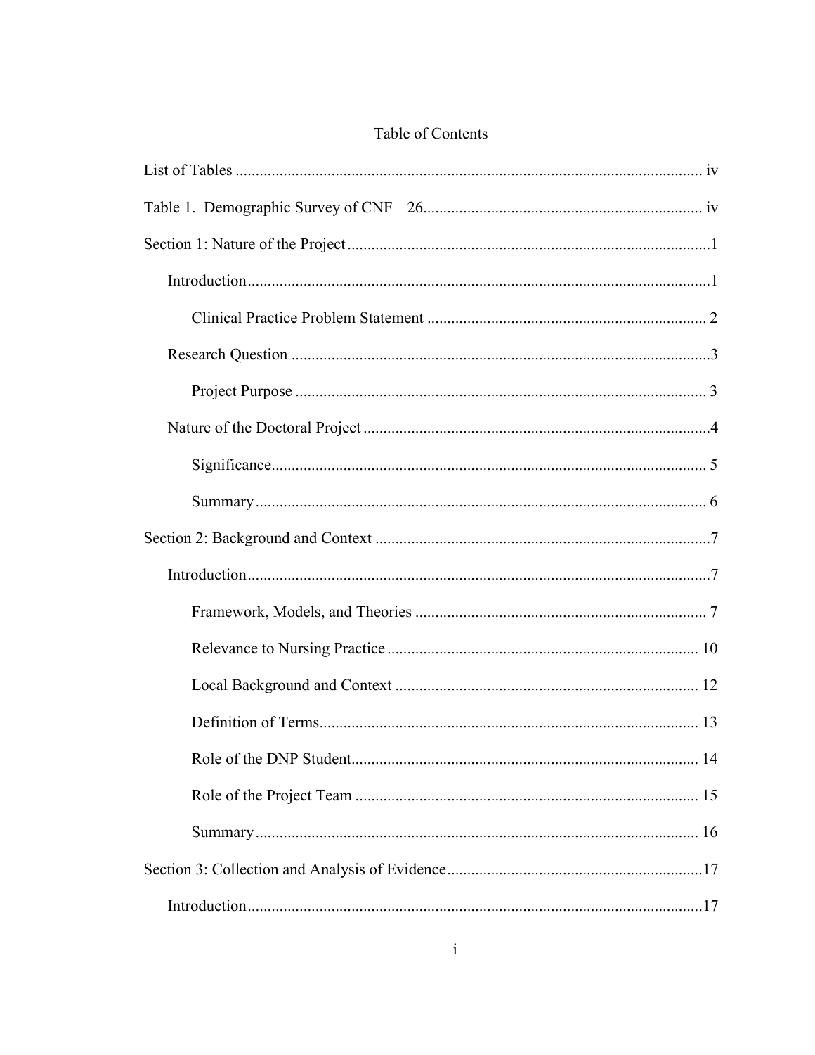Table of Contents

List of Tables ..................................................................................................................... iv

Table 1. Demographic Survey of CNF 26...................................................................... iv

Section 1: Nature of the Project ..........................................................................................1

Introduction....................................................................................................................1

Clinical Practice Problem Statement ...................................................................... 2

Research Question .........................................................................................................3

Project Purpose ....................................................................................................... 3

Nature of the Doctoral Project .......................................................................................4

Significance............................................................................................................. 5

Summary ................................................................................................................. 6

Section 2: Background and Context ....................................................................................7

Introduction....................................................................................................................7

Framework, Models, and Theories ......................................................................... 7

Relevance to Nursing Practice .............................................................................. 10

Local Background and Context ............................................................................ 12

Definition of Terms............................................................................................... 13

Role of the DNP Student....................................................................................... 14

Role of the Project Team ...................................................................................... 15

Summary ............................................................................................................... 16

Section 3: Collection and Analysis of Evidence................................................................17

Introduction..................................................................................................................17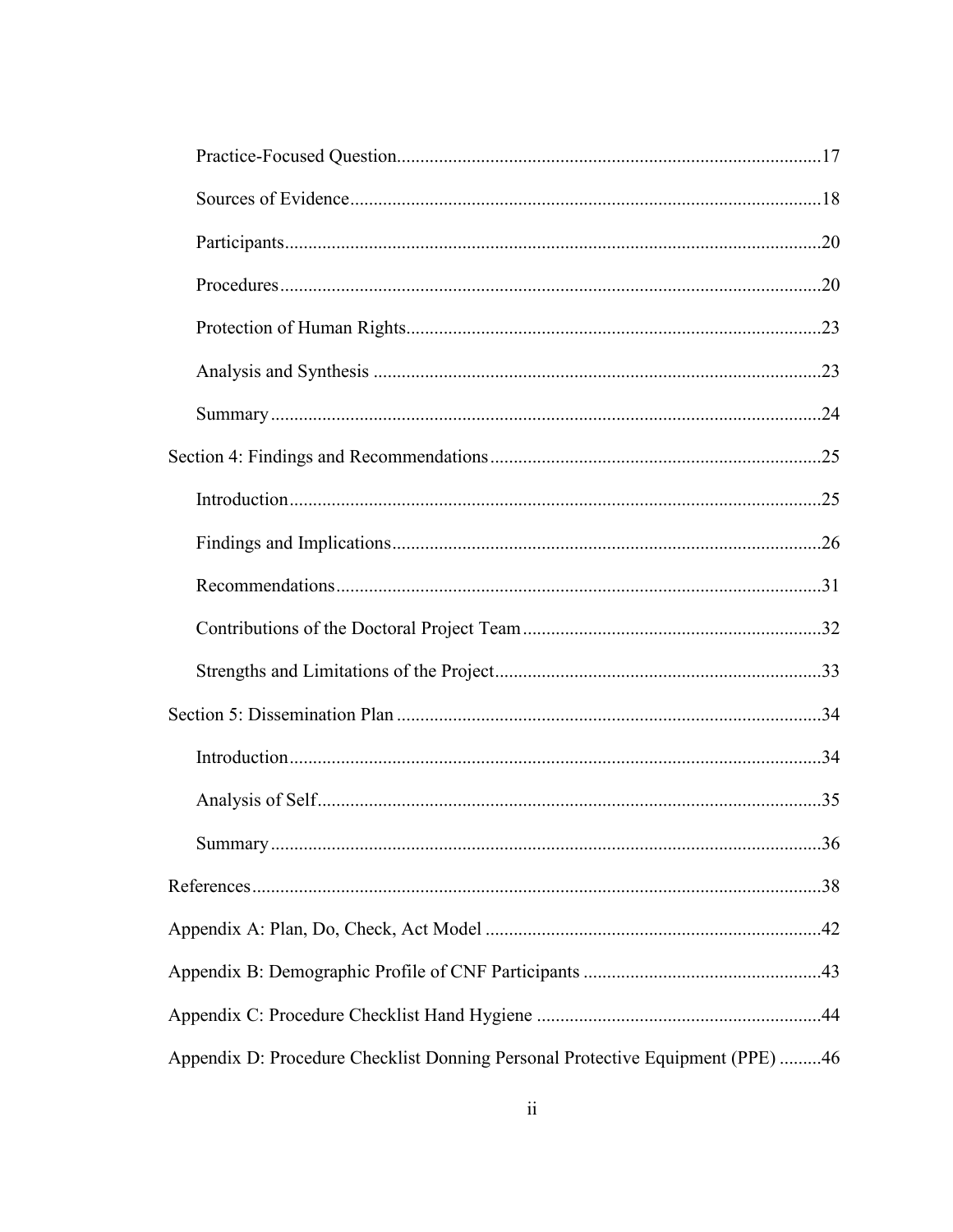Practice-Focused Question ..... 17

Sources of Evidence ..... 18

Participants ..... 20

Procedures ..... 20

Protection of Human Rights ..... 23

Analysis and Synthesis ..... 23

Summary ..... 24

Section 4: Findings and Recommendations ..... 25

Introduction ..... 25

Findings and Implications ..... 26

Recommendations ..... 31

Contributions of the Doctoral Project Team ..... 32

Strengths and Limitations of the Project ..... 33

Section 5: Dissemination Plan ..... 34

Introduction ..... 34

Analysis of Self ..... 35

Summary ..... 36

References ..... 38

Appendix A: Plan, Do, Check, Act Model ..... 42

Appendix B: Demographic Profile of CNF Participants ..... 43

Appendix C: Procedure Checklist Hand Hygiene ..... 44

Appendix D: Procedure Checklist Donning Personal Protective Equipment (PPE) ..... 46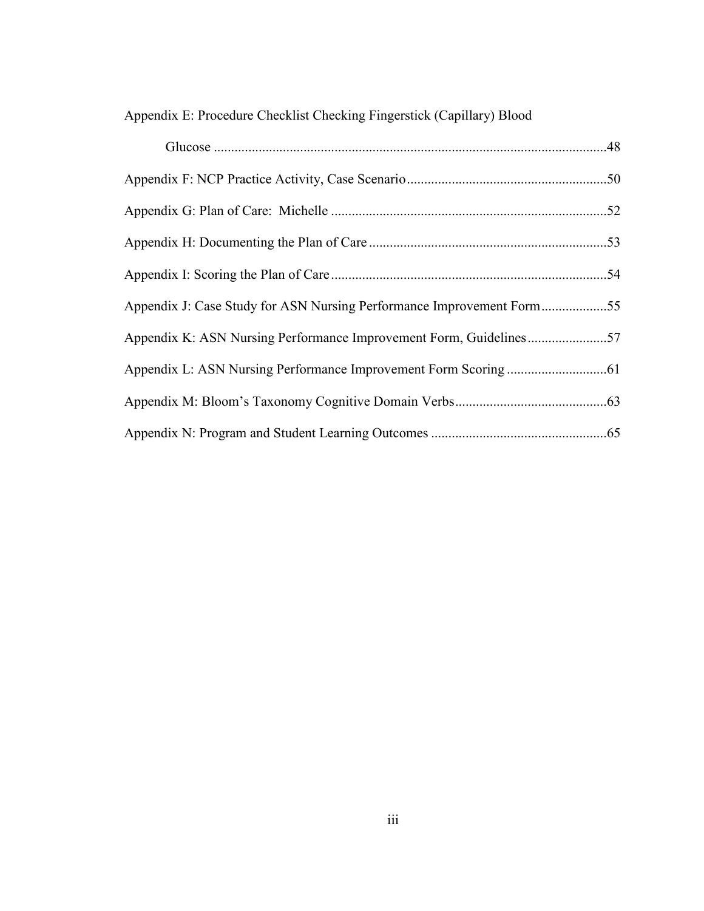Appendix E: Procedure Checklist Checking Fingerstick (Capillary) Blood Glucose ....................48

Appendix F: NCP Practice Activity, Case Scenario....................50

Appendix G: Plan of Care: Michelle ....................52

Appendix H: Documenting the Plan of Care....................53

Appendix I: Scoring the Plan of Care....................54

Appendix J: Case Study for ASN Nursing Performance Improvement Form....................55

Appendix K: ASN Nursing Performance Improvement Form, Guidelines....................57

Appendix L: ASN Nursing Performance Improvement Form Scoring ....................61

Appendix M: Bloom's Taxonomy Cognitive Domain Verbs....................63

Appendix N: Program and Student Learning Outcomes ....................65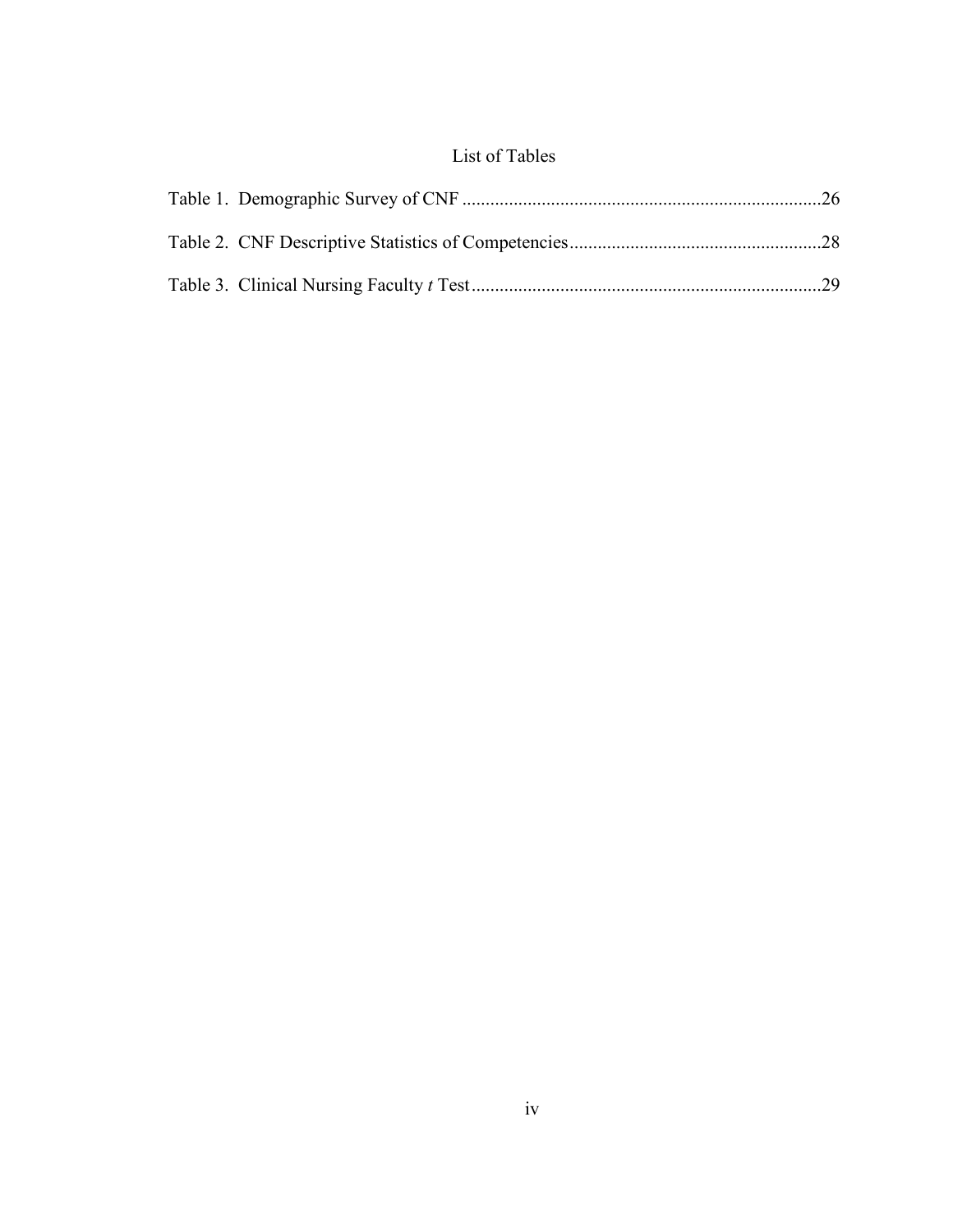# List of Tables

Table 1. Demographic Survey of CNF ............................................................................26

Table 2. CNF Descriptive Statistics of Competencies.....................................................28

Table 3. Clinical Nursing Faculty *t* Test..........................................................................29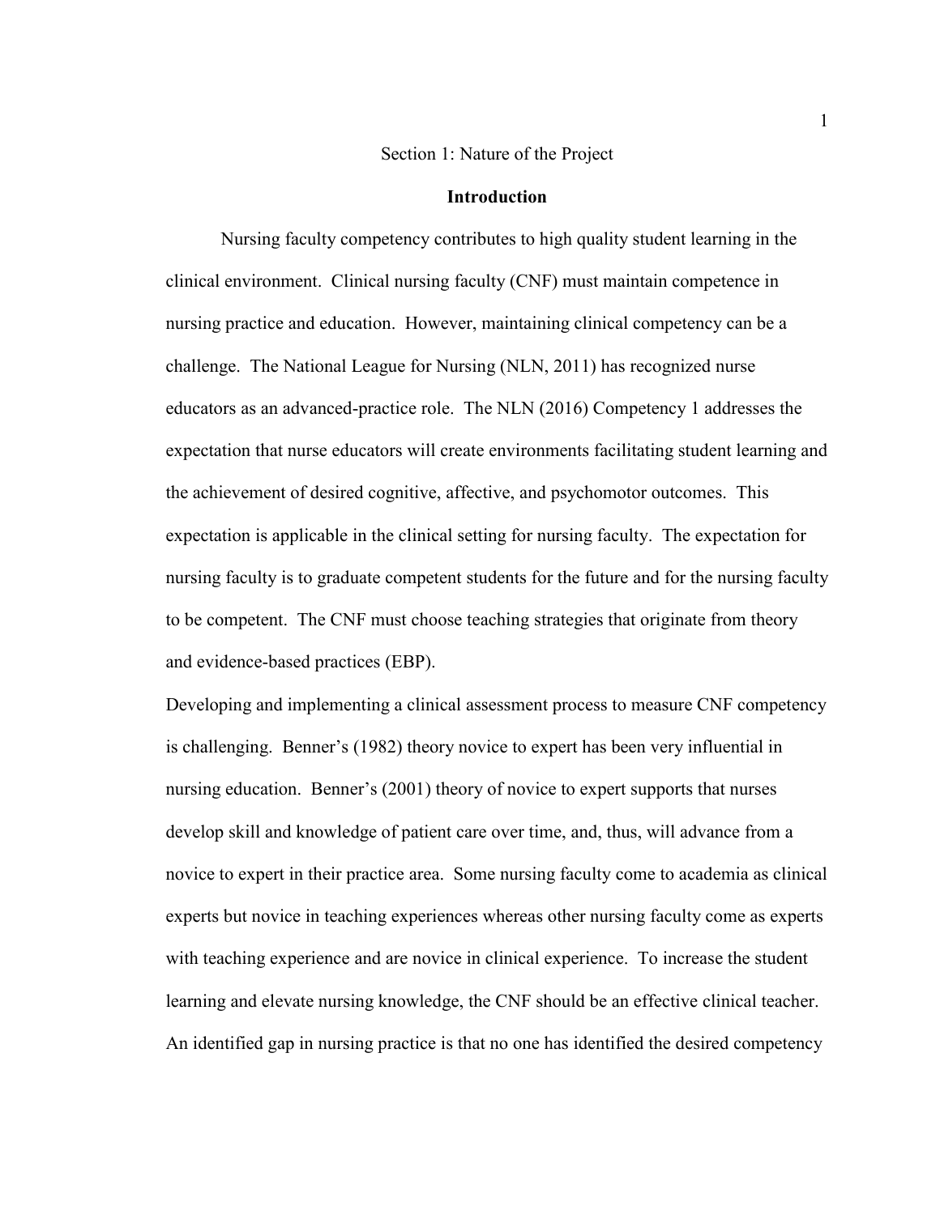# Section 1: Nature of the Project

## Introduction

Nursing faculty competency contributes to high quality student learning in the clinical environment. Clinical nursing faculty (CNF) must maintain competence in nursing practice and education. However, maintaining clinical competency can be a challenge. The National League for Nursing (NLN, 2011) has recognized nurse educators as an advanced-practice role. The NLN (2016) Competency 1 addresses the expectation that nurse educators will create environments facilitating student learning and the achievement of desired cognitive, affective, and psychomotor outcomes. This expectation is applicable in the clinical setting for nursing faculty. The expectation for nursing faculty is to graduate competent students for the future and for the nursing faculty to be competent. The CNF must choose teaching strategies that originate from theory and evidence-based practices (EBP).

Developing and implementing a clinical assessment process to measure CNF competency is challenging. Benner's (1982) theory novice to expert has been very influential in nursing education. Benner's (2001) theory of novice to expert supports that nurses develop skill and knowledge of patient care over time, and, thus, will advance from a novice to expert in their practice area. Some nursing faculty come to academia as clinical experts but novice in teaching experiences whereas other nursing faculty come as experts with teaching experience and are novice in clinical experience. To increase the student learning and elevate nursing knowledge, the CNF should be an effective clinical teacher. An identified gap in nursing practice is that no one has identified the desired competency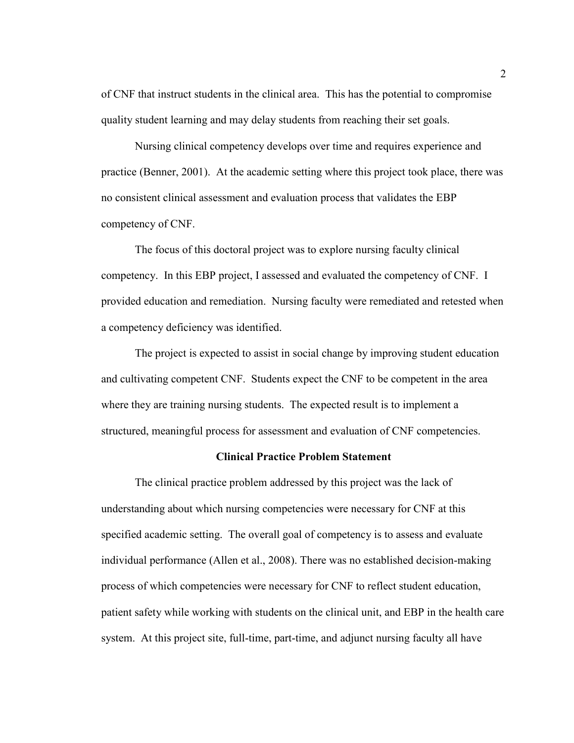of CNF that instruct students in the clinical area. This has the potential to compromise quality student learning and may delay students from reaching their set goals.

Nursing clinical competency develops over time and requires experience and practice (Benner, 2001). At the academic setting where this project took place, there was no consistent clinical assessment and evaluation process that validates the EBP competency of CNF.

The focus of this doctoral project was to explore nursing faculty clinical competency. In this EBP project, I assessed and evaluated the competency of CNF. I provided education and remediation. Nursing faculty were remediated and retested when a competency deficiency was identified.

The project is expected to assist in social change by improving student education and cultivating competent CNF. Students expect the CNF to be competent in the area where they are training nursing students. The expected result is to implement a structured, meaningful process for assessment and evaluation of CNF competencies.

## Clinical Practice Problem Statement

The clinical practice problem addressed by this project was the lack of understanding about which nursing competencies were necessary for CNF at this specified academic setting. The overall goal of competency is to assess and evaluate individual performance (Allen et al., 2008). There was no established decision-making process of which competencies were necessary for CNF to reflect student education, patient safety while working with students on the clinical unit, and EBP in the health care system. At this project site, full-time, part-time, and adjunct nursing faculty all have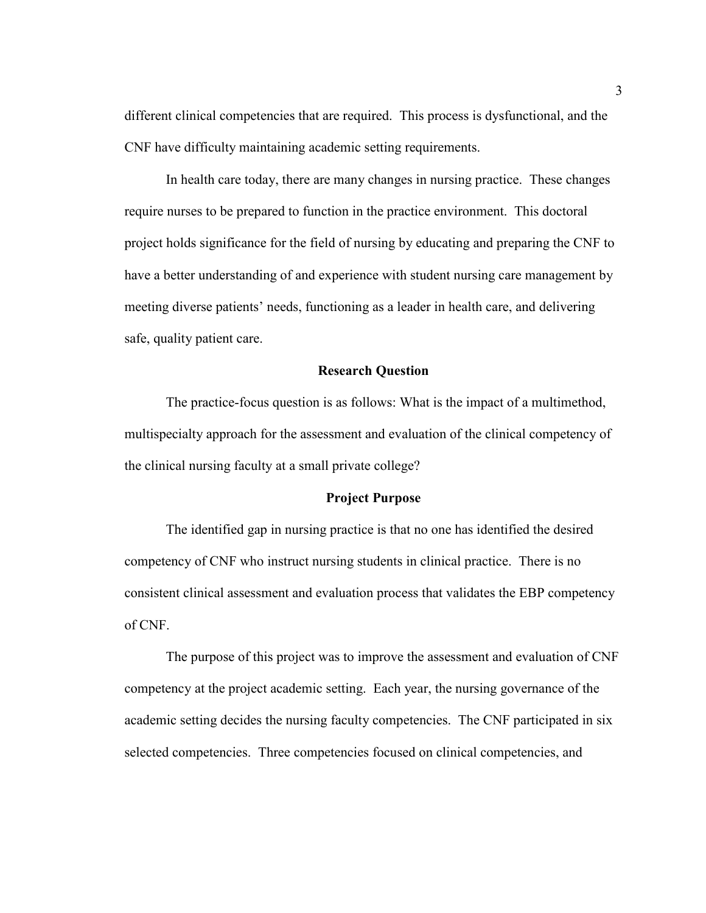different clinical competencies that are required. This process is dysfunctional, and the CNF have difficulty maintaining academic setting requirements.

In health care today, there are many changes in nursing practice. These changes require nurses to be prepared to function in the practice environment. This doctoral project holds significance for the field of nursing by educating and preparing the CNF to have a better understanding of and experience with student nursing care management by meeting diverse patients' needs, functioning as a leader in health care, and delivering safe, quality patient care.

## Research Question

The practice-focus question is as follows: What is the impact of a multimethod, multispecialty approach for the assessment and evaluation of the clinical competency of the clinical nursing faculty at a small private college?

## Project Purpose

The identified gap in nursing practice is that no one has identified the desired competency of CNF who instruct nursing students in clinical practice. There is no consistent clinical assessment and evaluation process that validates the EBP competency of CNF.

The purpose of this project was to improve the assessment and evaluation of CNF competency at the project academic setting. Each year, the nursing governance of the academic setting decides the nursing faculty competencies. The CNF participated in six selected competencies. Three competencies focused on clinical competencies, and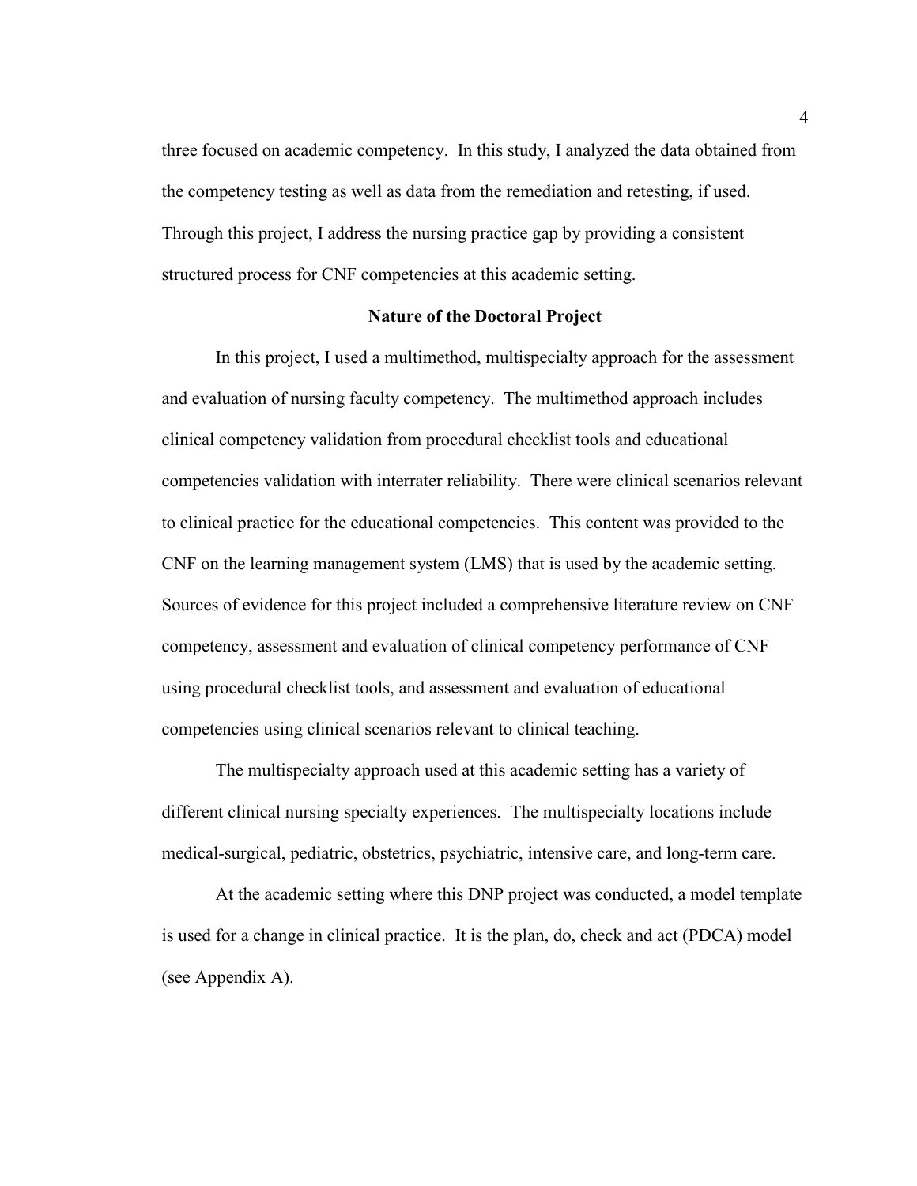three focused on academic competency. In this study, I analyzed the data obtained from the competency testing as well as data from the remediation and retesting, if used. Through this project, I address the nursing practice gap by providing a consistent structured process for CNF competencies at this academic setting.

## Nature of the Doctoral Project

In this project, I used a multimethod, multispecialty approach for the assessment and evaluation of nursing faculty competency. The multimethod approach includes clinical competency validation from procedural checklist tools and educational competencies validation with interrater reliability. There were clinical scenarios relevant to clinical practice for the educational competencies. This content was provided to the CNF on the learning management system (LMS) that is used by the academic setting. Sources of evidence for this project included a comprehensive literature review on CNF competency, assessment and evaluation of clinical competency performance of CNF using procedural checklist tools, and assessment and evaluation of educational competencies using clinical scenarios relevant to clinical teaching.

The multispecialty approach used at this academic setting has a variety of different clinical nursing specialty experiences. The multispecialty locations include medical-surgical, pediatric, obstetrics, psychiatric, intensive care, and long-term care.

At the academic setting where this DNP project was conducted, a model template is used for a change in clinical practice. It is the plan, do, check and act (PDCA) model (see Appendix A).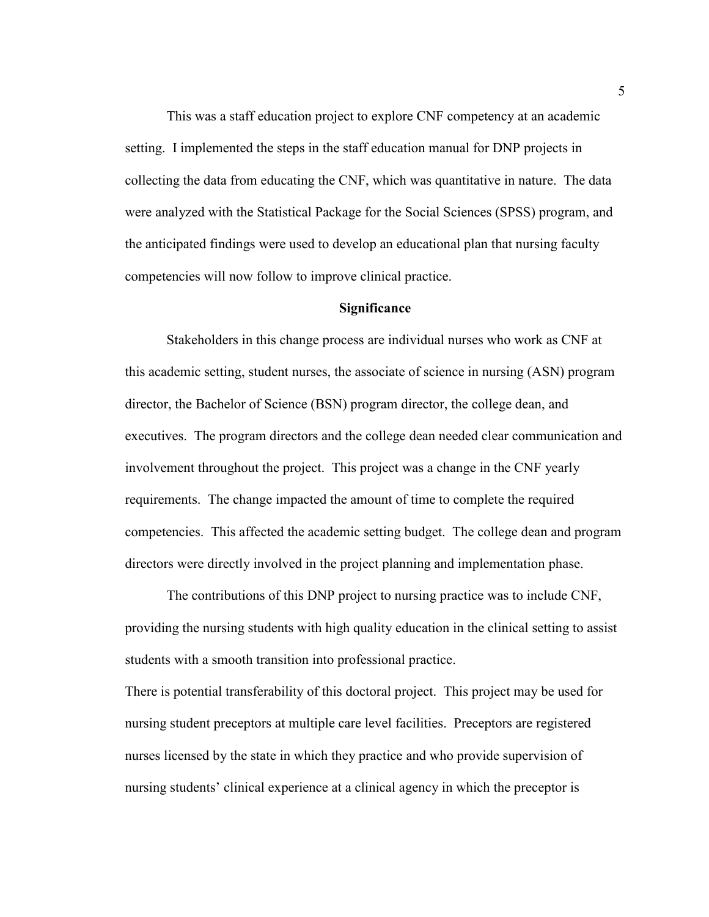This was a staff education project to explore CNF competency at an academic setting. I implemented the steps in the staff education manual for DNP projects in collecting the data from educating the CNF, which was quantitative in nature. The data were analyzed with the Statistical Package for the Social Sciences (SPSS) program, and the anticipated findings were used to develop an educational plan that nursing faculty competencies will now follow to improve clinical practice.

## Significance

Stakeholders in this change process are individual nurses who work as CNF at this academic setting, student nurses, the associate of science in nursing (ASN) program director, the Bachelor of Science (BSN) program director, the college dean, and executives. The program directors and the college dean needed clear communication and involvement throughout the project. This project was a change in the CNF yearly requirements. The change impacted the amount of time to complete the required competencies. This affected the academic setting budget. The college dean and program directors were directly involved in the project planning and implementation phase.

The contributions of this DNP project to nursing practice was to include CNF, providing the nursing students with high quality education in the clinical setting to assist students with a smooth transition into professional practice.

There is potential transferability of this doctoral project. This project may be used for nursing student preceptors at multiple care level facilities. Preceptors are registered nurses licensed by the state in which they practice and who provide supervision of nursing students' clinical experience at a clinical agency in which the preceptor is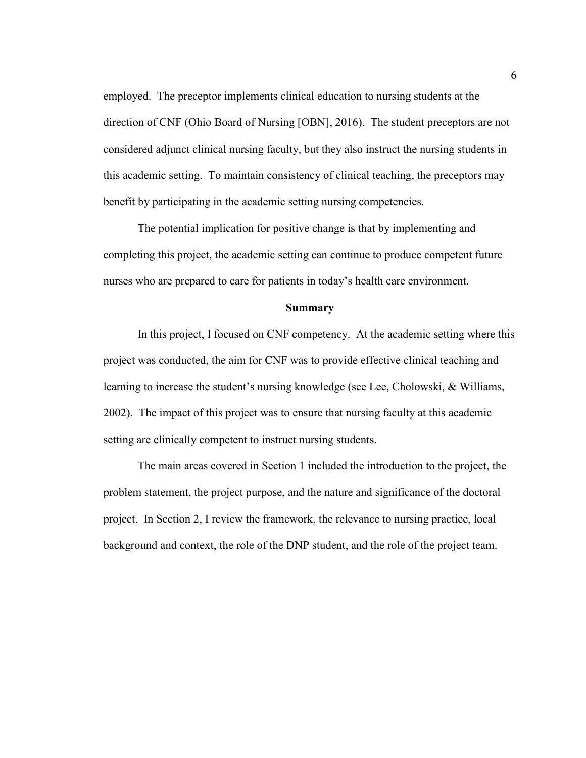employed. The preceptor implements clinical education to nursing students at the direction of CNF (Ohio Board of Nursing [OBN], 2016). The student preceptors are not considered adjunct clinical nursing faculty, but they also instruct the nursing students in this academic setting. To maintain consistency of clinical teaching, the preceptors may benefit by participating in the academic setting nursing competencies.

The potential implication for positive change is that by implementing and completing this project, the academic setting can continue to produce competent future nurses who are prepared to care for patients in today's health care environment.

## Summary

In this project, I focused on CNF competency. At the academic setting where this project was conducted, the aim for CNF was to provide effective clinical teaching and learning to increase the student's nursing knowledge (see Lee, Cholowski, & Williams, 2002). The impact of this project was to ensure that nursing faculty at this academic setting are clinically competent to instruct nursing students.

The main areas covered in Section 1 included the introduction to the project, the problem statement, the project purpose, and the nature and significance of the doctoral project. In Section 2, I review the framework, the relevance to nursing practice, local background and context, the role of the DNP student, and the role of the project team.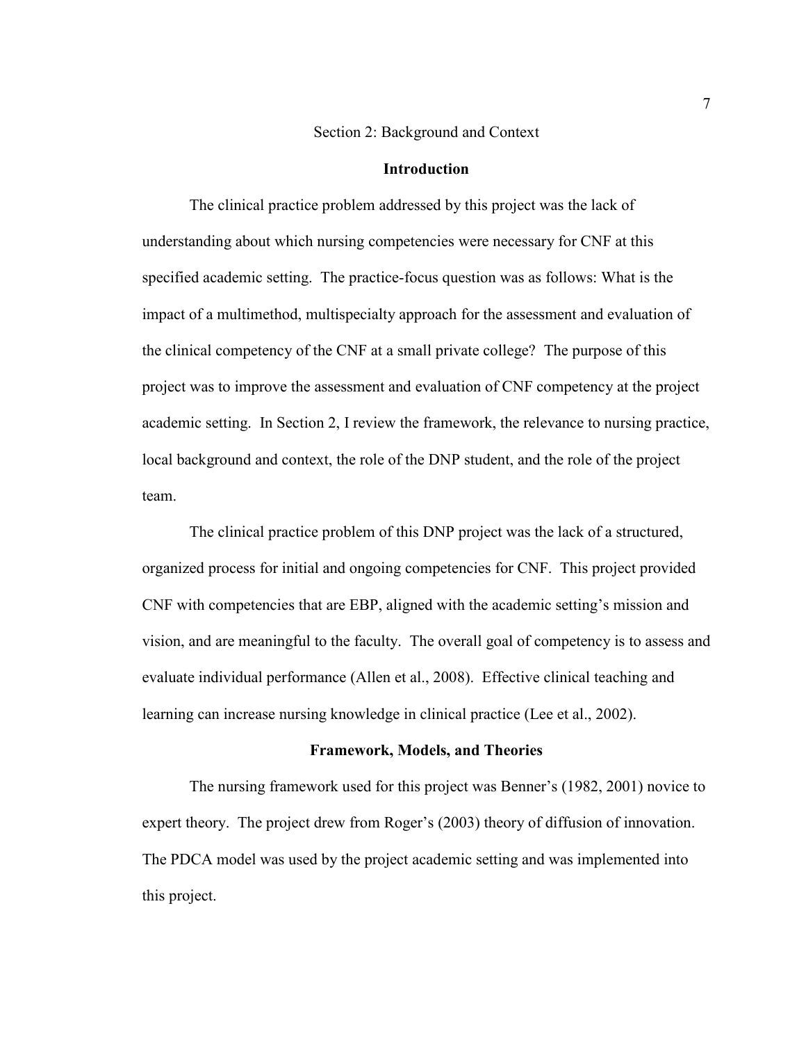# Section 2: Background and Context

## Introduction

The clinical practice problem addressed by this project was the lack of understanding about which nursing competencies were necessary for CNF at this specified academic setting. The practice-focus question was as follows: What is the impact of a multimethod, multispecialty approach for the assessment and evaluation of the clinical competency of the CNF at a small private college? The purpose of this project was to improve the assessment and evaluation of CNF competency at the project academic setting. In Section 2, I review the framework, the relevance to nursing practice, local background and context, the role of the DNP student, and the role of the project team.

The clinical practice problem of this DNP project was the lack of a structured, organized process for initial and ongoing competencies for CNF. This project provided CNF with competencies that are EBP, aligned with the academic setting's mission and vision, and are meaningful to the faculty. The overall goal of competency is to assess and evaluate individual performance (Allen et al., 2008). Effective clinical teaching and learning can increase nursing knowledge in clinical practice (Lee et al., 2002).

## Framework, Models, and Theories

The nursing framework used for this project was Benner's (1982, 2001) novice to expert theory. The project drew from Roger's (2003) theory of diffusion of innovation. The PDCA model was used by the project academic setting and was implemented into this project.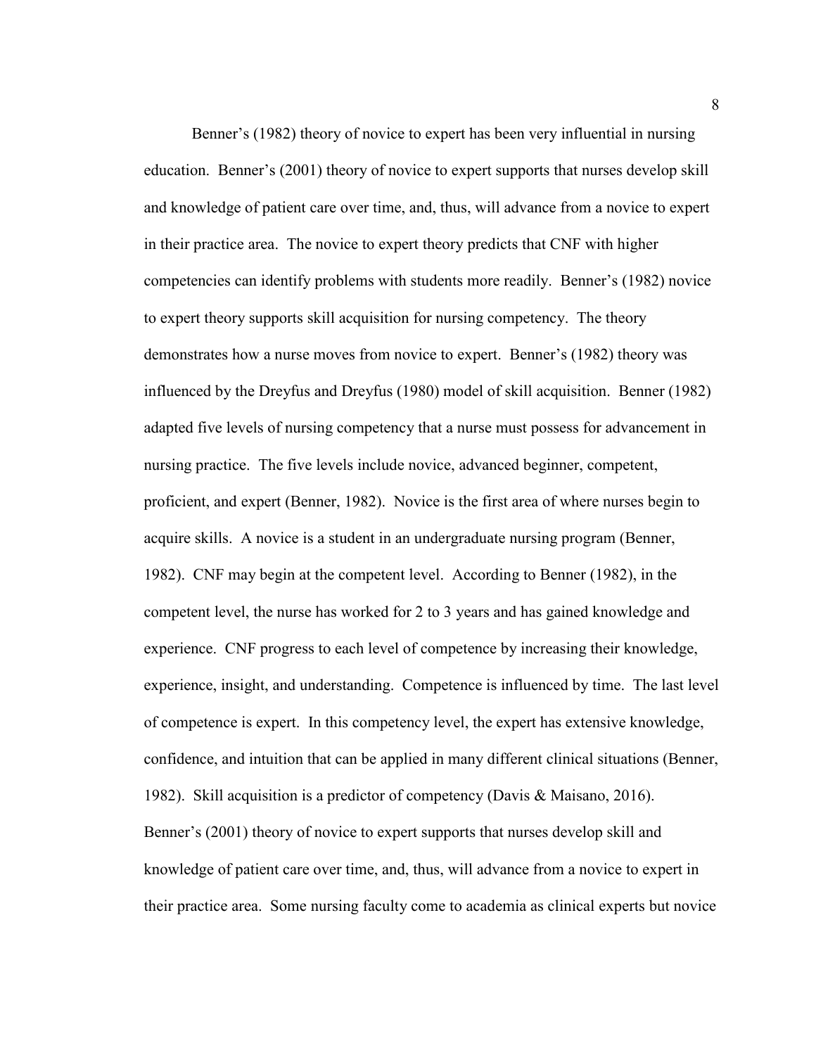Benner's (1982) theory of novice to expert has been very influential in nursing education. Benner's (2001) theory of novice to expert supports that nurses develop skill and knowledge of patient care over time, and, thus, will advance from a novice to expert in their practice area. The novice to expert theory predicts that CNF with higher competencies can identify problems with students more readily. Benner's (1982) novice to expert theory supports skill acquisition for nursing competency. The theory demonstrates how a nurse moves from novice to expert. Benner's (1982) theory was influenced by the Dreyfus and Dreyfus (1980) model of skill acquisition. Benner (1982) adapted five levels of nursing competency that a nurse must possess for advancement in nursing practice. The five levels include novice, advanced beginner, competent, proficient, and expert (Benner, 1982). Novice is the first area of where nurses begin to acquire skills. A novice is a student in an undergraduate nursing program (Benner, 1982). CNF may begin at the competent level. According to Benner (1982), in the competent level, the nurse has worked for 2 to 3 years and has gained knowledge and experience. CNF progress to each level of competence by increasing their knowledge, experience, insight, and understanding. Competence is influenced by time. The last level of competence is expert. In this competency level, the expert has extensive knowledge, confidence, and intuition that can be applied in many different clinical situations (Benner, 1982). Skill acquisition is a predictor of competency (Davis & Maisano, 2016). Benner's (2001) theory of novice to expert supports that nurses develop skill and knowledge of patient care over time, and, thus, will advance from a novice to expert in their practice area. Some nursing faculty come to academia as clinical experts but novice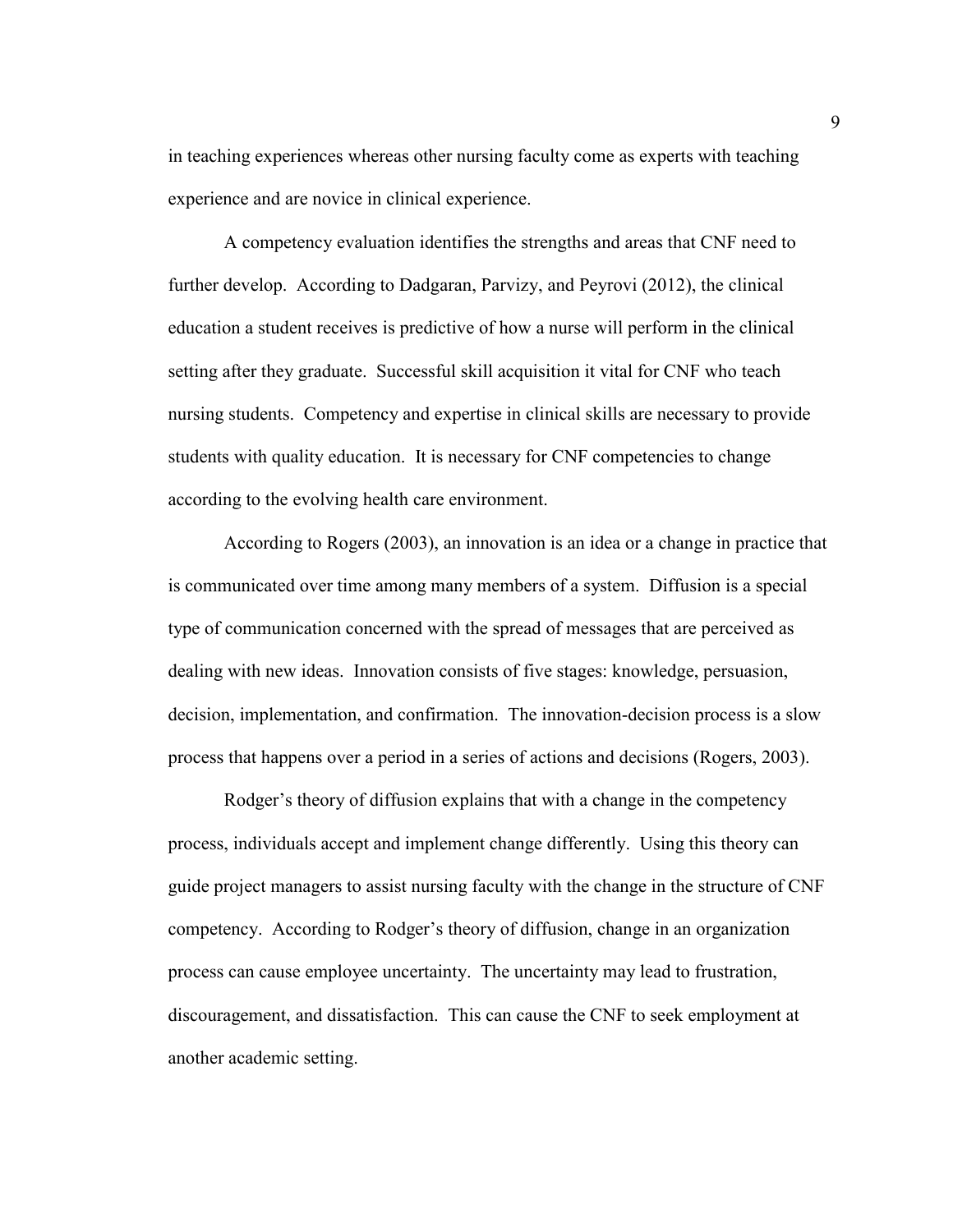in teaching experiences whereas other nursing faculty come as experts with teaching experience and are novice in clinical experience.

A competency evaluation identifies the strengths and areas that CNF need to further develop. According to Dadgaran, Parvizy, and Peyrovi (2012), the clinical education a student receives is predictive of how a nurse will perform in the clinical setting after they graduate. Successful skill acquisition it vital for CNF who teach nursing students. Competency and expertise in clinical skills are necessary to provide students with quality education. It is necessary for CNF competencies to change according to the evolving health care environment.

According to Rogers (2003), an innovation is an idea or a change in practice that is communicated over time among many members of a system. Diffusion is a special type of communication concerned with the spread of messages that are perceived as dealing with new ideas. Innovation consists of five stages: knowledge, persuasion, decision, implementation, and confirmation. The innovation-decision process is a slow process that happens over a period in a series of actions and decisions (Rogers, 2003).

Rodger's theory of diffusion explains that with a change in the competency process, individuals accept and implement change differently. Using this theory can guide project managers to assist nursing faculty with the change in the structure of CNF competency. According to Rodger's theory of diffusion, change in an organization process can cause employee uncertainty. The uncertainty may lead to frustration, discouragement, and dissatisfaction. This can cause the CNF to seek employment at another academic setting.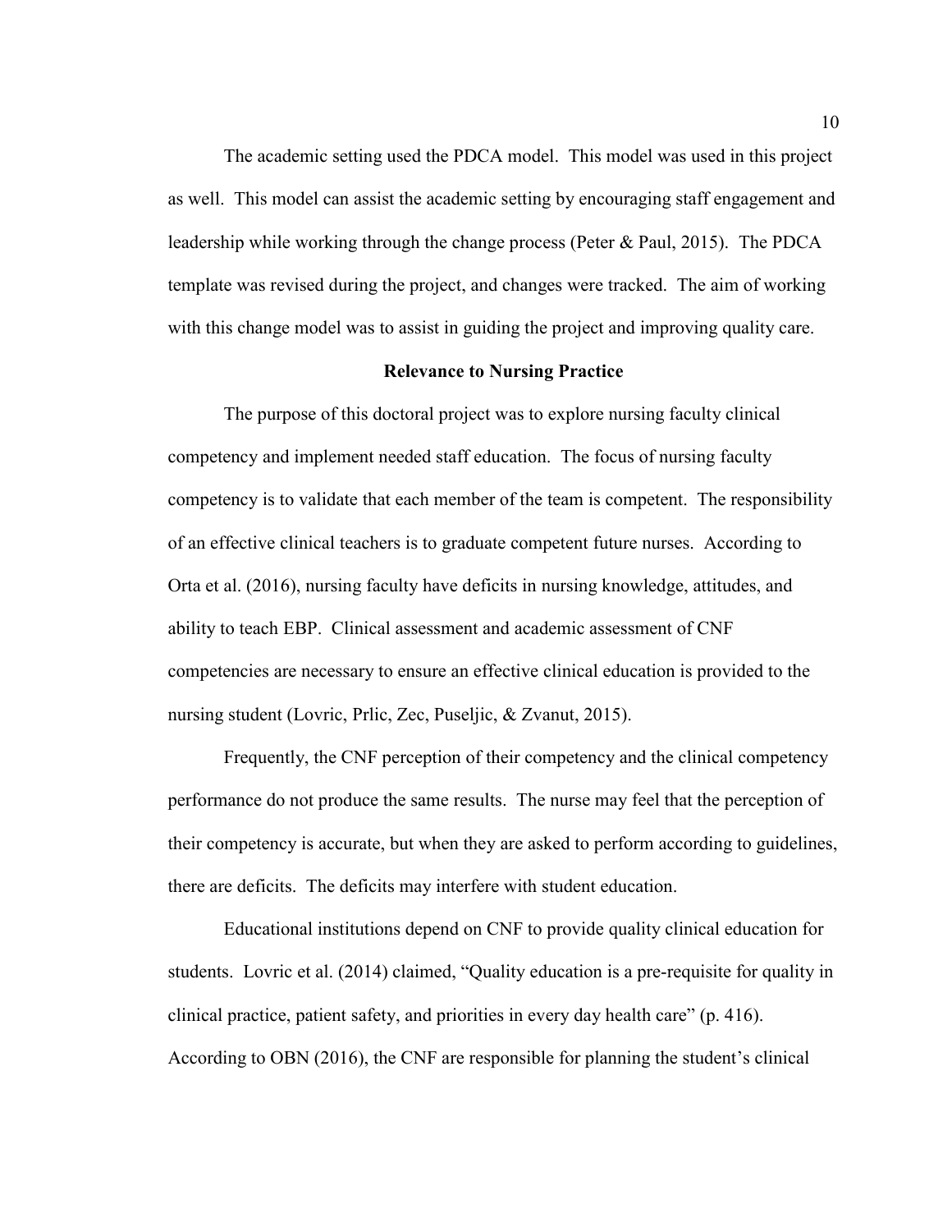The academic setting used the PDCA model. This model was used in this project as well. This model can assist the academic setting by encouraging staff engagement and leadership while working through the change process (Peter & Paul, 2015). The PDCA template was revised during the project, and changes were tracked. The aim of working with this change model was to assist in guiding the project and improving quality care.

## Relevance to Nursing Practice

The purpose of this doctoral project was to explore nursing faculty clinical competency and implement needed staff education. The focus of nursing faculty competency is to validate that each member of the team is competent. The responsibility of an effective clinical teachers is to graduate competent future nurses. According to Orta et al. (2016), nursing faculty have deficits in nursing knowledge, attitudes, and ability to teach EBP. Clinical assessment and academic assessment of CNF competencies are necessary to ensure an effective clinical education is provided to the nursing student (Lovric, Prlic, Zec, Puseljic, & Zvanut, 2015).

Frequently, the CNF perception of their competency and the clinical competency performance do not produce the same results. The nurse may feel that the perception of their competency is accurate, but when they are asked to perform according to guidelines, there are deficits. The deficits may interfere with student education.

Educational institutions depend on CNF to provide quality clinical education for students. Lovric et al. (2014) claimed, "Quality education is a pre-requisite for quality in clinical practice, patient safety, and priorities in every day health care" (p. 416). According to OBN (2016), the CNF are responsible for planning the student's clinical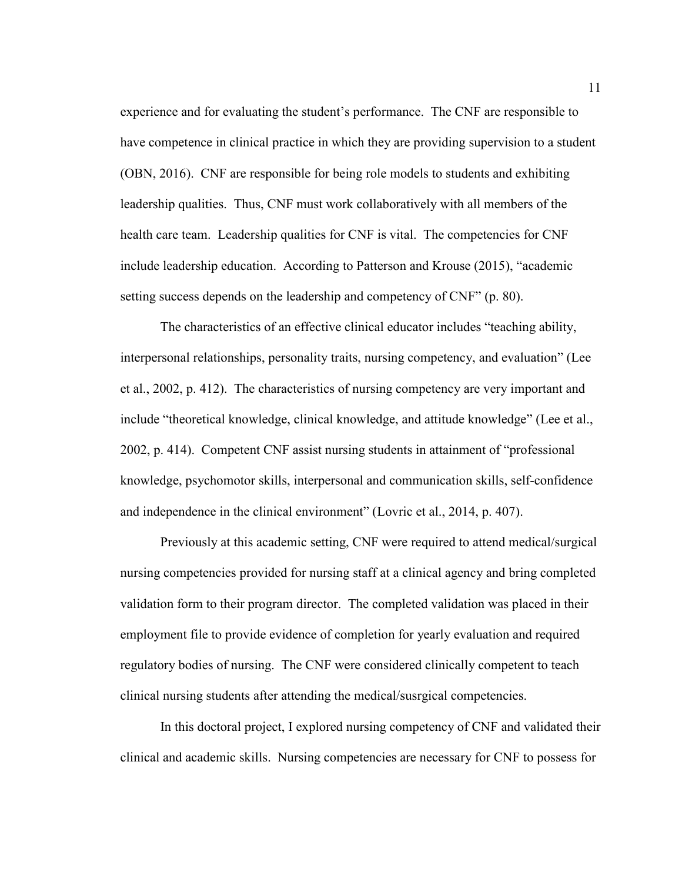experience and for evaluating the student's performance. The CNF are responsible to have competence in clinical practice in which they are providing supervision to a student (OBN, 2016). CNF are responsible for being role models to students and exhibiting leadership qualities. Thus, CNF must work collaboratively with all members of the health care team. Leadership qualities for CNF is vital. The competencies for CNF include leadership education. According to Patterson and Krouse (2015), "academic setting success depends on the leadership and competency of CNF" (p. 80).

The characteristics of an effective clinical educator includes "teaching ability, interpersonal relationships, personality traits, nursing competency, and evaluation" (Lee et al., 2002, p. 412). The characteristics of nursing competency are very important and include "theoretical knowledge, clinical knowledge, and attitude knowledge" (Lee et al., 2002, p. 414). Competent CNF assist nursing students in attainment of "professional knowledge, psychomotor skills, interpersonal and communication skills, self-confidence and independence in the clinical environment" (Lovric et al., 2014, p. 407).

Previously at this academic setting, CNF were required to attend medical/surgical nursing competencies provided for nursing staff at a clinical agency and bring completed validation form to their program director. The completed validation was placed in their employment file to provide evidence of completion for yearly evaluation and required regulatory bodies of nursing. The CNF were considered clinically competent to teach clinical nursing students after attending the medical/susrgical competencies.

In this doctoral project, I explored nursing competency of CNF and validated their clinical and academic skills. Nursing competencies are necessary for CNF to possess for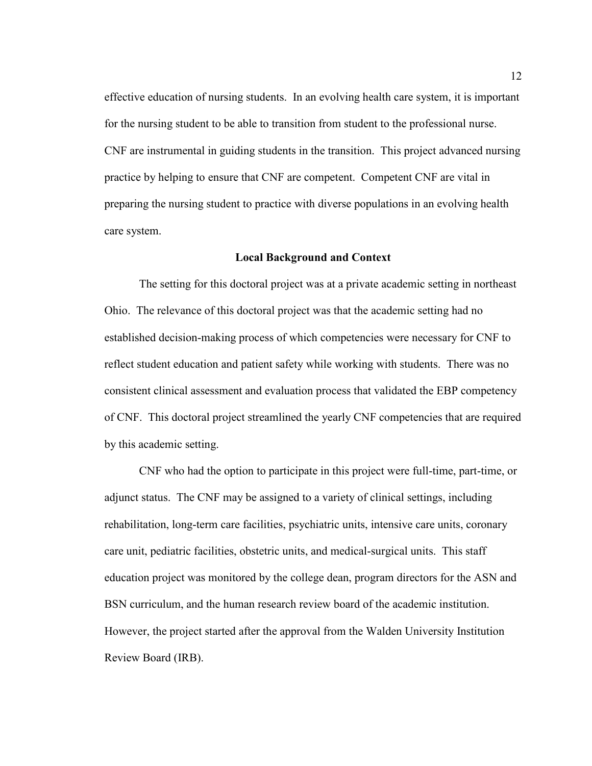effective education of nursing students. In an evolving health care system, it is important for the nursing student to be able to transition from student to the professional nurse. CNF are instrumental in guiding students in the transition. This project advanced nursing practice by helping to ensure that CNF are competent. Competent CNF are vital in preparing the nursing student to practice with diverse populations in an evolving health care system.

## Local Background and Context

The setting for this doctoral project was at a private academic setting in northeast Ohio. The relevance of this doctoral project was that the academic setting had no established decision-making process of which competencies were necessary for CNF to reflect student education and patient safety while working with students. There was no consistent clinical assessment and evaluation process that validated the EBP competency of CNF. This doctoral project streamlined the yearly CNF competencies that are required by this academic setting.

CNF who had the option to participate in this project were full-time, part-time, or adjunct status. The CNF may be assigned to a variety of clinical settings, including rehabilitation, long-term care facilities, psychiatric units, intensive care units, coronary care unit, pediatric facilities, obstetric units, and medical-surgical units. This staff education project was monitored by the college dean, program directors for the ASN and BSN curriculum, and the human research review board of the academic institution. However, the project started after the approval from the Walden University Institution Review Board (IRB).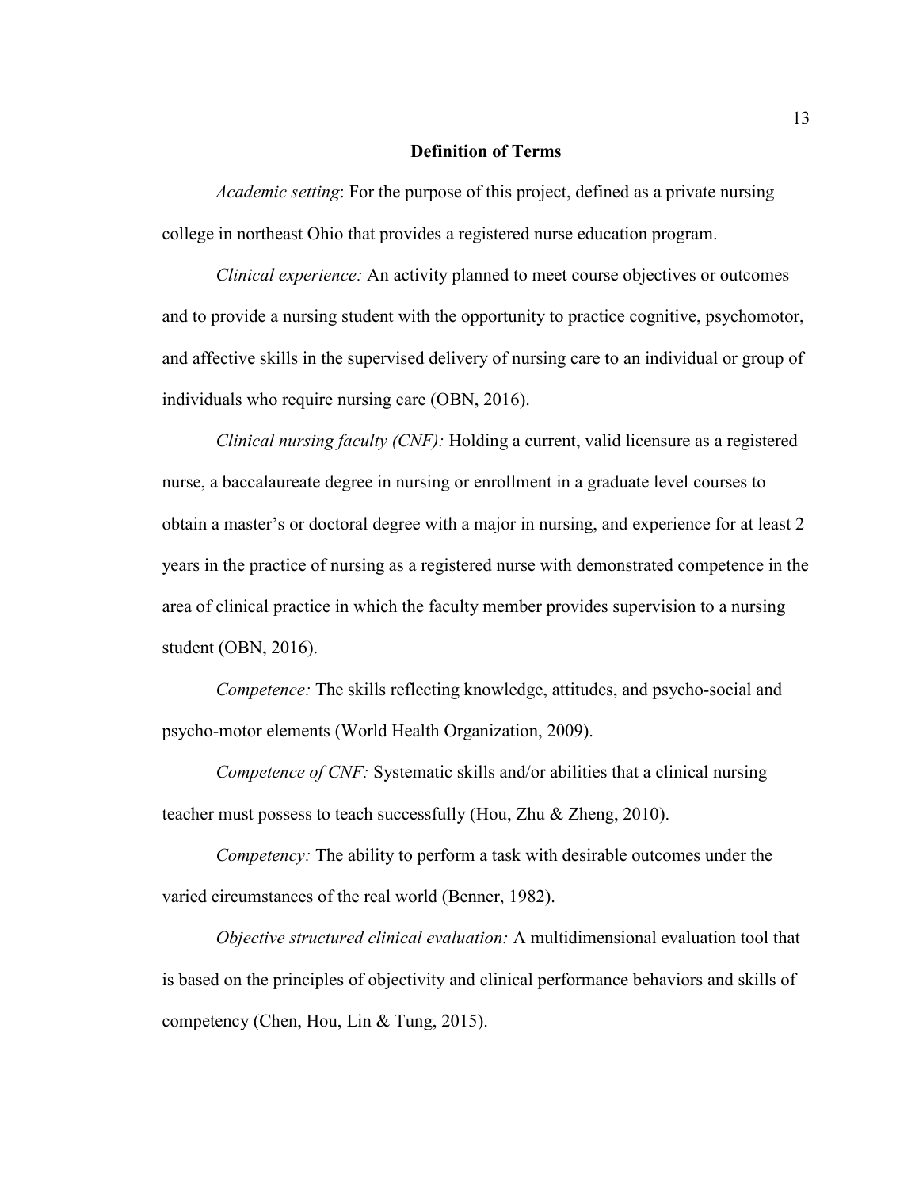## Definition of Terms

*Academic setting*: For the purpose of this project, defined as a private nursing college in northeast Ohio that provides a registered nurse education program.

*Clinical experience:* An activity planned to meet course objectives or outcomes and to provide a nursing student with the opportunity to practice cognitive, psychomotor, and affective skills in the supervised delivery of nursing care to an individual or group of individuals who require nursing care (OBN, 2016).

*Clinical nursing faculty (CNF):* Holding a current, valid licensure as a registered nurse, a baccalaureate degree in nursing or enrollment in a graduate level courses to obtain a master's or doctoral degree with a major in nursing, and experience for at least 2 years in the practice of nursing as a registered nurse with demonstrated competence in the area of clinical practice in which the faculty member provides supervision to a nursing student (OBN, 2016).

*Competence:* The skills reflecting knowledge, attitudes, and psycho-social and psycho-motor elements (World Health Organization, 2009).

*Competence of CNF:* Systematic skills and/or abilities that a clinical nursing teacher must possess to teach successfully (Hou, Zhu & Zheng, 2010).

*Competency:* The ability to perform a task with desirable outcomes under the varied circumstances of the real world (Benner, 1982).

*Objective structured clinical evaluation:* A multidimensional evaluation tool that is based on the principles of objectivity and clinical performance behaviors and skills of competency (Chen, Hou, Lin & Tung, 2015).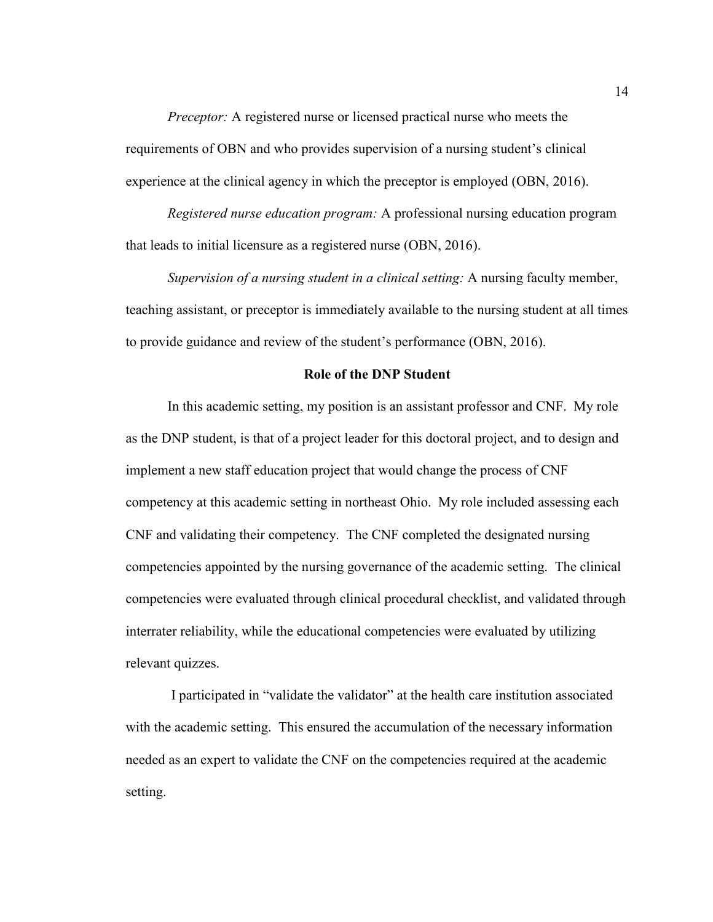*Preceptor:* A registered nurse or licensed practical nurse who meets the requirements of OBN and who provides supervision of a nursing student's clinical experience at the clinical agency in which the preceptor is employed (OBN, 2016).

*Registered nurse education program:* A professional nursing education program that leads to initial licensure as a registered nurse (OBN, 2016).

*Supervision of a nursing student in a clinical setting:* A nursing faculty member, teaching assistant, or preceptor is immediately available to the nursing student at all times to provide guidance and review of the student's performance (OBN, 2016).

## Role of the DNP Student

In this academic setting, my position is an assistant professor and CNF. My role as the DNP student, is that of a project leader for this doctoral project, and to design and implement a new staff education project that would change the process of CNF competency at this academic setting in northeast Ohio. My role included assessing each CNF and validating their competency. The CNF completed the designated nursing competencies appointed by the nursing governance of the academic setting. The clinical competencies were evaluated through clinical procedural checklist, and validated through interrater reliability, while the educational competencies were evaluated by utilizing relevant quizzes.

I participated in "validate the validator" at the health care institution associated with the academic setting. This ensured the accumulation of the necessary information needed as an expert to validate the CNF on the competencies required at the academic setting.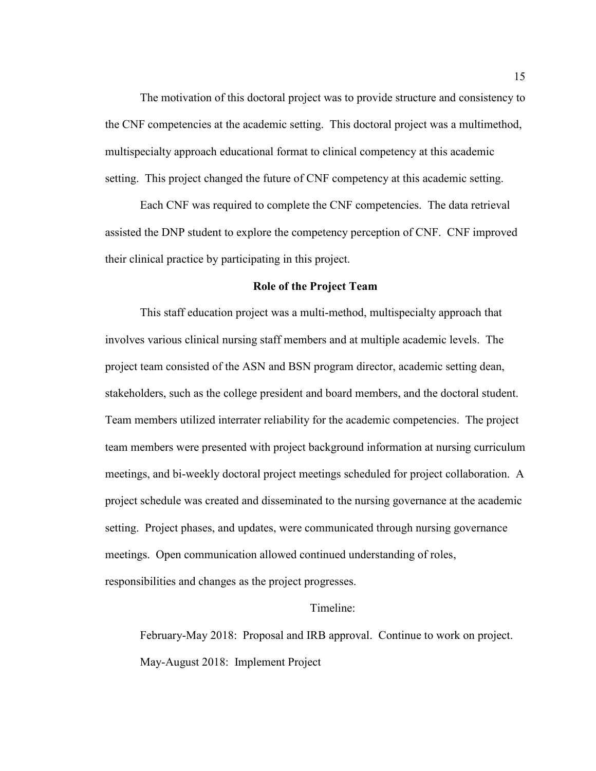The motivation of this doctoral project was to provide structure and consistency to the CNF competencies at the academic setting. This doctoral project was a multimethod, multispecialty approach educational format to clinical competency at this academic setting. This project changed the future of CNF competency at this academic setting.

Each CNF was required to complete the CNF competencies. The data retrieval assisted the DNP student to explore the competency perception of CNF. CNF improved their clinical practice by participating in this project.

## Role of the Project Team

This staff education project was a multi-method, multispecialty approach that involves various clinical nursing staff members and at multiple academic levels. The project team consisted of the ASN and BSN program director, academic setting dean, stakeholders, such as the college president and board members, and the doctoral student. Team members utilized interrater reliability for the academic competencies. The project team members were presented with project background information at nursing curriculum meetings, and bi-weekly doctoral project meetings scheduled for project collaboration. A project schedule was created and disseminated to the nursing governance at the academic setting. Project phases, and updates, were communicated through nursing governance meetings. Open communication allowed continued understanding of roles, responsibilities and changes as the project progresses.

Timeline:

February-May 2018: Proposal and IRB approval. Continue to work on project.

May-August 2018: Implement Project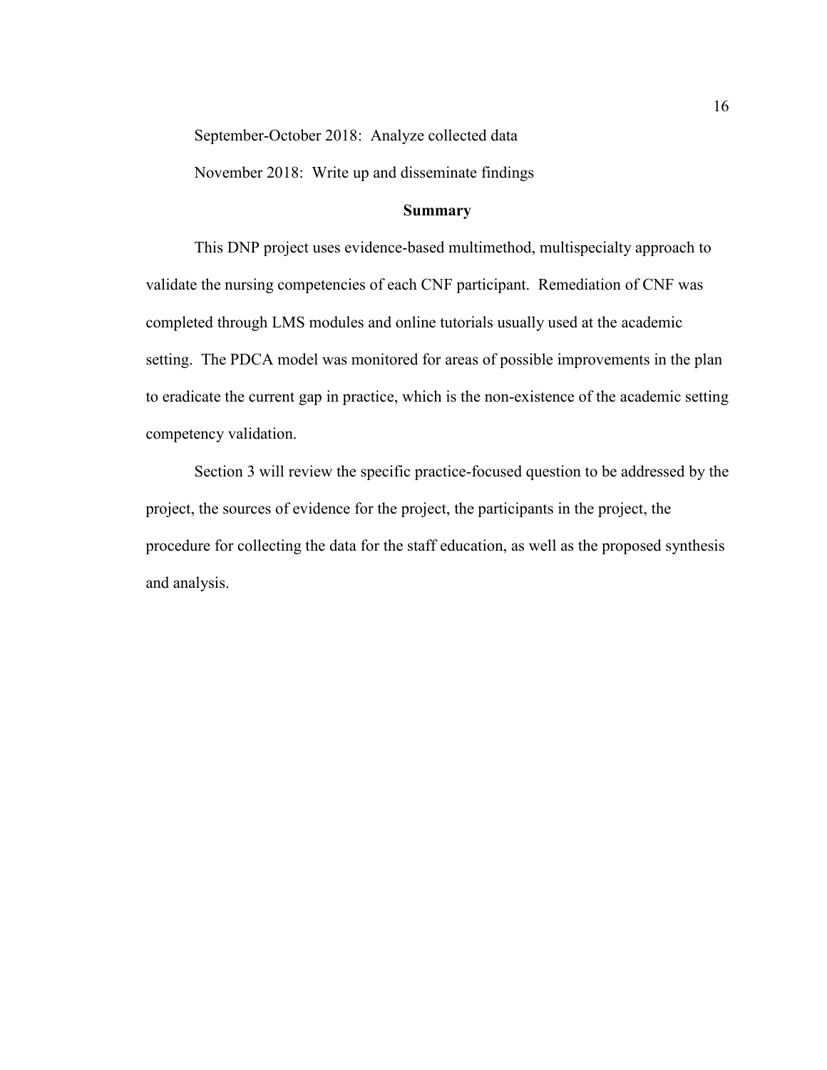September-October 2018:  Analyze collected data

November 2018:  Write up and disseminate findings

## Summary

This DNP project uses evidence-based multimethod, multispecialty approach to validate the nursing competencies of each CNF participant.  Remediation of CNF was completed through LMS modules and online tutorials usually used at the academic setting.  The PDCA model was monitored for areas of possible improvements in the plan to eradicate the current gap in practice, which is the non-existence of the academic setting competency validation.

Section 3 will review the specific practice-focused question to be addressed by the project, the sources of evidence for the project, the participants in the project, the procedure for collecting the data for the staff education, as well as the proposed synthesis and analysis.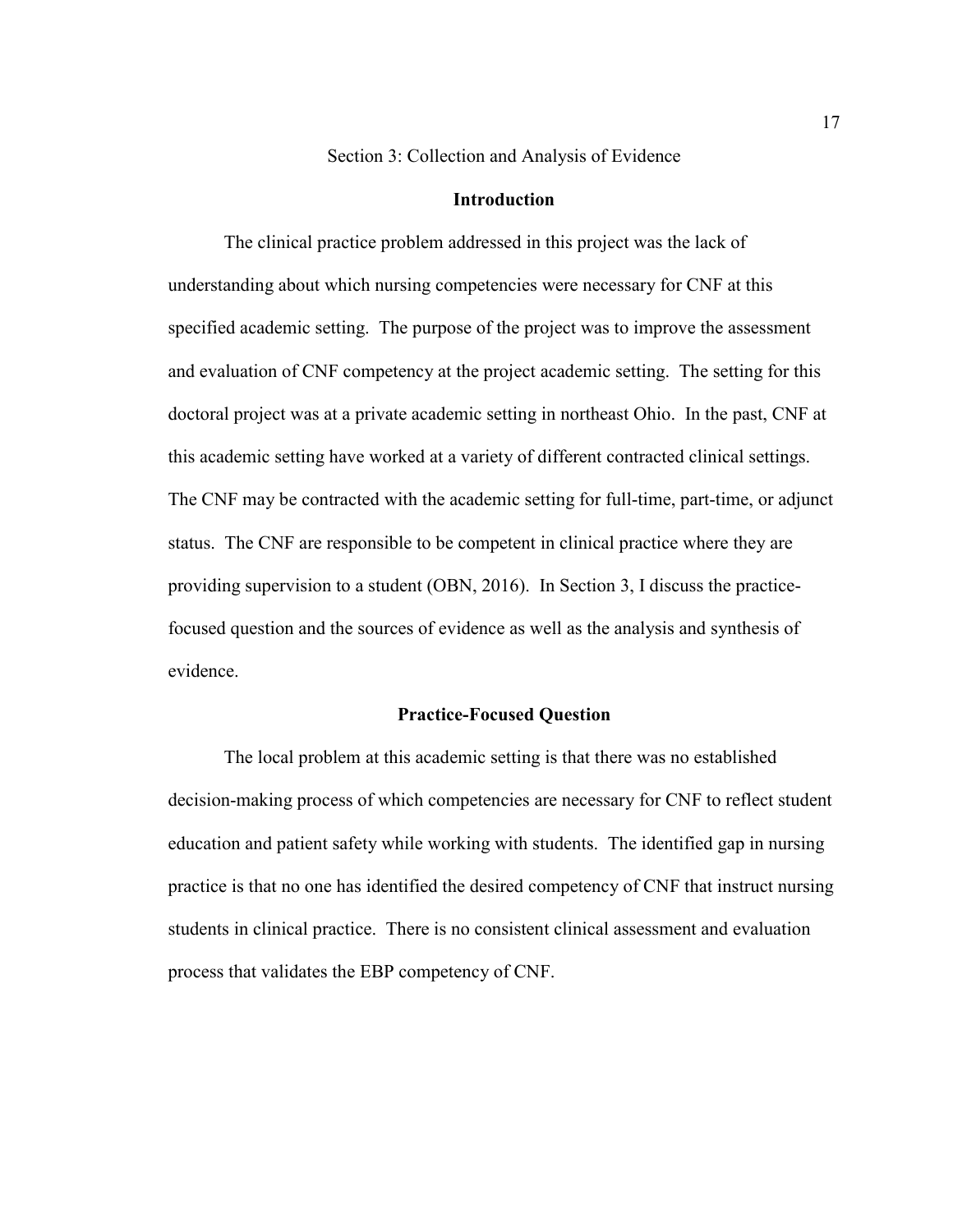# Section 3: Collection and Analysis of Evidence

## Introduction

The clinical practice problem addressed in this project was the lack of understanding about which nursing competencies were necessary for CNF at this specified academic setting. The purpose of the project was to improve the assessment and evaluation of CNF competency at the project academic setting. The setting for this doctoral project was at a private academic setting in northeast Ohio. In the past, CNF at this academic setting have worked at a variety of different contracted clinical settings. The CNF may be contracted with the academic setting for full-time, part-time, or adjunct status. The CNF are responsible to be competent in clinical practice where they are providing supervision to a student (OBN, 2016). In Section 3, I discuss the practice-focused question and the sources of evidence as well as the analysis and synthesis of evidence.

## Practice-Focused Question

The local problem at this academic setting is that there was no established decision-making process of which competencies are necessary for CNF to reflect student education and patient safety while working with students. The identified gap in nursing practice is that no one has identified the desired competency of CNF that instruct nursing students in clinical practice. There is no consistent clinical assessment and evaluation process that validates the EBP competency of CNF.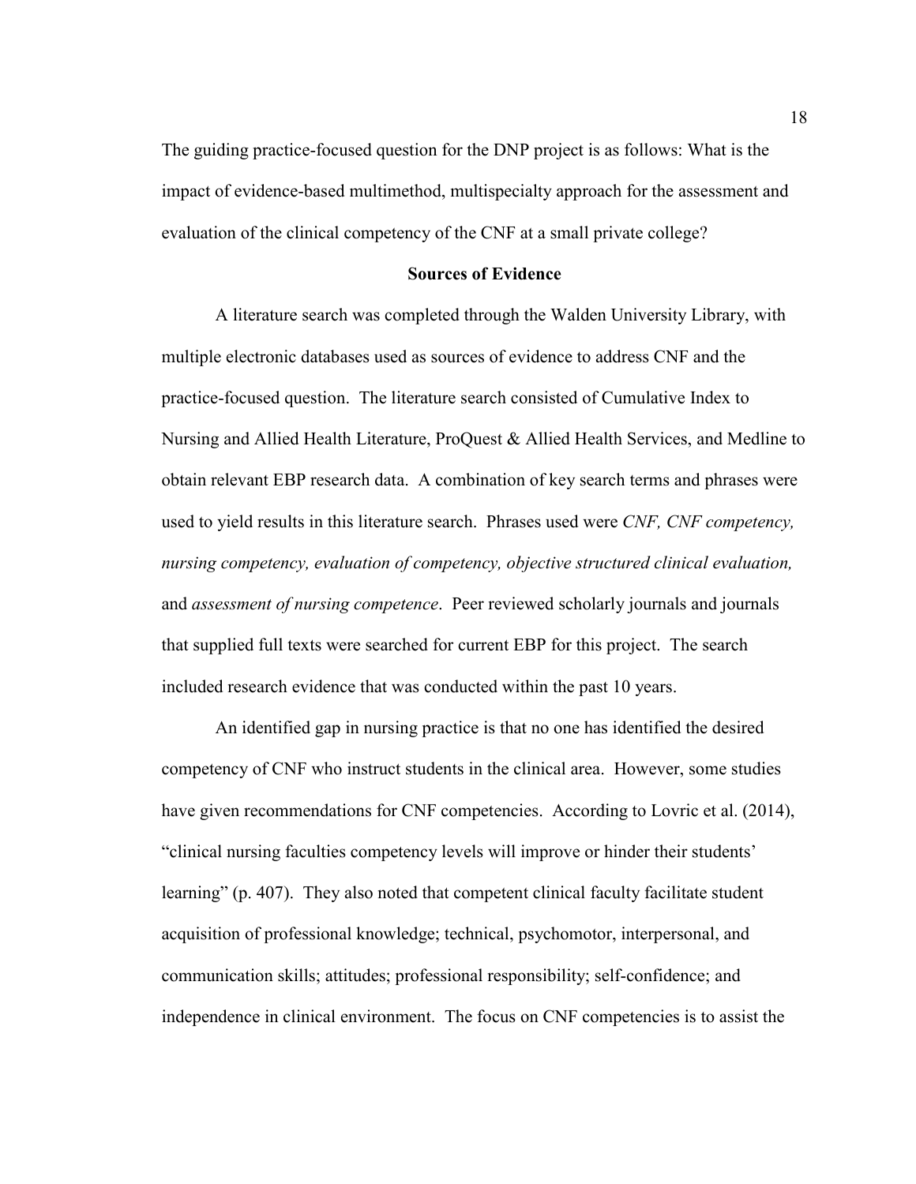The guiding practice-focused question for the DNP project is as follows: What is the impact of evidence-based multimethod, multispecialty approach for the assessment and evaluation of the clinical competency of the CNF at a small private college?

## Sources of Evidence

A literature search was completed through the Walden University Library, with multiple electronic databases used as sources of evidence to address CNF and the practice-focused question. The literature search consisted of Cumulative Index to Nursing and Allied Health Literature, ProQuest & Allied Health Services, and Medline to obtain relevant EBP research data. A combination of key search terms and phrases were used to yield results in this literature search. Phrases used were *CNF, CNF competency, nursing competency, evaluation of competency, objective structured clinical evaluation,* and *assessment of nursing competence*. Peer reviewed scholarly journals and journals that supplied full texts were searched for current EBP for this project. The search included research evidence that was conducted within the past 10 years.

An identified gap in nursing practice is that no one has identified the desired competency of CNF who instruct students in the clinical area. However, some studies have given recommendations for CNF competencies. According to Lovric et al. (2014), "clinical nursing faculties competency levels will improve or hinder their students' learning" (p. 407). They also noted that competent clinical faculty facilitate student acquisition of professional knowledge; technical, psychomotor, interpersonal, and communication skills; attitudes; professional responsibility; self-confidence; and independence in clinical environment. The focus on CNF competencies is to assist the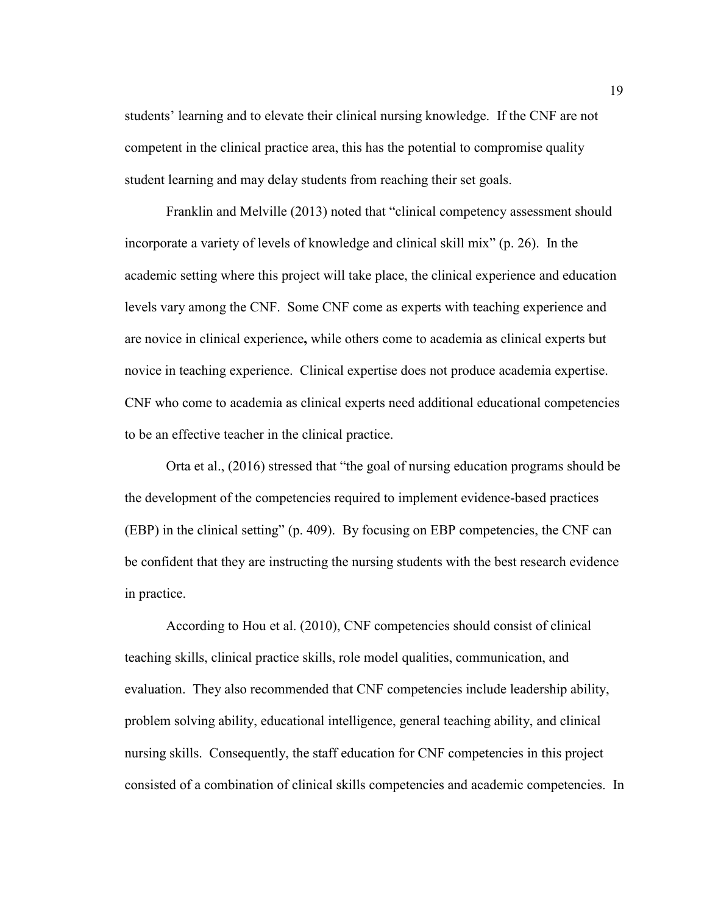students' learning and to elevate their clinical nursing knowledge. If the CNF are not competent in the clinical practice area, this has the potential to compromise quality student learning and may delay students from reaching their set goals.

Franklin and Melville (2013) noted that "clinical competency assessment should incorporate a variety of levels of knowledge and clinical skill mix" (p. 26). In the academic setting where this project will take place, the clinical experience and education levels vary among the CNF. Some CNF come as experts with teaching experience and are novice in clinical experience**,** while others come to academia as clinical experts but novice in teaching experience. Clinical expertise does not produce academia expertise. CNF who come to academia as clinical experts need additional educational competencies to be an effective teacher in the clinical practice.

Orta et al., (2016) stressed that "the goal of nursing education programs should be the development of the competencies required to implement evidence-based practices (EBP) in the clinical setting" (p. 409). By focusing on EBP competencies, the CNF can be confident that they are instructing the nursing students with the best research evidence in practice.

According to Hou et al. (2010), CNF competencies should consist of clinical teaching skills, clinical practice skills, role model qualities, communication, and evaluation. They also recommended that CNF competencies include leadership ability, problem solving ability, educational intelligence, general teaching ability, and clinical nursing skills. Consequently, the staff education for CNF competencies in this project consisted of a combination of clinical skills competencies and academic competencies. In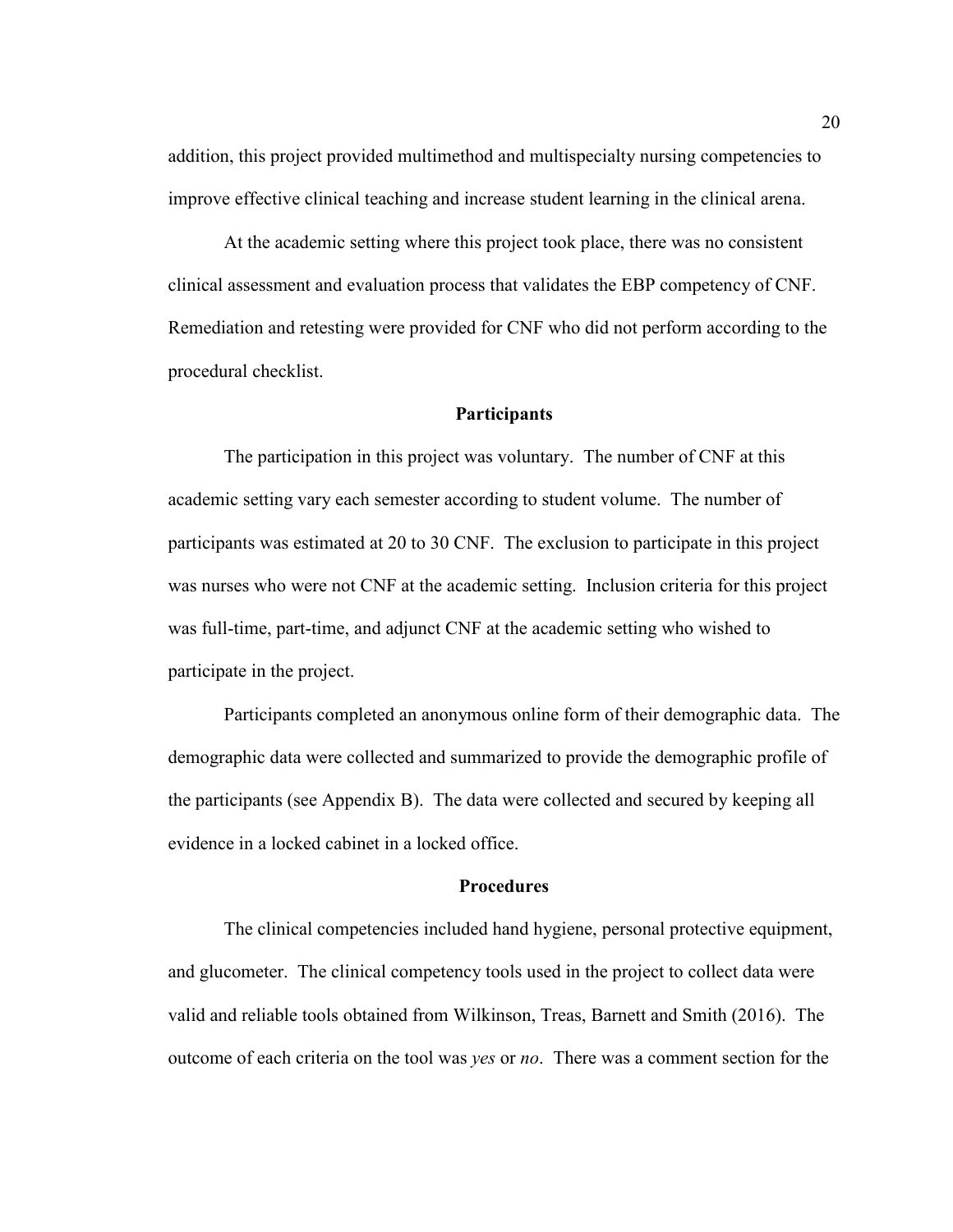addition, this project provided multimethod and multispecialty nursing competencies to improve effective clinical teaching and increase student learning in the clinical arena.

At the academic setting where this project took place, there was no consistent clinical assessment and evaluation process that validates the EBP competency of CNF. Remediation and retesting were provided for CNF who did not perform according to the procedural checklist.

## Participants

The participation in this project was voluntary. The number of CNF at this academic setting vary each semester according to student volume. The number of participants was estimated at 20 to 30 CNF. The exclusion to participate in this project was nurses who were not CNF at the academic setting. Inclusion criteria for this project was full-time, part-time, and adjunct CNF at the academic setting who wished to participate in the project.

Participants completed an anonymous online form of their demographic data. The demographic data were collected and summarized to provide the demographic profile of the participants (see Appendix B). The data were collected and secured by keeping all evidence in a locked cabinet in a locked office.

## Procedures

The clinical competencies included hand hygiene, personal protective equipment, and glucometer. The clinical competency tools used in the project to collect data were valid and reliable tools obtained from Wilkinson, Treas, Barnett and Smith (2016). The outcome of each criteria on the tool was *yes* or *no*. There was a comment section for the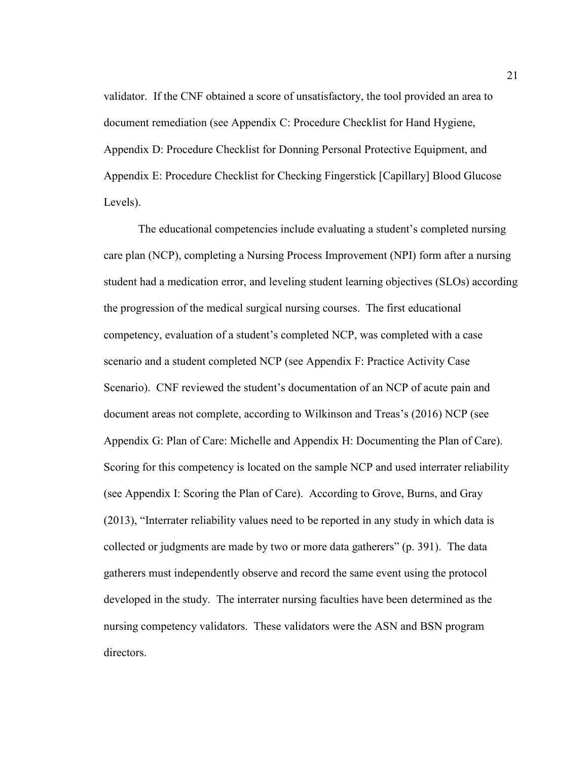validator. If the CNF obtained a score of unsatisfactory, the tool provided an area to document remediation (see Appendix C: Procedure Checklist for Hand Hygiene, Appendix D: Procedure Checklist for Donning Personal Protective Equipment, and Appendix E: Procedure Checklist for Checking Fingerstick [Capillary] Blood Glucose Levels).

The educational competencies include evaluating a student's completed nursing care plan (NCP), completing a Nursing Process Improvement (NPI) form after a nursing student had a medication error, and leveling student learning objectives (SLOs) according the progression of the medical surgical nursing courses. The first educational competency, evaluation of a student's completed NCP, was completed with a case scenario and a student completed NCP (see Appendix F: Practice Activity Case Scenario). CNF reviewed the student's documentation of an NCP of acute pain and document areas not complete, according to Wilkinson and Treas's (2016) NCP (see Appendix G: Plan of Care: Michelle and Appendix H: Documenting the Plan of Care). Scoring for this competency is located on the sample NCP and used interrater reliability (see Appendix I: Scoring the Plan of Care). According to Grove, Burns, and Gray (2013), "Interrater reliability values need to be reported in any study in which data is collected or judgments are made by two or more data gatherers" (p. 391). The data gatherers must independently observe and record the same event using the protocol developed in the study. The interrater nursing faculties have been determined as the nursing competency validators. These validators were the ASN and BSN program directors.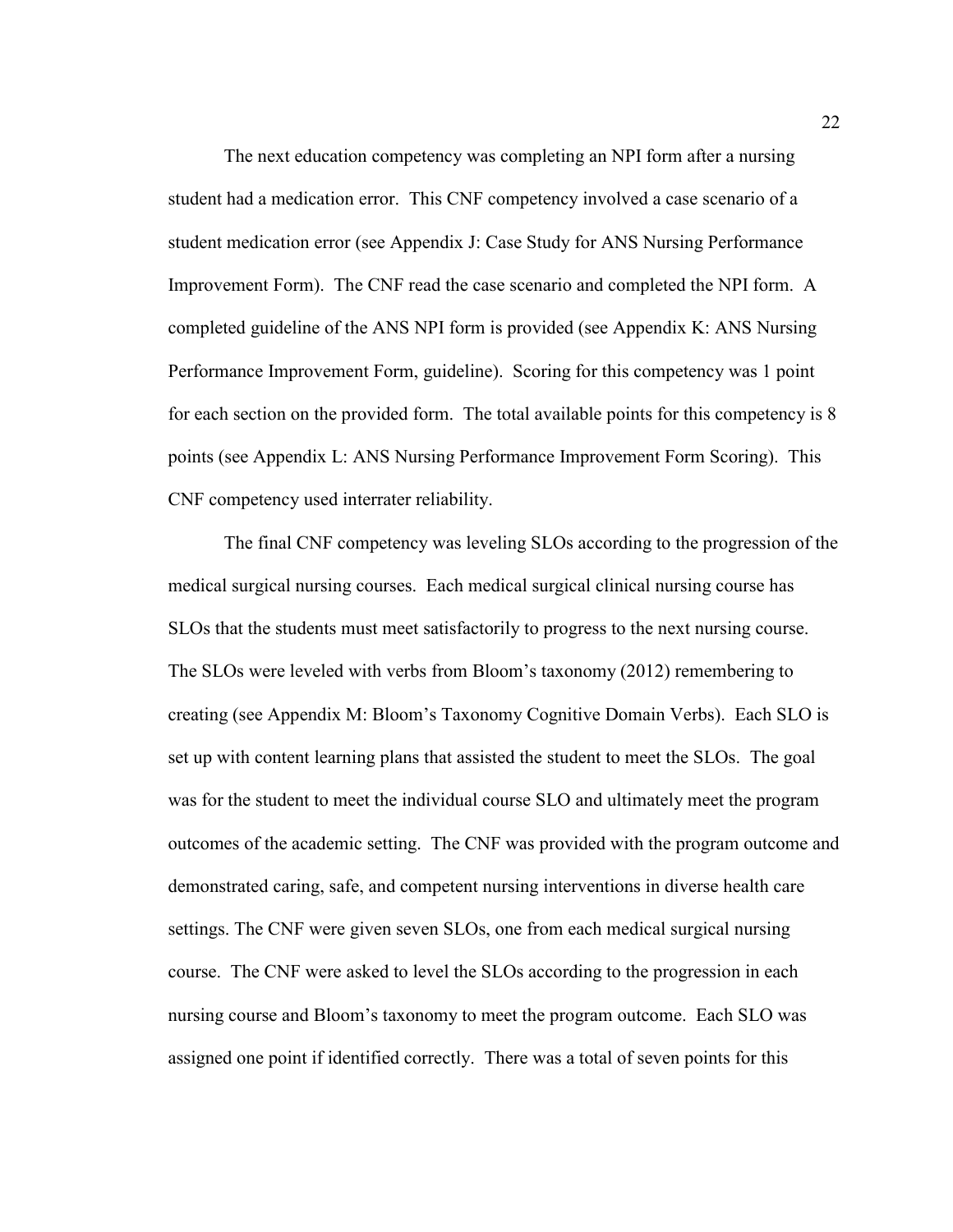The next education competency was completing an NPI form after a nursing student had a medication error. This CNF competency involved a case scenario of a student medication error (see Appendix J: Case Study for ANS Nursing Performance Improvement Form). The CNF read the case scenario and completed the NPI form. A completed guideline of the ANS NPI form is provided (see Appendix K: ANS Nursing Performance Improvement Form, guideline). Scoring for this competency was 1 point for each section on the provided form. The total available points for this competency is 8 points (see Appendix L: ANS Nursing Performance Improvement Form Scoring). This CNF competency used interrater reliability.

The final CNF competency was leveling SLOs according to the progression of the medical surgical nursing courses. Each medical surgical clinical nursing course has SLOs that the students must meet satisfactorily to progress to the next nursing course. The SLOs were leveled with verbs from Bloom's taxonomy (2012) remembering to creating (see Appendix M: Bloom's Taxonomy Cognitive Domain Verbs). Each SLO is set up with content learning plans that assisted the student to meet the SLOs. The goal was for the student to meet the individual course SLO and ultimately meet the program outcomes of the academic setting. The CNF was provided with the program outcome and demonstrated caring, safe, and competent nursing interventions in diverse health care settings. The CNF were given seven SLOs, one from each medical surgical nursing course. The CNF were asked to level the SLOs according to the progression in each nursing course and Bloom's taxonomy to meet the program outcome. Each SLO was assigned one point if identified correctly. There was a total of seven points for this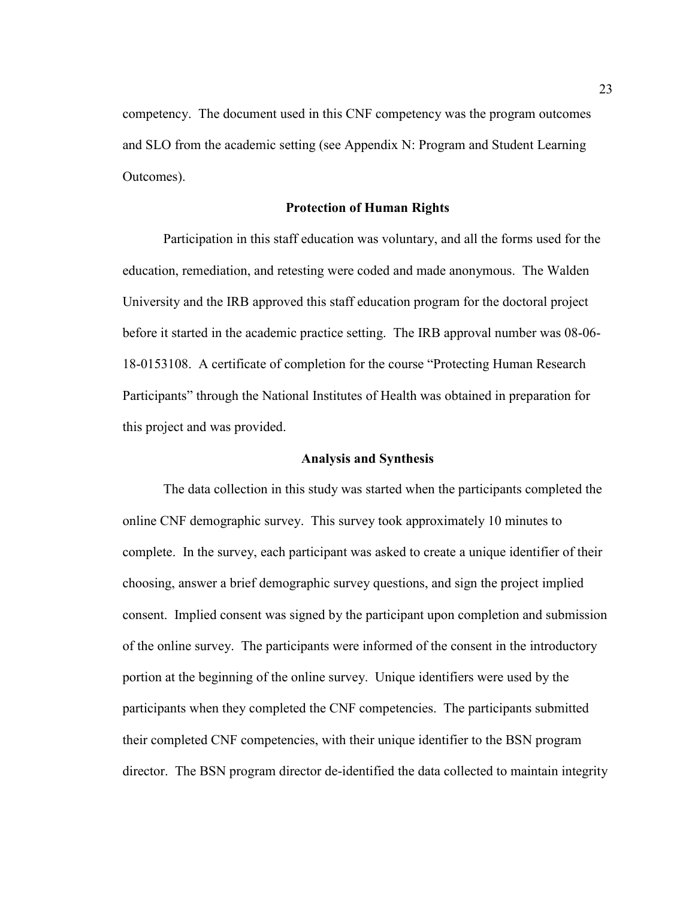competency. The document used in this CNF competency was the program outcomes and SLO from the academic setting (see Appendix N: Program and Student Learning Outcomes).

## Protection of Human Rights

Participation in this staff education was voluntary, and all the forms used for the education, remediation, and retesting were coded and made anonymous. The Walden University and the IRB approved this staff education program for the doctoral project before it started in the academic practice setting. The IRB approval number was 08-06-18-0153108. A certificate of completion for the course "Protecting Human Research Participants" through the National Institutes of Health was obtained in preparation for this project and was provided.

## Analysis and Synthesis

The data collection in this study was started when the participants completed the online CNF demographic survey. This survey took approximately 10 minutes to complete. In the survey, each participant was asked to create a unique identifier of their choosing, answer a brief demographic survey questions, and sign the project implied consent. Implied consent was signed by the participant upon completion and submission of the online survey. The participants were informed of the consent in the introductory portion at the beginning of the online survey. Unique identifiers were used by the participants when they completed the CNF competencies. The participants submitted their completed CNF competencies, with their unique identifier to the BSN program director. The BSN program director de-identified the data collected to maintain integrity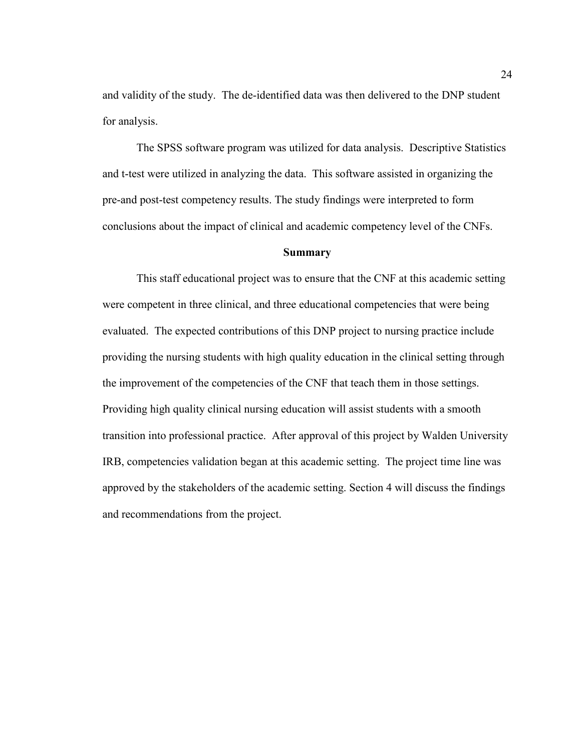and validity of the study. The de-identified data was then delivered to the DNP student for analysis.

The SPSS software program was utilized for data analysis. Descriptive Statistics and t-test were utilized in analyzing the data. This software assisted in organizing the pre-and post-test competency results. The study findings were interpreted to form conclusions about the impact of clinical and academic competency level of the CNFs.

## Summary

This staff educational project was to ensure that the CNF at this academic setting were competent in three clinical, and three educational competencies that were being evaluated. The expected contributions of this DNP project to nursing practice include providing the nursing students with high quality education in the clinical setting through the improvement of the competencies of the CNF that teach them in those settings. Providing high quality clinical nursing education will assist students with a smooth transition into professional practice. After approval of this project by Walden University IRB, competencies validation began at this academic setting. The project time line was approved by the stakeholders of the academic setting. Section 4 will discuss the findings and recommendations from the project.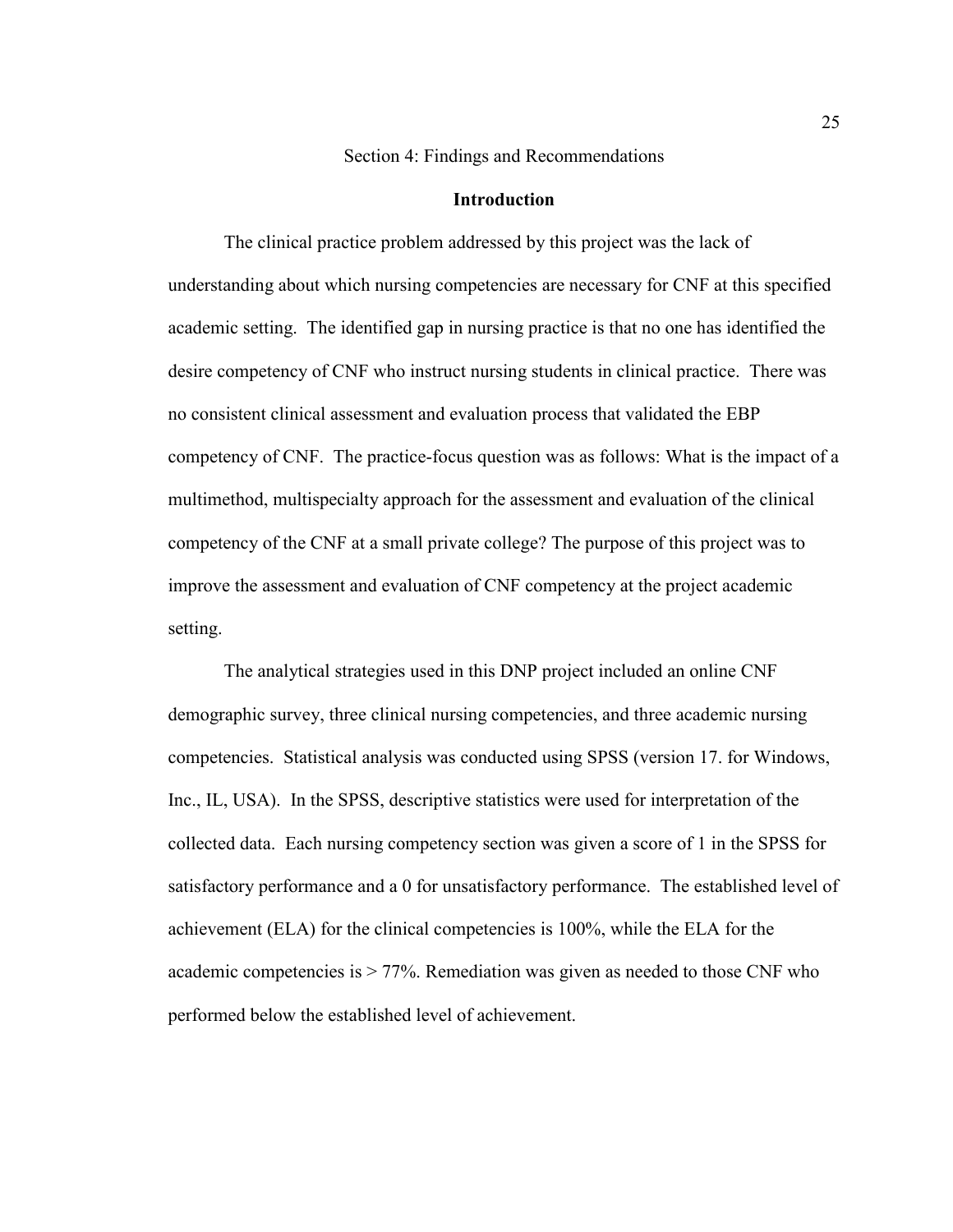## Section 4: Findings and Recommendations

### Introduction

The clinical practice problem addressed by this project was the lack of understanding about which nursing competencies are necessary for CNF at this specified academic setting. The identified gap in nursing practice is that no one has identified the desire competency of CNF who instruct nursing students in clinical practice. There was no consistent clinical assessment and evaluation process that validated the EBP competency of CNF. The practice-focus question was as follows: What is the impact of a multimethod, multispecialty approach for the assessment and evaluation of the clinical competency of the CNF at a small private college? The purpose of this project was to improve the assessment and evaluation of CNF competency at the project academic setting.

The analytical strategies used in this DNP project included an online CNF demographic survey, three clinical nursing competencies, and three academic nursing competencies. Statistical analysis was conducted using SPSS (version 17. for Windows, Inc., IL, USA). In the SPSS, descriptive statistics were used for interpretation of the collected data. Each nursing competency section was given a score of 1 in the SPSS for satisfactory performance and a 0 for unsatisfactory performance. The established level of achievement (ELA) for the clinical competencies is 100%, while the ELA for the academic competencies is > 77%. Remediation was given as needed to those CNF who performed below the established level of achievement.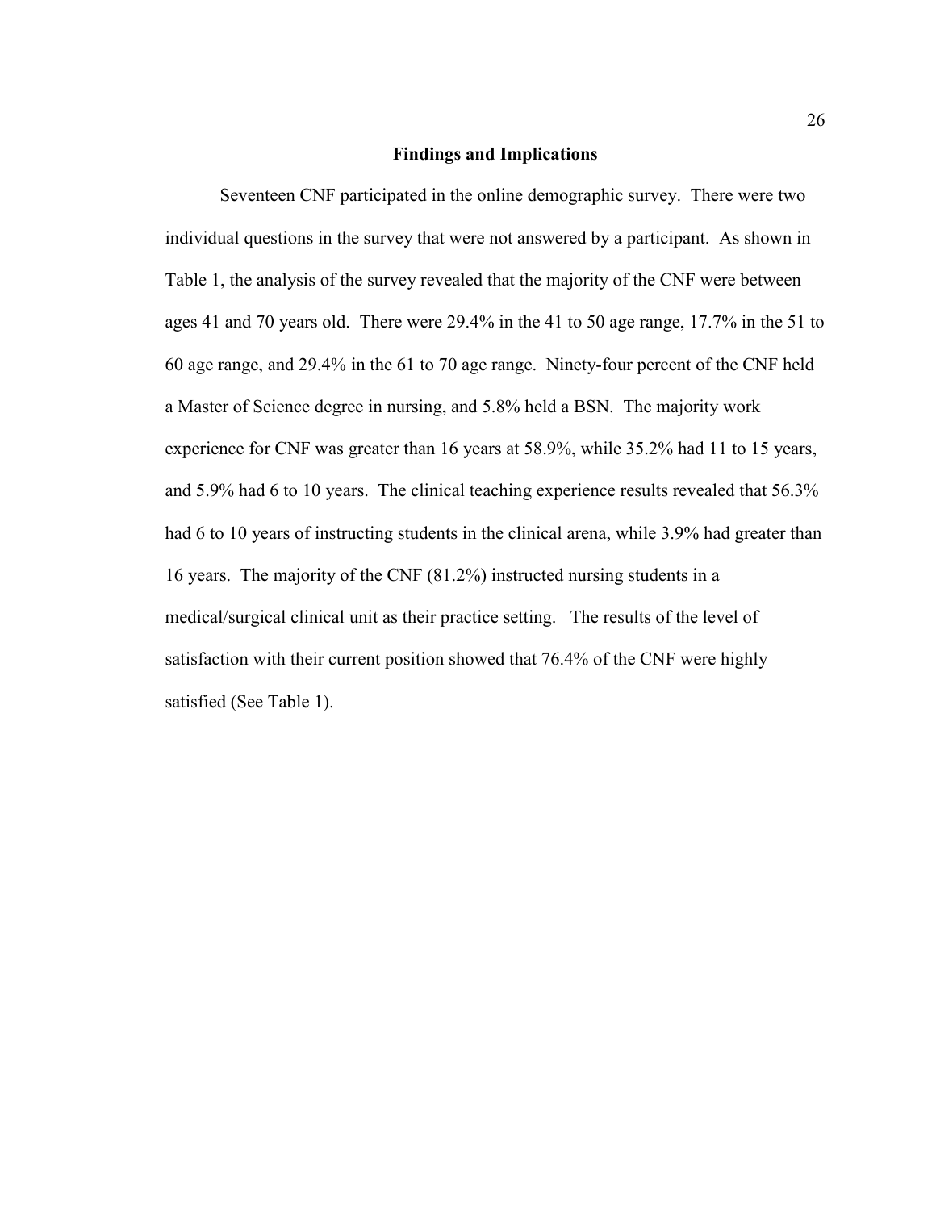## Findings and Implications

Seventeen CNF participated in the online demographic survey. There were two individual questions in the survey that were not answered by a participant. As shown in Table 1, the analysis of the survey revealed that the majority of the CNF were between ages 41 and 70 years old. There were 29.4% in the 41 to 50 age range, 17.7% in the 51 to 60 age range, and 29.4% in the 61 to 70 age range. Ninety-four percent of the CNF held a Master of Science degree in nursing, and 5.8% held a BSN. The majority work experience for CNF was greater than 16 years at 58.9%, while 35.2% had 11 to 15 years, and 5.9% had 6 to 10 years. The clinical teaching experience results revealed that 56.3% had 6 to 10 years of instructing students in the clinical arena, while 3.9% had greater than 16 years. The majority of the CNF (81.2%) instructed nursing students in a medical/surgical clinical unit as their practice setting. The results of the level of satisfaction with their current position showed that 76.4% of the CNF were highly satisfied (See Table 1).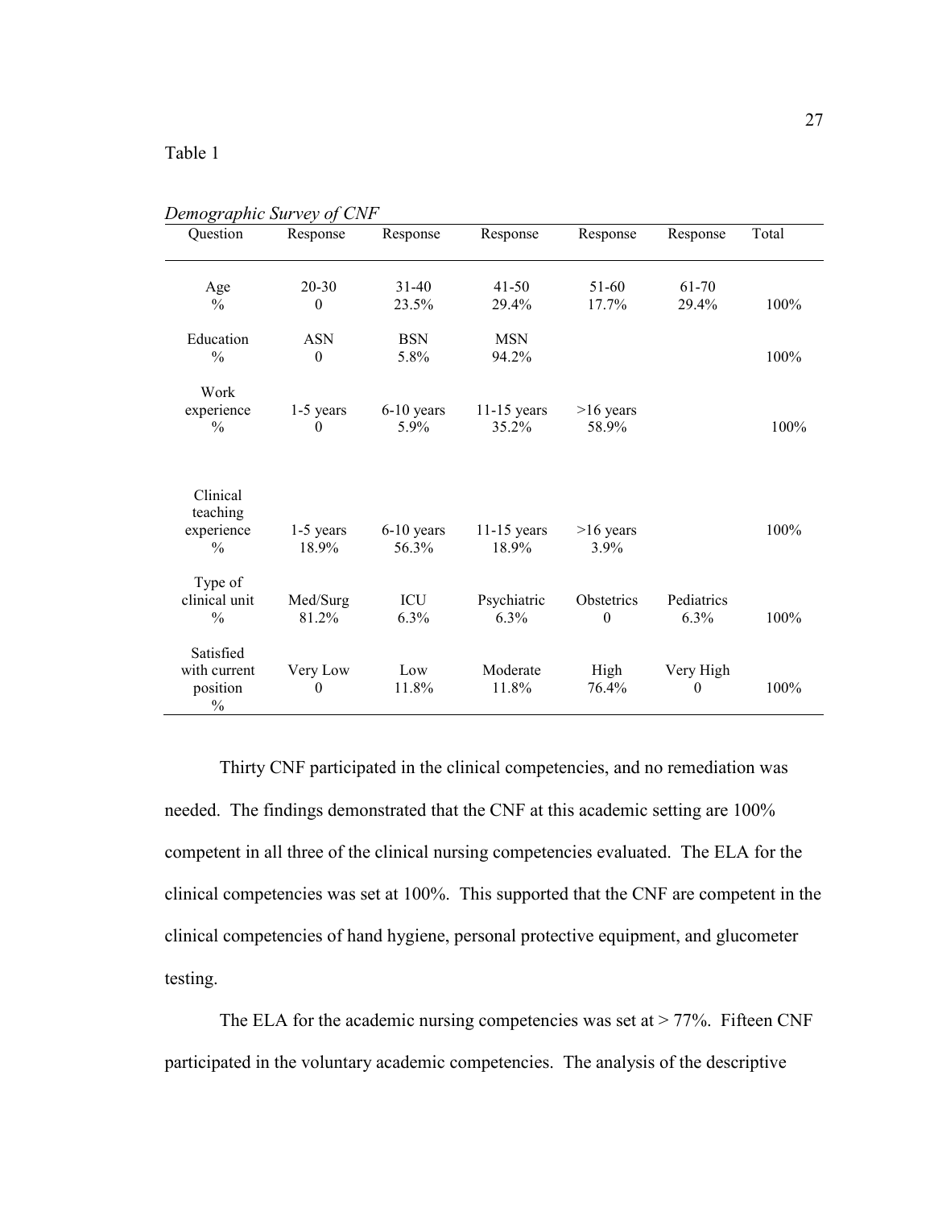Table 1

*Demographic Survey of CNF*

| Question | Response | Response | Response | Response | Response | Total |
|---|---|---|---|---|---|---|
| Age<br>% | 20-30<br>0 | 31-40<br>23.5% | 41-50<br>29.4% | 51-60<br>17.7% | 61-70<br>29.4% | 100% |
| Education<br>% | ASN<br>0 | BSN<br>5.8% | MSN<br>94.2% | | | 100% |
| Work experience<br>% | 1-5 years<br>0 | 6-10 years<br>5.9% | 11-15 years<br>35.2% | >16 years<br>58.9% | | 100% |
| Clinical teaching experience<br>% | 1-5 years<br>18.9% | 6-10 years<br>56.3% | 11-15 years<br>18.9% | >16 years<br>3.9% | | 100% |
| Type of clinical unit<br>% | Med/Surg<br>81.2% | ICU<br>6.3% | Psychiatric<br>6.3% | Obstetrics<br>0 | Pediatrics<br>6.3% | 100% |
| Satisfied with current position<br>% | Very Low<br>0 | Low<br>11.8% | Moderate<br>11.8% | High<br>76.4% | Very High<br>0 | 100% |

Thirty CNF participated in the clinical competencies, and no remediation was needed. The findings demonstrated that the CNF at this academic setting are 100% competent in all three of the clinical nursing competencies evaluated. The ELA for the clinical competencies was set at 100%. This supported that the CNF are competent in the clinical competencies of hand hygiene, personal protective equipment, and glucometer testing.

The ELA for the academic nursing competencies was set at > 77%. Fifteen CNF participated in the voluntary academic competencies. The analysis of the descriptive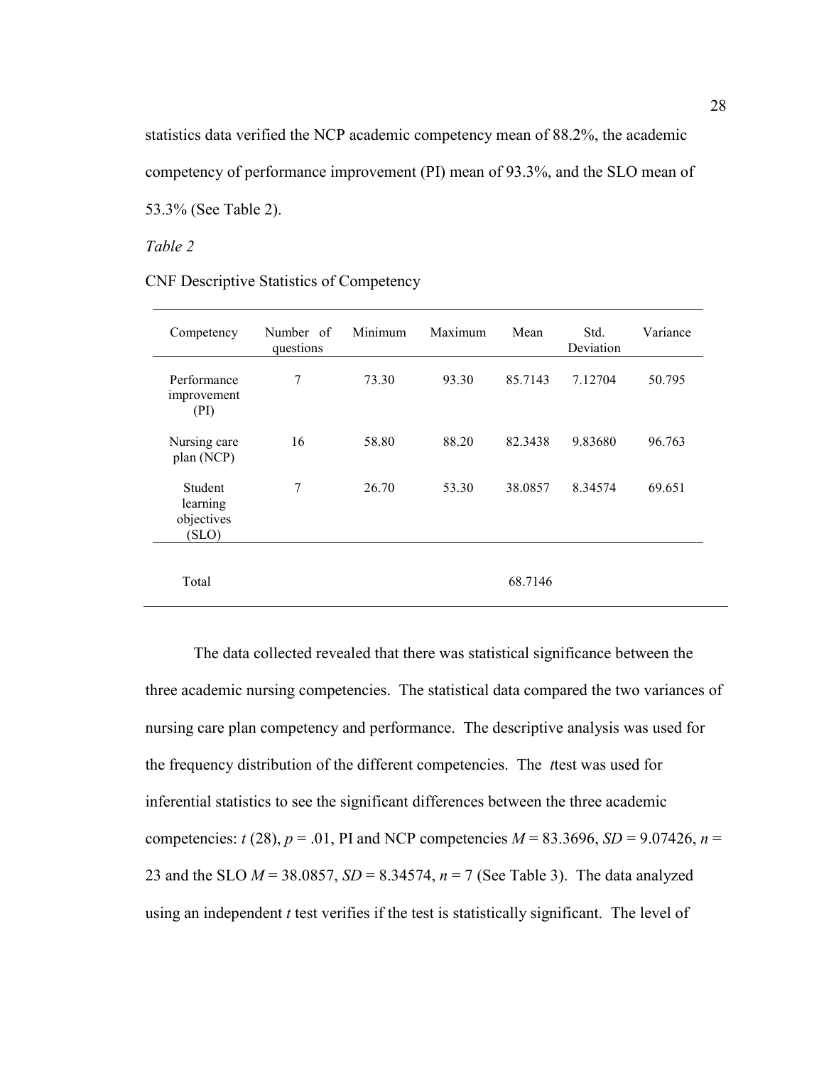statistics data verified the NCP academic competency mean of 88.2%, the academic competency of performance improvement (PI) mean of 93.3%, and the SLO mean of 53.3% (See Table 2).

*Table 2*

CNF Descriptive Statistics of Competency

| Competency | Number of questions | Minimum | Maximum | Mean | Std. Deviation | Variance |
|---|---|---|---|---|---|---|
| Performance improvement (PI) | 7 | 73.30 | 93.30 | 85.7143 | 7.12704 | 50.795 |
| Nursing care plan (NCP) | 16 | 58.80 | 88.20 | 82.3438 | 9.83680 | 96.763 |
| Student learning objectives (SLO) | 7 | 26.70 | 53.30 | 38.0857 | 8.34574 | 69.651 |
| Total | | | | 68.7146 | | |

The data collected revealed that there was statistical significance between the three academic nursing competencies. The statistical data compared the two variances of nursing care plan competency and performance. The descriptive analysis was used for the frequency distribution of the different competencies. The *t*test was used for inferential statistics to see the significant differences between the three academic competencies: $t$ (28), $p$ = .01, PI and NCP competencies $M$ = 83.3696, $SD$ = 9.07426, $n$ = 23 and the SLO $M$ = 38.0857, $SD$ = 8.34574, $n$ = 7 (See Table 3). The data analyzed using an independent $t$ test verifies if the test is statistically significant. The level of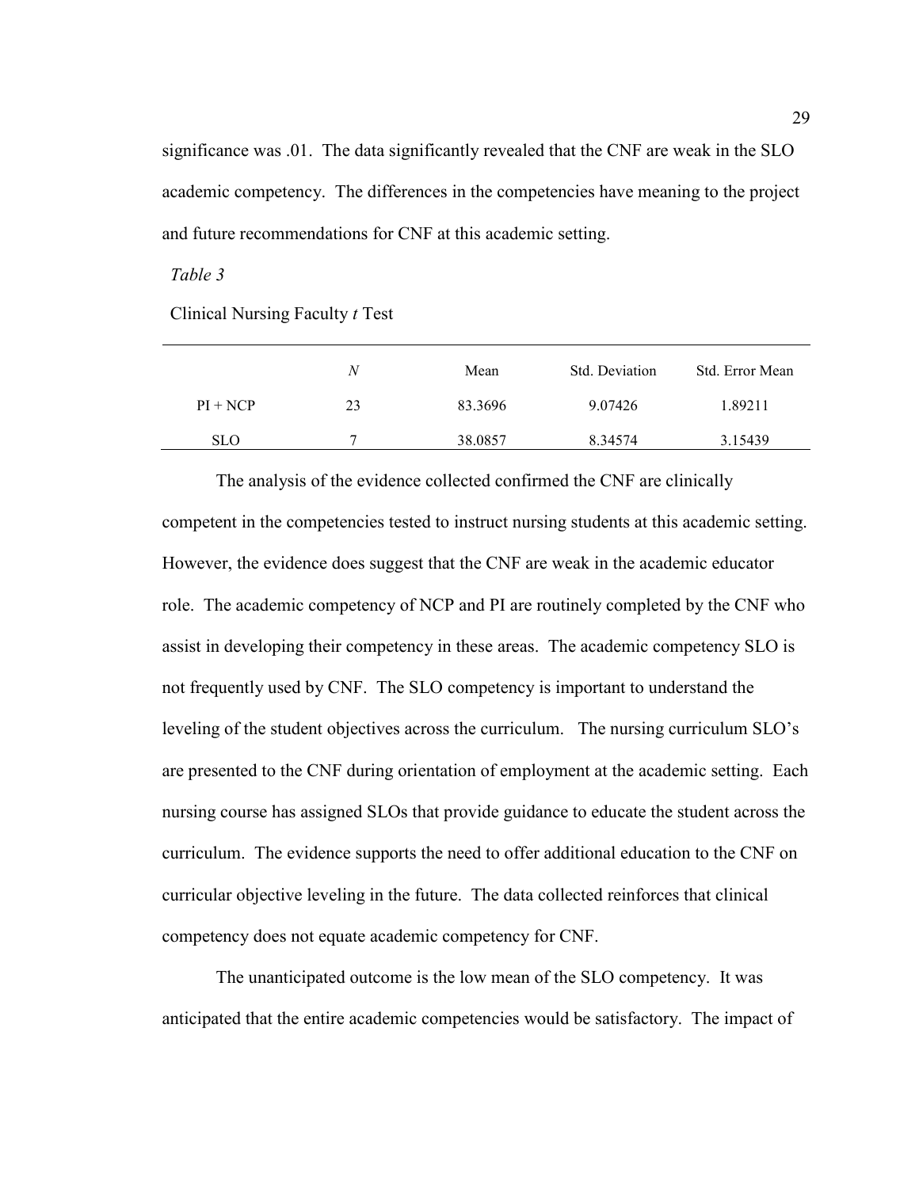significance was .01. The data significantly revealed that the CNF are weak in the SLO academic competency. The differences in the competencies have meaning to the project and future recommendations for CNF at this academic setting.

*Table 3*

Clinical Nursing Faculty *t* Test

| | *N* | Mean | Std. Deviation | Std. Error Mean |
|---|---|---|---|---|
| PI + NCP | 23 | 83.3696 | 9.07426 | 1.89211 |
| SLO | 7 | 38.0857 | 8.34574 | 3.15439 |

The analysis of the evidence collected confirmed the CNF are clinically competent in the competencies tested to instruct nursing students at this academic setting. However, the evidence does suggest that the CNF are weak in the academic educator role. The academic competency of NCP and PI are routinely completed by the CNF who assist in developing their competency in these areas. The academic competency SLO is not frequently used by CNF. The SLO competency is important to understand the leveling of the student objectives across the curriculum. The nursing curriculum SLO's are presented to the CNF during orientation of employment at the academic setting. Each nursing course has assigned SLOs that provide guidance to educate the student across the curriculum. The evidence supports the need to offer additional education to the CNF on curricular objective leveling in the future. The data collected reinforces that clinical competency does not equate academic competency for CNF.

The unanticipated outcome is the low mean of the SLO competency. It was anticipated that the entire academic competencies would be satisfactory. The impact of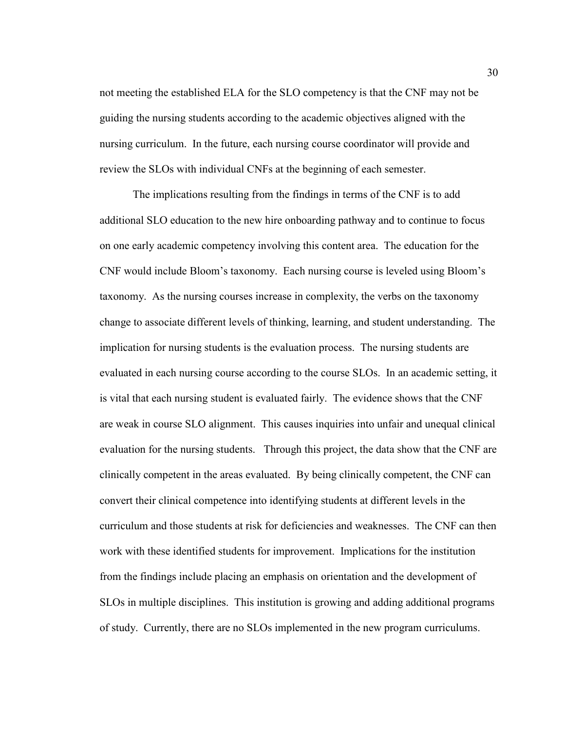not meeting the established ELA for the SLO competency is that the CNF may not be guiding the nursing students according to the academic objectives aligned with the nursing curriculum. In the future, each nursing course coordinator will provide and review the SLOs with individual CNFs at the beginning of each semester.

The implications resulting from the findings in terms of the CNF is to add additional SLO education to the new hire onboarding pathway and to continue to focus on one early academic competency involving this content area. The education for the CNF would include Bloom's taxonomy. Each nursing course is leveled using Bloom's taxonomy. As the nursing courses increase in complexity, the verbs on the taxonomy change to associate different levels of thinking, learning, and student understanding. The implication for nursing students is the evaluation process. The nursing students are evaluated in each nursing course according to the course SLOs. In an academic setting, it is vital that each nursing student is evaluated fairly. The evidence shows that the CNF are weak in course SLO alignment. This causes inquiries into unfair and unequal clinical evaluation for the nursing students. Through this project, the data show that the CNF are clinically competent in the areas evaluated. By being clinically competent, the CNF can convert their clinical competence into identifying students at different levels in the curriculum and those students at risk for deficiencies and weaknesses. The CNF can then work with these identified students for improvement. Implications for the institution from the findings include placing an emphasis on orientation and the development of SLOs in multiple disciplines. This institution is growing and adding additional programs of study. Currently, there are no SLOs implemented in the new program curriculums.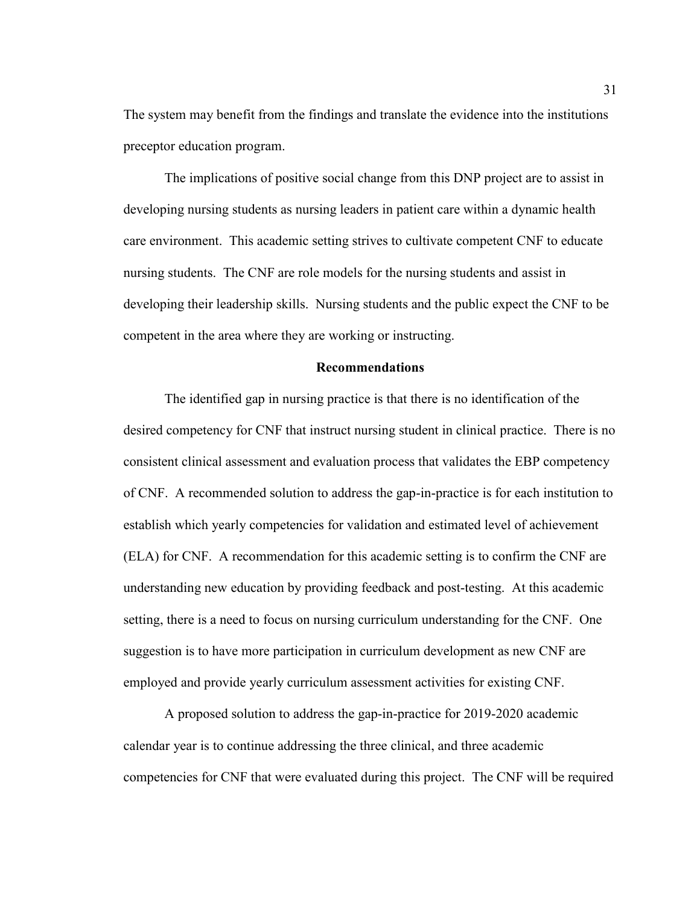The system may benefit from the findings and translate the evidence into the institutions preceptor education program.

The implications of positive social change from this DNP project are to assist in developing nursing students as nursing leaders in patient care within a dynamic health care environment. This academic setting strives to cultivate competent CNF to educate nursing students. The CNF are role models for the nursing students and assist in developing their leadership skills. Nursing students and the public expect the CNF to be competent in the area where they are working or instructing.

## Recommendations

The identified gap in nursing practice is that there is no identification of the desired competency for CNF that instruct nursing student in clinical practice. There is no consistent clinical assessment and evaluation process that validates the EBP competency of CNF. A recommended solution to address the gap-in-practice is for each institution to establish which yearly competencies for validation and estimated level of achievement (ELA) for CNF. A recommendation for this academic setting is to confirm the CNF are understanding new education by providing feedback and post-testing. At this academic setting, there is a need to focus on nursing curriculum understanding for the CNF. One suggestion is to have more participation in curriculum development as new CNF are employed and provide yearly curriculum assessment activities for existing CNF.

A proposed solution to address the gap-in-practice for 2019-2020 academic calendar year is to continue addressing the three clinical, and three academic competencies for CNF that were evaluated during this project. The CNF will be required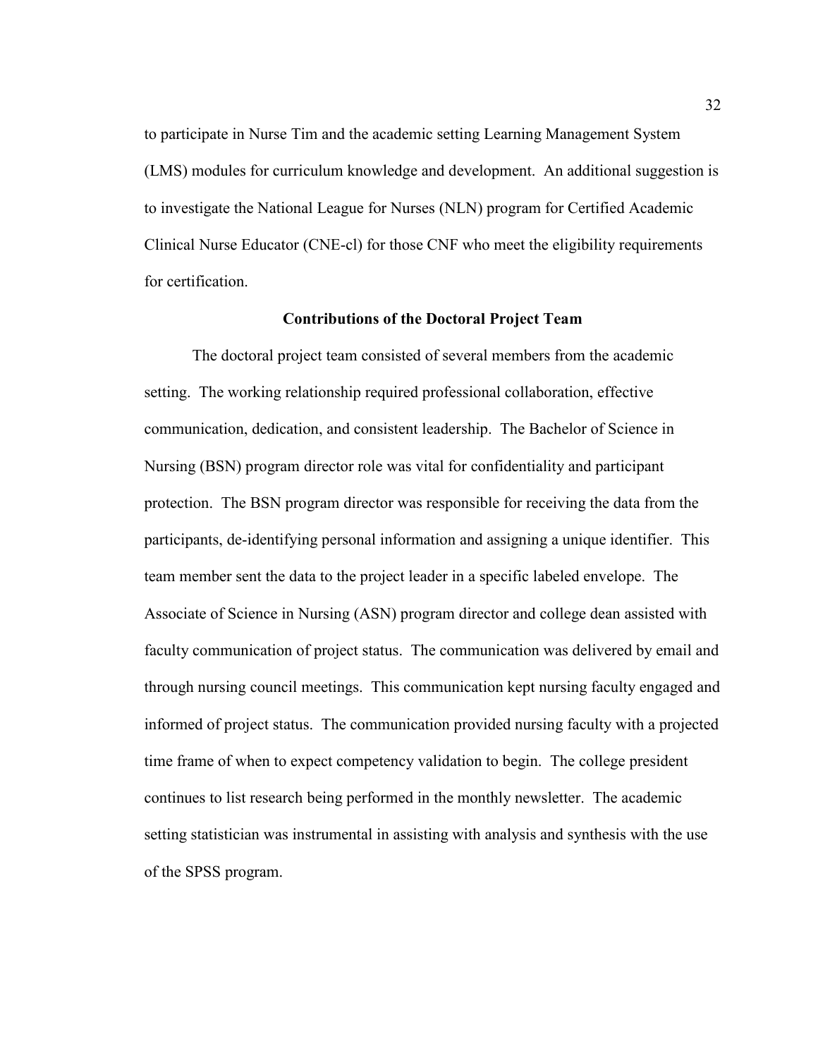to participate in Nurse Tim and the academic setting Learning Management System (LMS) modules for curriculum knowledge and development. An additional suggestion is to investigate the National League for Nurses (NLN) program for Certified Academic Clinical Nurse Educator (CNE-cl) for those CNF who meet the eligibility requirements for certification.

## Contributions of the Doctoral Project Team

The doctoral project team consisted of several members from the academic setting. The working relationship required professional collaboration, effective communication, dedication, and consistent leadership. The Bachelor of Science in Nursing (BSN) program director role was vital for confidentiality and participant protection. The BSN program director was responsible for receiving the data from the participants, de-identifying personal information and assigning a unique identifier. This team member sent the data to the project leader in a specific labeled envelope. The Associate of Science in Nursing (ASN) program director and college dean assisted with faculty communication of project status. The communication was delivered by email and through nursing council meetings. This communication kept nursing faculty engaged and informed of project status. The communication provided nursing faculty with a projected time frame of when to expect competency validation to begin. The college president continues to list research being performed in the monthly newsletter. The academic setting statistician was instrumental in assisting with analysis and synthesis with the use of the SPSS program.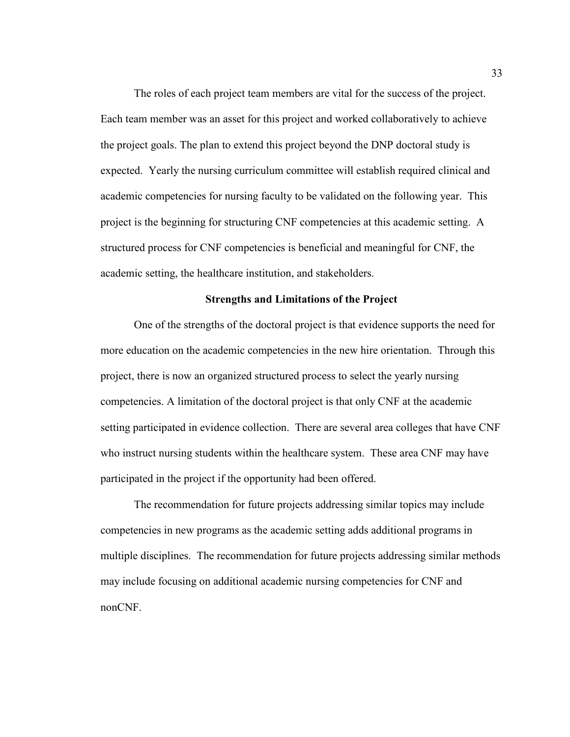The roles of each project team members are vital for the success of the project. Each team member was an asset for this project and worked collaboratively to achieve the project goals. The plan to extend this project beyond the DNP doctoral study is expected. Yearly the nursing curriculum committee will establish required clinical and academic competencies for nursing faculty to be validated on the following year. This project is the beginning for structuring CNF competencies at this academic setting. A structured process for CNF competencies is beneficial and meaningful for CNF, the academic setting, the healthcare institution, and stakeholders.

## Strengths and Limitations of the Project

One of the strengths of the doctoral project is that evidence supports the need for more education on the academic competencies in the new hire orientation. Through this project, there is now an organized structured process to select the yearly nursing competencies. A limitation of the doctoral project is that only CNF at the academic setting participated in evidence collection. There are several area colleges that have CNF who instruct nursing students within the healthcare system. These area CNF may have participated in the project if the opportunity had been offered.

The recommendation for future projects addressing similar topics may include competencies in new programs as the academic setting adds additional programs in multiple disciplines. The recommendation for future projects addressing similar methods may include focusing on additional academic nursing competencies for CNF and nonCNF.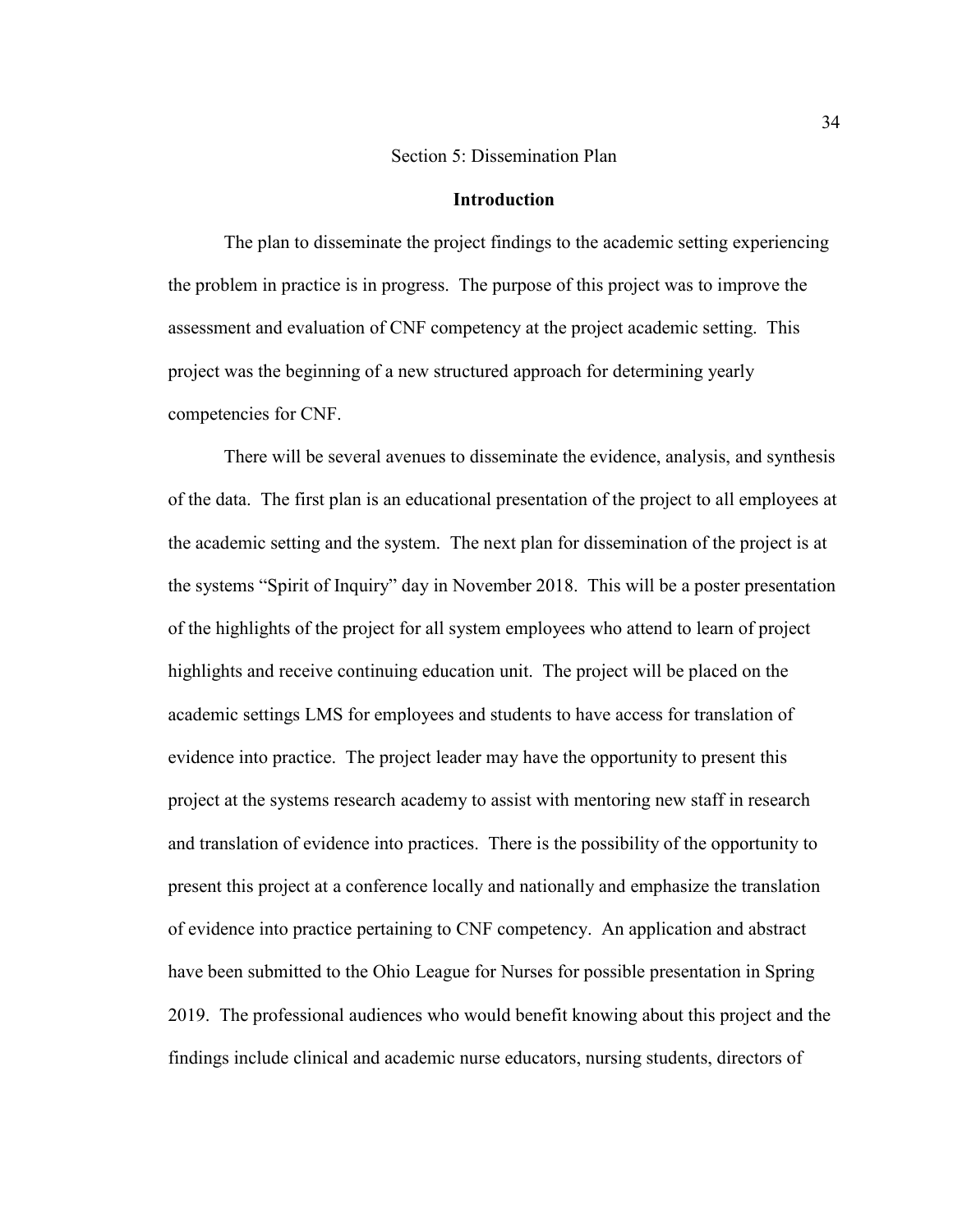# Section 5: Dissemination Plan

## Introduction

The plan to disseminate the project findings to the academic setting experiencing the problem in practice is in progress. The purpose of this project was to improve the assessment and evaluation of CNF competency at the project academic setting. This project was the beginning of a new structured approach for determining yearly competencies for CNF.

There will be several avenues to disseminate the evidence, analysis, and synthesis of the data. The first plan is an educational presentation of the project to all employees at the academic setting and the system. The next plan for dissemination of the project is at the systems "Spirit of Inquiry" day in November 2018. This will be a poster presentation of the highlights of the project for all system employees who attend to learn of project highlights and receive continuing education unit. The project will be placed on the academic settings LMS for employees and students to have access for translation of evidence into practice. The project leader may have the opportunity to present this project at the systems research academy to assist with mentoring new staff in research and translation of evidence into practices. There is the possibility of the opportunity to present this project at a conference locally and nationally and emphasize the translation of evidence into practice pertaining to CNF competency. An application and abstract have been submitted to the Ohio League for Nurses for possible presentation in Spring 2019. The professional audiences who would benefit knowing about this project and the findings include clinical and academic nurse educators, nursing students, directors of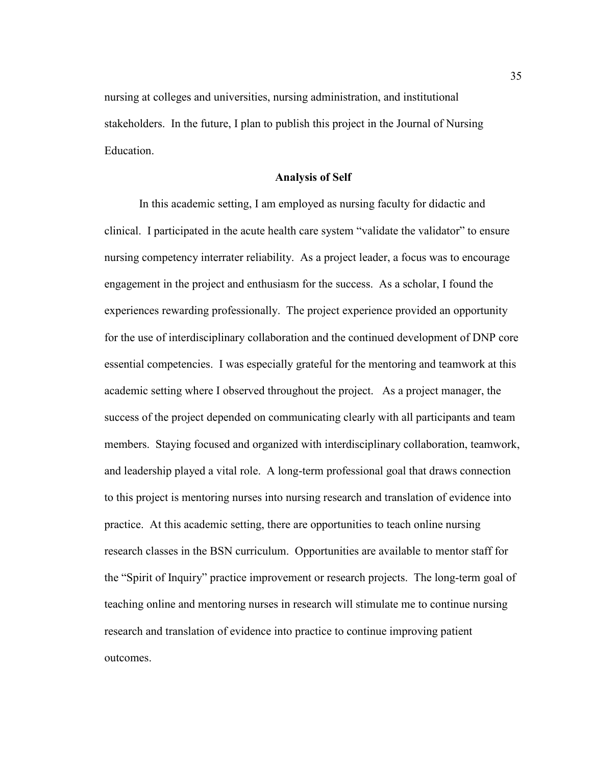nursing at colleges and universities, nursing administration, and institutional stakeholders. In the future, I plan to publish this project in the Journal of Nursing Education.

## Analysis of Self

In this academic setting, I am employed as nursing faculty for didactic and clinical. I participated in the acute health care system "validate the validator" to ensure nursing competency interrater reliability. As a project leader, a focus was to encourage engagement in the project and enthusiasm for the success. As a scholar, I found the experiences rewarding professionally. The project experience provided an opportunity for the use of interdisciplinary collaboration and the continued development of DNP core essential competencies. I was especially grateful for the mentoring and teamwork at this academic setting where I observed throughout the project. As a project manager, the success of the project depended on communicating clearly with all participants and team members. Staying focused and organized with interdisciplinary collaboration, teamwork, and leadership played a vital role. A long-term professional goal that draws connection to this project is mentoring nurses into nursing research and translation of evidence into practice. At this academic setting, there are opportunities to teach online nursing research classes in the BSN curriculum. Opportunities are available to mentor staff for the "Spirit of Inquiry" practice improvement or research projects. The long-term goal of teaching online and mentoring nurses in research will stimulate me to continue nursing research and translation of evidence into practice to continue improving patient outcomes.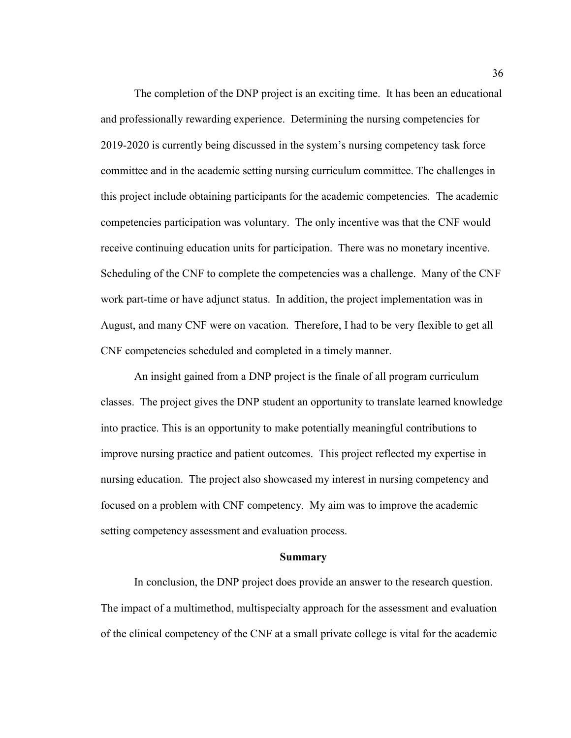The completion of the DNP project is an exciting time. It has been an educational and professionally rewarding experience. Determining the nursing competencies for 2019-2020 is currently being discussed in the system's nursing competency task force committee and in the academic setting nursing curriculum committee. The challenges in this project include obtaining participants for the academic competencies. The academic competencies participation was voluntary. The only incentive was that the CNF would receive continuing education units for participation. There was no monetary incentive. Scheduling of the CNF to complete the competencies was a challenge. Many of the CNF work part-time or have adjunct status. In addition, the project implementation was in August, and many CNF were on vacation. Therefore, I had to be very flexible to get all CNF competencies scheduled and completed in a timely manner.

An insight gained from a DNP project is the finale of all program curriculum classes. The project gives the DNP student an opportunity to translate learned knowledge into practice. This is an opportunity to make potentially meaningful contributions to improve nursing practice and patient outcomes. This project reflected my expertise in nursing education. The project also showcased my interest in nursing competency and focused on a problem with CNF competency. My aim was to improve the academic setting competency assessment and evaluation process.

## Summary

In conclusion, the DNP project does provide an answer to the research question. The impact of a multimethod, multispecialty approach for the assessment and evaluation of the clinical competency of the CNF at a small private college is vital for the academic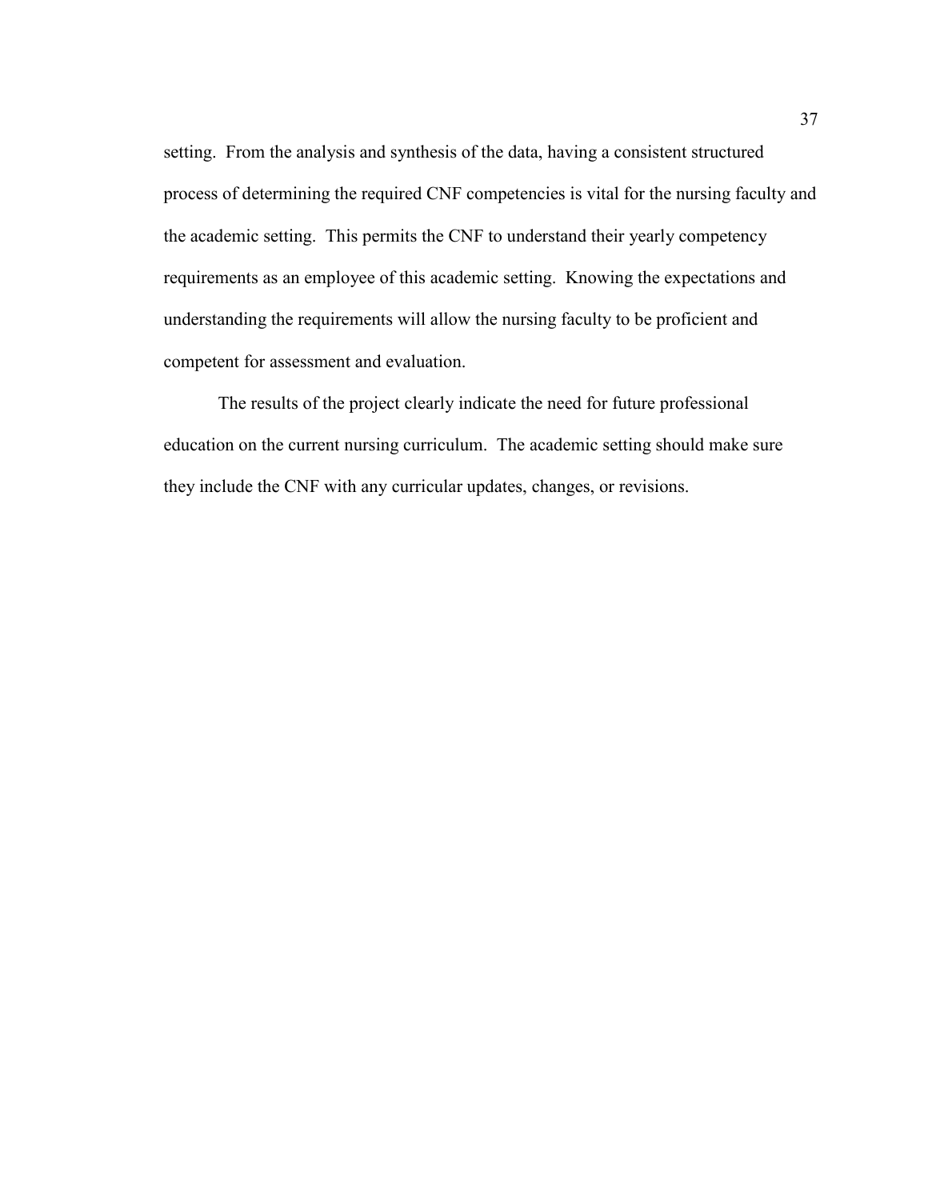setting. From the analysis and synthesis of the data, having a consistent structured process of determining the required CNF competencies is vital for the nursing faculty and the academic setting. This permits the CNF to understand their yearly competency requirements as an employee of this academic setting. Knowing the expectations and understanding the requirements will allow the nursing faculty to be proficient and competent for assessment and evaluation.

The results of the project clearly indicate the need for future professional education on the current nursing curriculum. The academic setting should make sure they include the CNF with any curricular updates, changes, or revisions.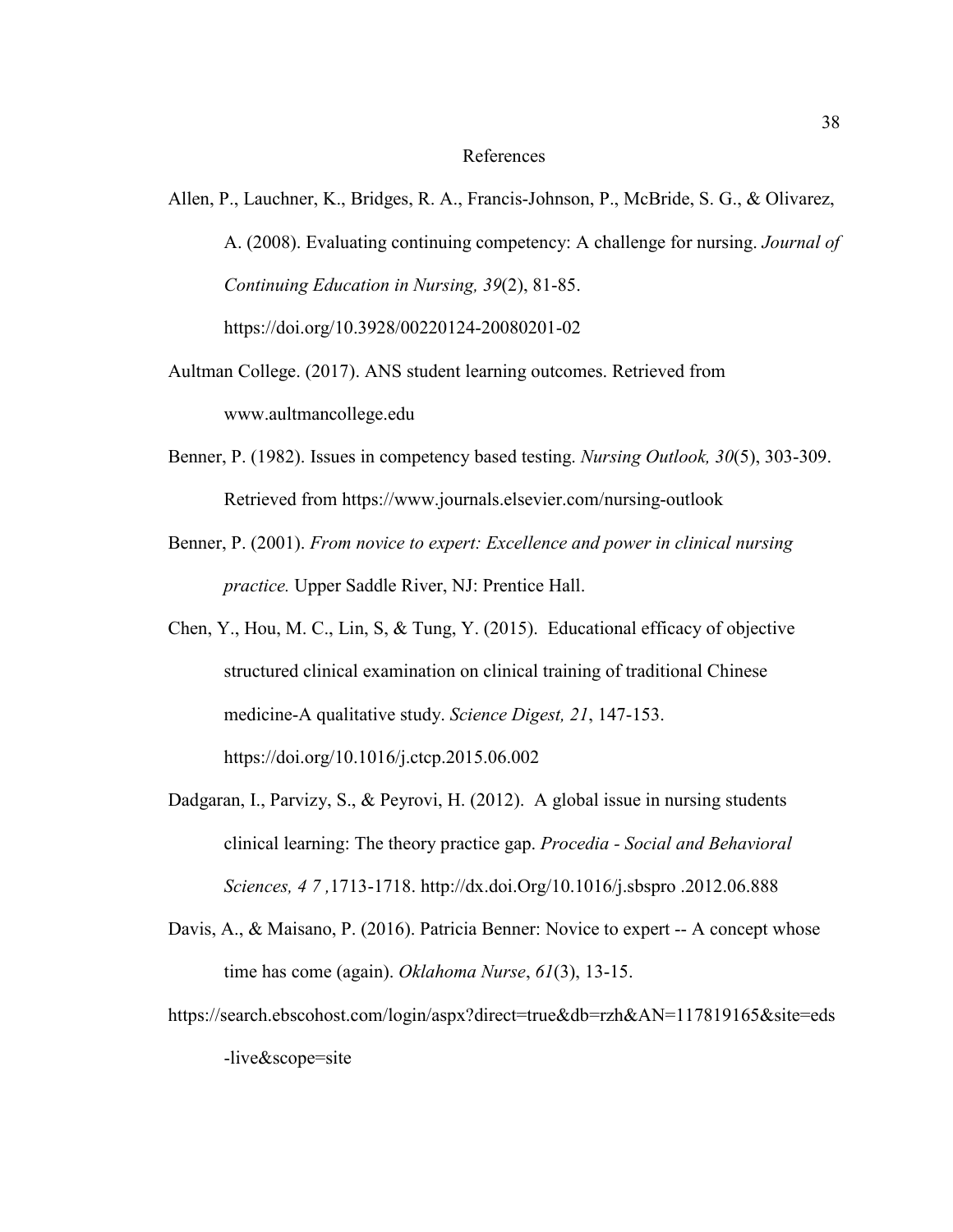# References

Allen, P., Lauchner, K., Bridges, R. A., Francis-Johnson, P., McBride, S. G., & Olivarez, A. (2008). Evaluating continuing competency: A challenge for nursing. *Journal of Continuing Education in Nursing, 39*(2), 81-85. https://doi.org/10.3928/00220124-20080201-02

Aultman College. (2017). ANS student learning outcomes. Retrieved from www.aultmancollege.edu

Benner, P. (1982). Issues in competency based testing. *Nursing Outlook, 30*(5), 303-309. Retrieved from https://www.journals.elsevier.com/nursing-outlook

Benner, P. (2001). *From novice to expert: Excellence and power in clinical nursing practice.* Upper Saddle River, NJ: Prentice Hall.

Chen, Y., Hou, M. C., Lin, S, & Tung, Y. (2015). Educational efficacy of objective structured clinical examination on clinical training of traditional Chinese medicine-A qualitative study. *Science Digest, 21*, 147-153. https://doi.org/10.1016/j.ctcp.2015.06.002

Dadgaran, I., Parvizy, S., & Peyrovi, H. (2012). A global issue in nursing students clinical learning: The theory practice gap. *Procedia - Social and Behavioral Sciences, 4 7 ,*1713-1718. http://dx.doi.Org/10.1016/j.sbspro .2012.06.888

Davis, A., & Maisano, P. (2016). Patricia Benner: Novice to expert -- A concept whose time has come (again). *Oklahoma Nurse*, *61*(3), 13-15.

https://search.ebscohost.com/login/aspx?direct=true&db=rzh&AN=117819165&site=eds-live&scope=site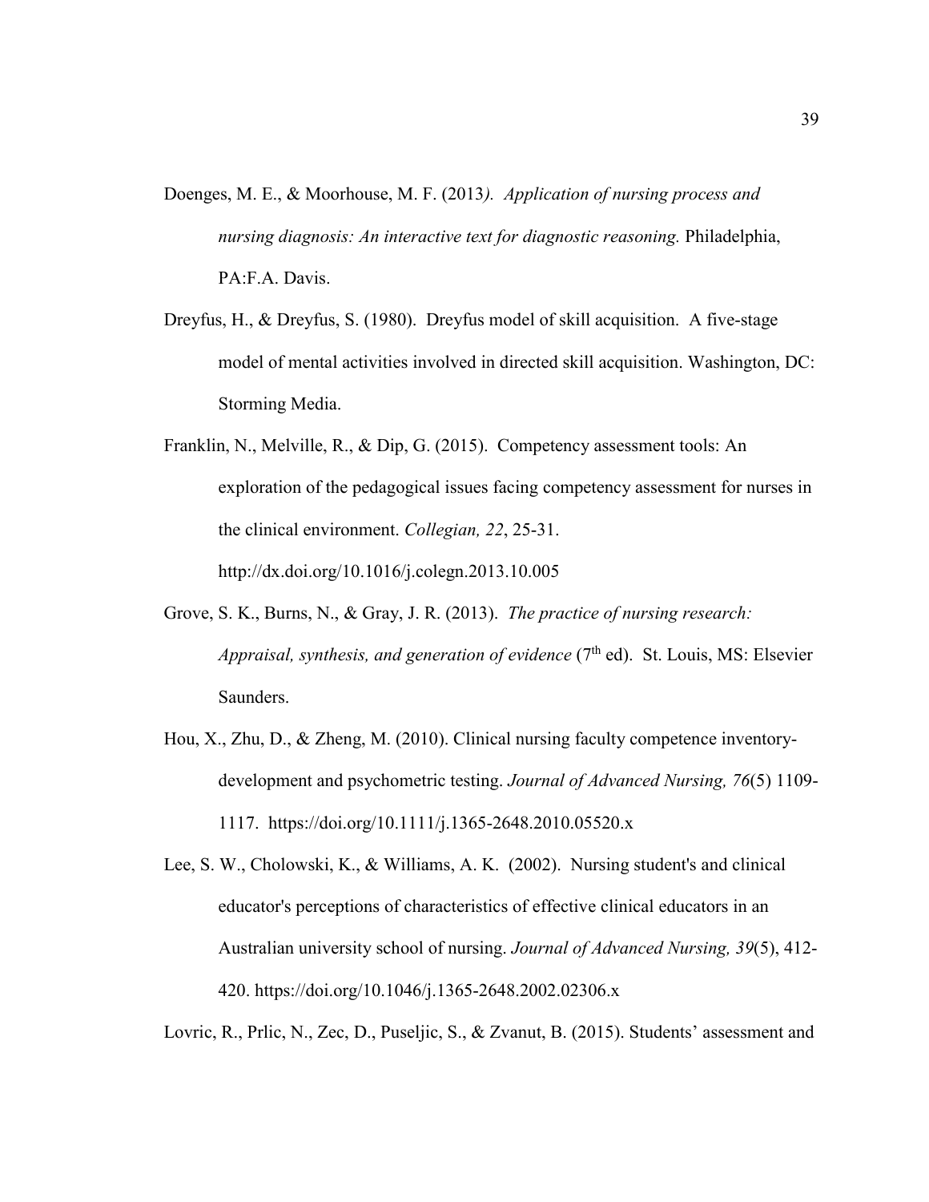Doenges, M. E., & Moorhouse, M. F. (2013*). Application of nursing process and nursing diagnosis: An interactive text for diagnostic reasoning.* Philadelphia, PA:F.A. Davis.

Dreyfus, H., & Dreyfus, S. (1980). Dreyfus model of skill acquisition. A five-stage model of mental activities involved in directed skill acquisition. Washington, DC: Storming Media.

Franklin, N., Melville, R., & Dip, G. (2015). Competency assessment tools: An exploration of the pedagogical issues facing competency assessment for nurses in the clinical environment. *Collegian, 22*, 25-31. http://dx.doi.org/10.1016/j.colegn.2013.10.005

Grove, S. K., Burns, N., & Gray, J. R. (2013). *The practice of nursing research: Appraisal, synthesis, and generation of evidence* (7th ed). St. Louis, MS: Elsevier Saunders.

Hou, X., Zhu, D., & Zheng, M. (2010). Clinical nursing faculty competence inventory-development and psychometric testing. *Journal of Advanced Nursing, 76*(5) 1109-1117. https://doi.org/10.1111/j.1365-2648.2010.05520.x

Lee, S. W., Cholowski, K., & Williams, A. K. (2002). Nursing student's and clinical educator's perceptions of characteristics of effective clinical educators in an Australian university school of nursing. *Journal of Advanced Nursing, 39*(5), 412-420. https://doi.org/10.1046/j.1365-2648.2002.02306.x

Lovric, R., Prlic, N., Zec, D., Puseljic, S., & Zvanut, B. (2015). Students' assessment and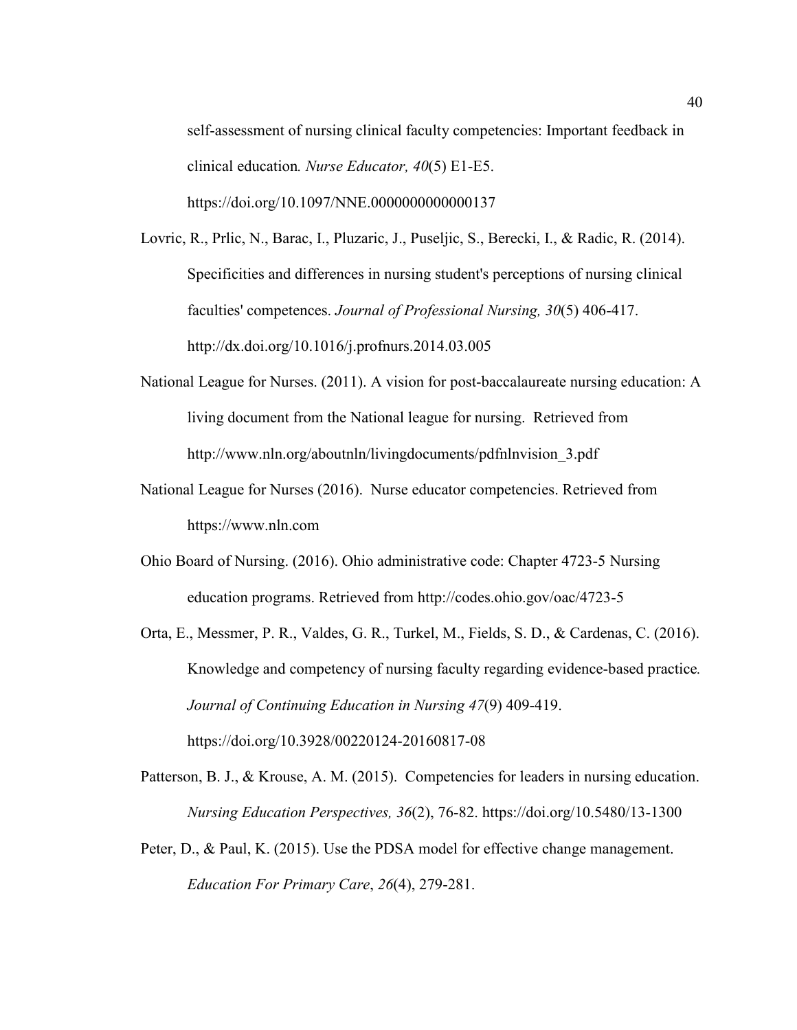self-assessment of nursing clinical faculty competencies: Important feedback in clinical education*. Nurse Educator, 40*(5) E1-E5. https://doi.org/10.1097/NNE.0000000000000137

Lovric, R., Prlic, N., Barac, I., Pluzaric, J., Puseljic, S., Berecki, I., & Radic, R. (2014). Specificities and differences in nursing student's perceptions of nursing clinical faculties' competences. *Journal of Professional Nursing, 30*(5) 406-417. http://dx.doi.org/10.1016/j.profnurs.2014.03.005

National League for Nurses. (2011). A vision for post-baccalaureate nursing education: A living document from the National league for nursing. Retrieved from http://www.nln.org/aboutnln/livingdocuments/pdfnlnvision_3.pdf

National League for Nurses (2016). Nurse educator competencies. Retrieved from https://www.nln.com

Ohio Board of Nursing. (2016). Ohio administrative code: Chapter 4723-5 Nursing education programs. Retrieved from http://codes.ohio.gov/oac/4723-5

Orta, E., Messmer, P. R., Valdes, G. R., Turkel, M., Fields, S. D., & Cardenas, C. (2016). Knowledge and competency of nursing faculty regarding evidence-based practice*. Journal of Continuing Education in Nursing 47*(9) 409-419. https://doi.org/10.3928/00220124-20160817-08

Patterson, B. J., & Krouse, A. M. (2015). Competencies for leaders in nursing education. *Nursing Education Perspectives, 36*(2), 76-82. https://doi.org/10.5480/13-1300

Peter, D., & Paul, K. (2015). Use the PDSA model for effective change management. *Education For Primary Care*, *26*(4), 279-281.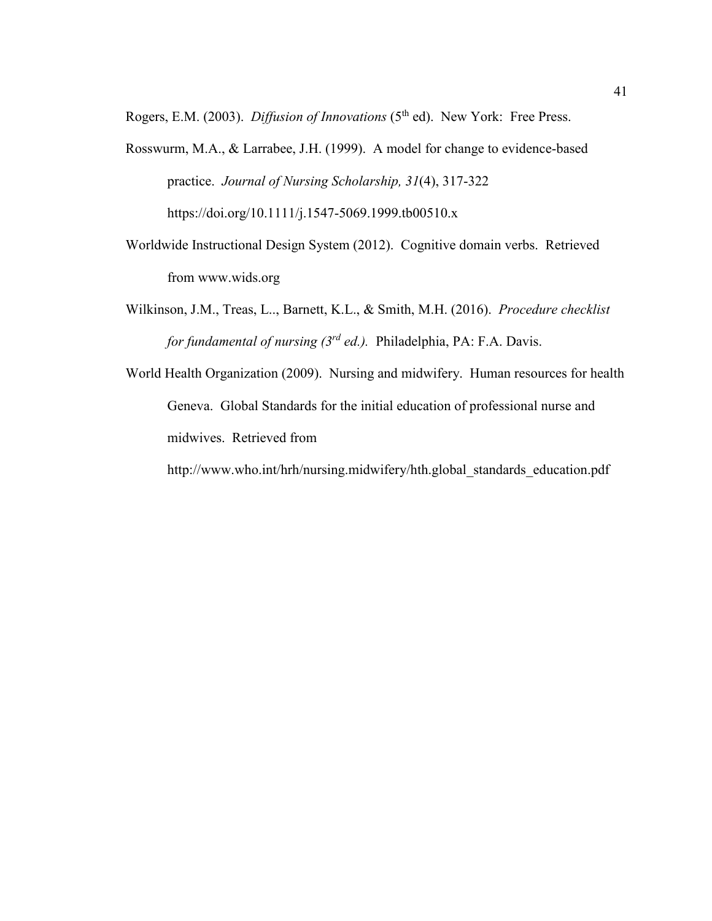Rogers, E.M. (2003). *Diffusion of Innovations* (5th ed). New York: Free Press.

Rosswurm, M.A., & Larrabee, J.H. (1999). A model for change to evidence-based practice. *Journal of Nursing Scholarship, 31*(4), 317-322 https://doi.org/10.1111/j.1547-5069.1999.tb00510.x

Worldwide Instructional Design System (2012). Cognitive domain verbs. Retrieved from www.wids.org

Wilkinson, J.M., Treas, L.., Barnett, K.L., & Smith, M.H. (2016). *Procedure checklist for fundamental of nursing (3rd ed.).* Philadelphia, PA: F.A. Davis.

World Health Organization (2009). Nursing and midwifery. Human resources for health Geneva. Global Standards for the initial education of professional nurse and midwives. Retrieved from http://www.who.int/hrh/nursing.midwifery/hth.global_standards_education.pdf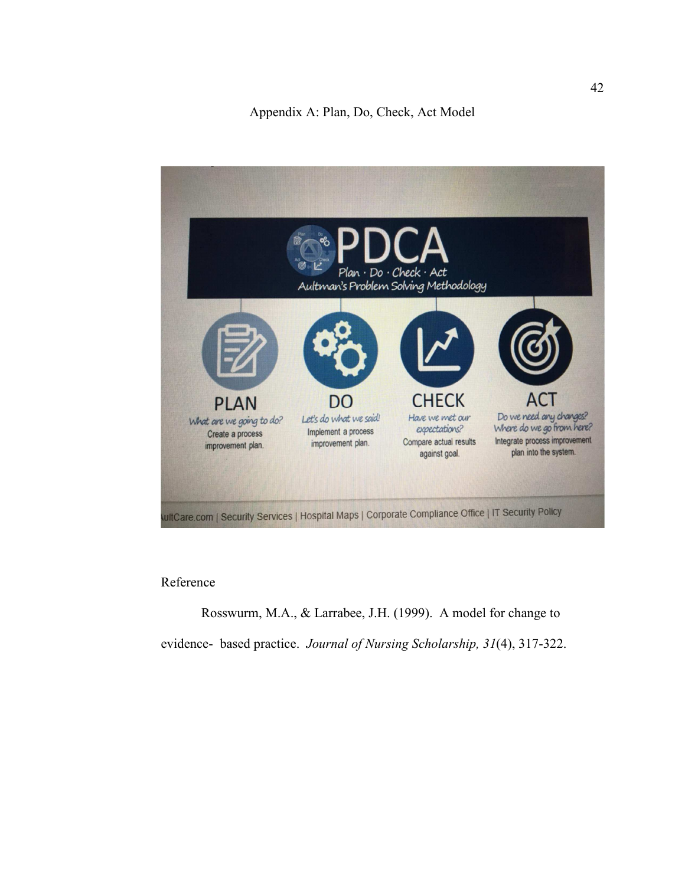Appendix A: Plan, Do, Check, Act Model

PDCA
Plan · Do · Check · Act
Aultman's Problem Solving Methodology

**PLAN**
What are we going to do?
Create a process improvement plan.

**DO**
Let's do what we said!
Implement a process improvement plan.

**CHECK**
Have we met our expectations?
Compare actual results against goal.

**ACT**
Do we need any changes? Where do we go from here?
Integrate process improvement plan into the system.

AultCare.com | Security Services | Hospital Maps | Corporate Compliance Office | IT Security Policy

Reference

Rosswurm, M.A., & Larrabee, J.H. (1999). A model for change to evidence- based practice. *Journal of Nursing Scholarship, 31*(4), 317-322.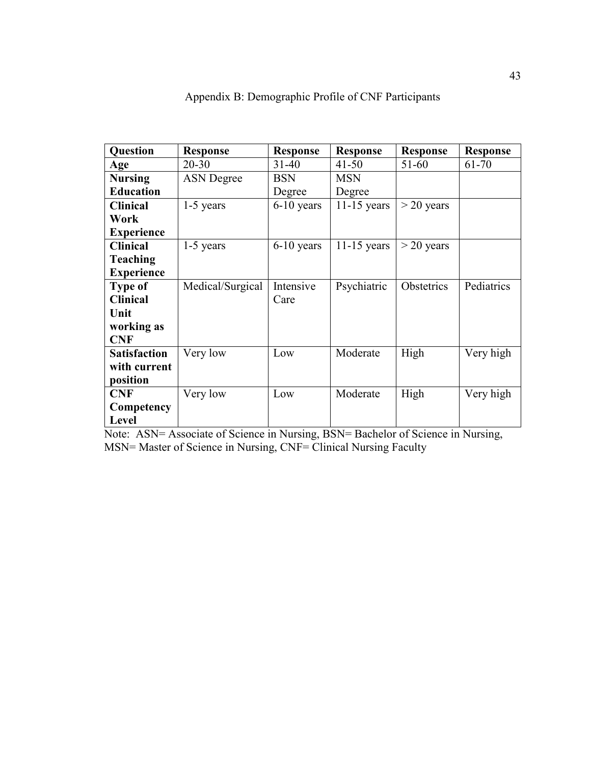# Appendix B: Demographic Profile of CNF Participants

| Question | Response | Response | Response | Response | Response |
|---|---|---|---|---|---|
| **Age** | 20-30 | 31-40 | 41-50 | 51-60 | 61-70 |
| **Nursing Education** | ASN Degree | BSN Degree | MSN Degree | | |
| **Clinical Work Experience** | 1-5 years | 6-10 years | 11-15 years | > 20 years | |
| **Clinical Teaching Experience** | 1-5 years | 6-10 years | 11-15 years | > 20 years | |
| **Type of Clinical Unit working as CNF** | Medical/Surgical | Intensive Care | Psychiatric | Obstetrics | Pediatrics |
| **Satisfaction with current position** | Very low | Low | Moderate | High | Very high |
| **CNF Competency Level** | Very low | Low | Moderate | High | Very high |

Note: ASN= Associate of Science in Nursing, BSN= Bachelor of Science in Nursing, MSN= Master of Science in Nursing, CNF= Clinical Nursing Faculty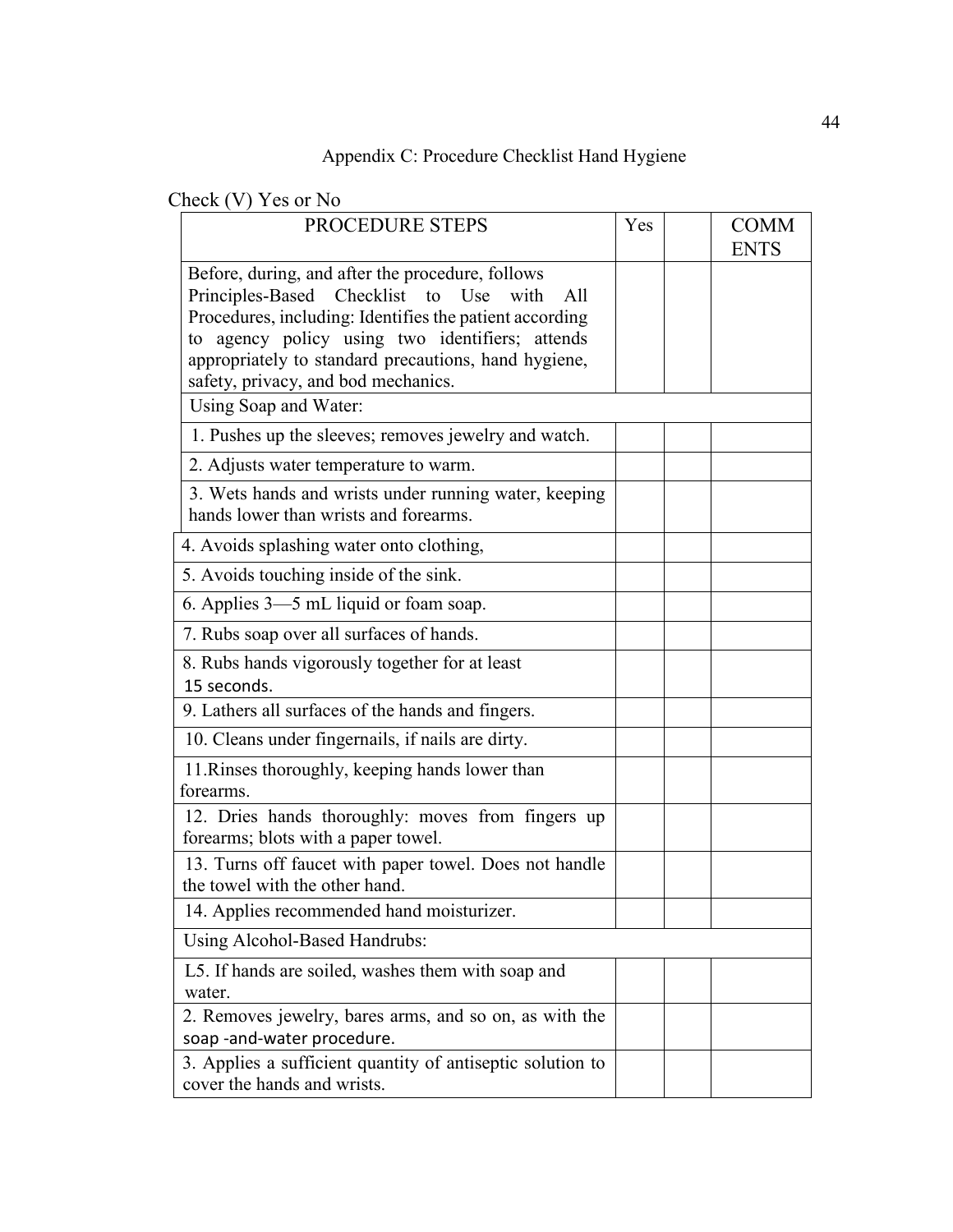Appendix C: Procedure Checklist Hand Hygiene

Check (V) Yes or No

| PROCEDURE STEPS | Yes | | COMMENTS |
|---|---|---|---|
| Before, during, and after the procedure, follows Principles-Based Checklist to Use with All Procedures, including: Identifies the patient according to agency policy using two identifiers; attends appropriately to standard precautions, hand hygiene, safety, privacy, and bod mechanics. | | | |
| Using Soap and Water: | | | |
| 1. Pushes up the sleeves; removes jewelry and watch. | | | |
| 2. Adjusts water temperature to warm. | | | |
| 3. Wets hands and wrists under running water, keeping hands lower than wrists and forearms. | | | |
| 4. Avoids splashing water onto clothing, | | | |
| 5. Avoids touching inside of the sink. | | | |
| 6. Applies 3—5 mL liquid or foam soap. | | | |
| 7. Rubs soap over all surfaces of hands. | | | |
| 8. Rubs hands vigorously together for at least 15 seconds. | | | |
| 9. Lathers all surfaces of the hands and fingers. | | | |
| 10. Cleans under fingernails, if nails are dirty. | | | |
| 11.Rinses thoroughly, keeping hands lower than forearms. | | | |
| 12. Dries hands thoroughly: moves from fingers up forearms; blots with a paper towel. | | | |
| 13. Turns off faucet with paper towel. Does not handle the towel with the other hand. | | | |
| 14. Applies recommended hand moisturizer. | | | |
| Using Alcohol-Based Handrubs: | | | |
| L5. If hands are soiled, washes them with soap and water. | | | |
| 2. Removes jewelry, bares arms, and so on, as with the soap -and-water procedure. | | | |
| 3. Applies a sufficient quantity of antiseptic solution to cover the hands and wrists. | | | |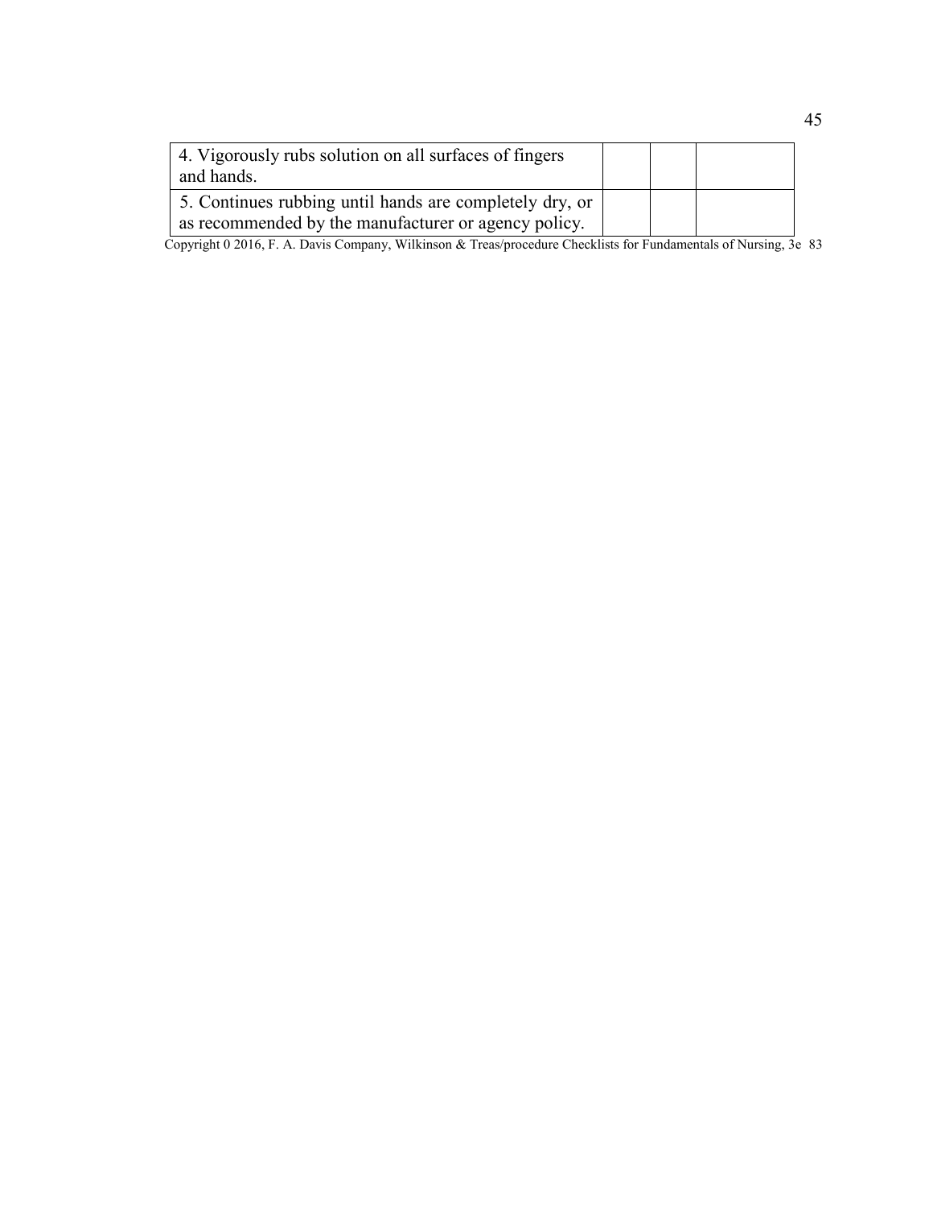| | | | |
|---|---|---|---|
| 4. Vigorously rubs solution on all surfaces of fingers and hands. | | | |
| 5. Continues rubbing until hands are completely dry, or as recommended by the manufacturer or agency policy. | | | |

Copyright 0 2016, F. A. Davis Company, Wilkinson & Treas/procedure Checklists for Fundamentals of Nursing, 3e 83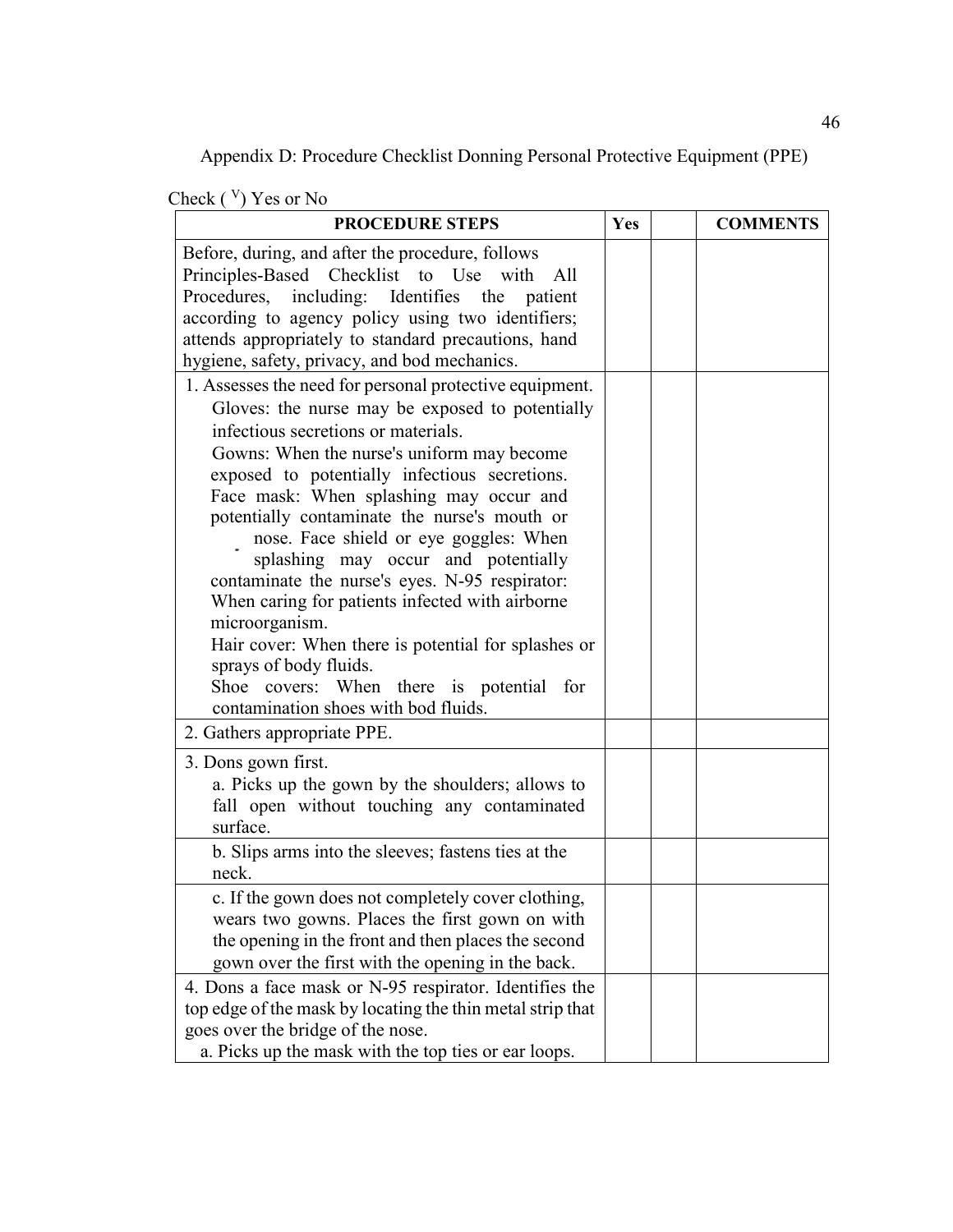Appendix D: Procedure Checklist Donning Personal Protective Equipment (PPE)

Check ( $^{V}$) Yes or No

| PROCEDURE STEPS | Yes | | COMMENTS |
|---|---|---|---|
| Before, during, and after the procedure, follows Principles-Based Checklist to Use with All Procedures, including: Identifies the patient according to agency policy using two identifiers; attends appropriately to standard precautions, hand hygiene, safety, privacy, and bod mechanics. | | | |
| 1. Assesses the need for personal protective equipment. Gloves: the nurse may be exposed to potentially infectious secretions or materials. Gowns: When the nurse's uniform may become exposed to potentially infectious secretions. Face mask: When splashing may occur and potentially contaminate the nurse's mouth or nose. Face shield or eye goggles: When splashing may occur and potentially contaminate the nurse's eyes. N-95 respirator: When caring for patients infected with airborne microorganism. Hair cover: When there is potential for splashes or sprays of body fluids. Shoe covers: When there is potential for contamination shoes with bod fluids. | | | |
| 2. Gathers appropriate PPE. | | | |
| 3. Dons gown first. a. Picks up the gown by the shoulders; allows to fall open without touching any contaminated surface. | | | |
| b. Slips arms into the sleeves; fastens ties at the neck. | | | |
| c. If the gown does not completely cover clothing, wears two gowns. Places the first gown on with the opening in the front and then places the second gown over the first with the opening in the back. | | | |
| 4. Dons a face mask or N-95 respirator. Identifies the top edge of the mask by locating the thin metal strip that goes over the bridge of the nose. a. Picks up the mask with the top ties or ear loops. | | | |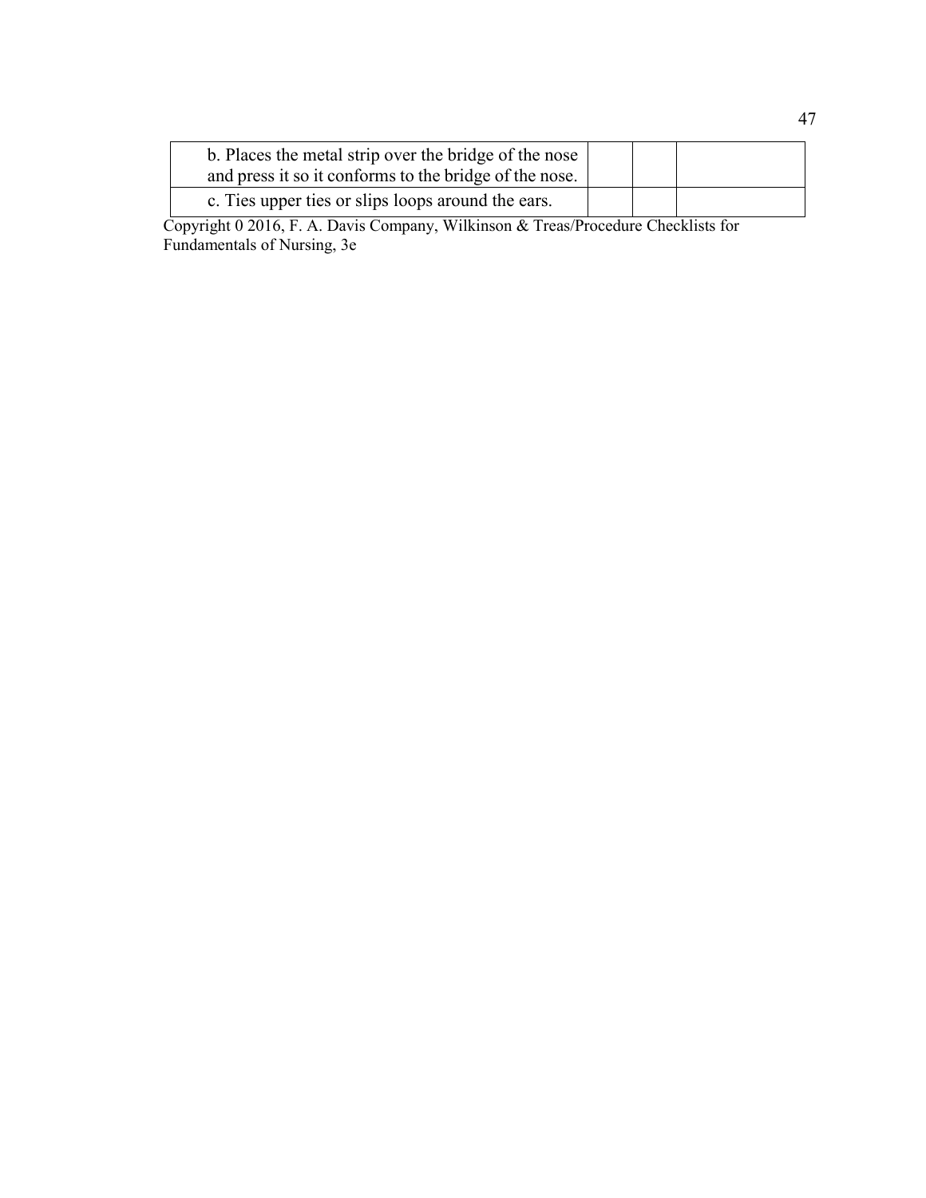| | | | |
|---|---|---|---|
| b. Places the metal strip over the bridge of the nose and press it so it conforms to the bridge of the nose. | | | |
| c. Ties upper ties or slips loops around the ears. | | | |

Copyright 0 2016, F. A. Davis Company, Wilkinson & Treas/Procedure Checklists for Fundamentals of Nursing, 3e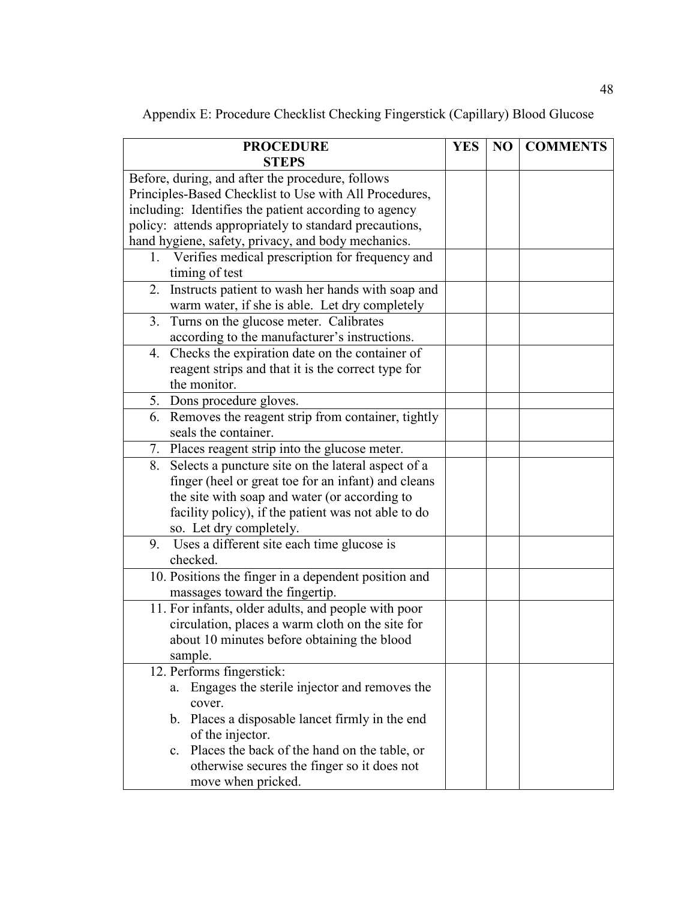Appendix E: Procedure Checklist Checking Fingerstick (Capillary) Blood Glucose

| **PROCEDURE STEPS** | **YES** | **NO** | **COMMENTS** |
|---|---|---|---|
| Before, during, and after the procedure, follows Principles-Based Checklist to Use with All Procedures, including: Identifies the patient according to agency policy: attends appropriately to standard precautions, hand hygiene, safety, privacy, and body mechanics. | | | |
| 1. Verifies medical prescription for frequency and timing of test | | | |
| 2. Instructs patient to wash her hands with soap and warm water, if she is able. Let dry completely | | | |
| 3. Turns on the glucose meter. Calibrates according to the manufacturer's instructions. | | | |
| 4. Checks the expiration date on the container of reagent strips and that it is the correct type for the monitor. | | | |
| 5. Dons procedure gloves. | | | |
| 6. Removes the reagent strip from container, tightly seals the container. | | | |
| 7. Places reagent strip into the glucose meter. | | | |
| 8. Selects a puncture site on the lateral aspect of a finger (heel or great toe for an infant) and cleans the site with soap and water (or according to facility policy), if the patient was not able to do so. Let dry completely. | | | |
| 9. Uses a different site each time glucose is checked. | | | |
| 10. Positions the finger in a dependent position and massages toward the fingertip. | | | |
| 11. For infants, older adults, and people with poor circulation, places a warm cloth on the site for about 10 minutes before obtaining the blood sample. | | | |
| 12. Performs fingerstick:<br>a. Engages the sterile injector and removes the cover.<br>b. Places a disposable lancet firmly in the end of the injector.<br>c. Places the back of the hand on the table, or otherwise secures the finger so it does not move when pricked. | | | |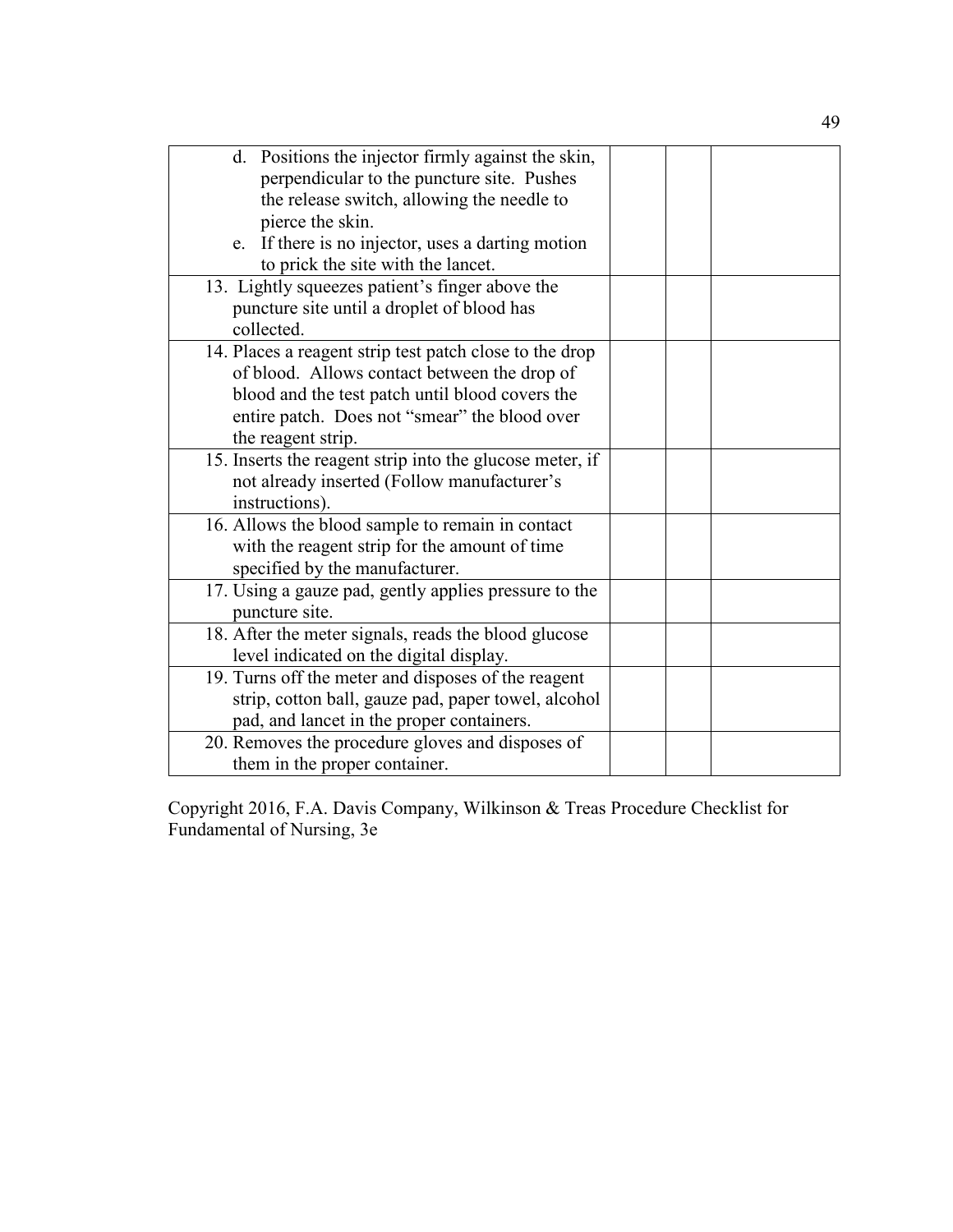| | | | |
|---|---|---|---|
| d. Positions the injector firmly against the skin, perpendicular to the puncture site. Pushes the release switch, allowing the needle to pierce the skin.<br>e. If there is no injector, uses a darting motion to prick the site with the lancet. | | | |
| 13. Lightly squeezes patient's finger above the puncture site until a droplet of blood has collected. | | | |
| 14. Places a reagent strip test patch close to the drop of blood. Allows contact between the drop of blood and the test patch until blood covers the entire patch. Does not "smear" the blood over the reagent strip. | | | |
| 15. Inserts the reagent strip into the glucose meter, if not already inserted (Follow manufacturer's instructions). | | | |
| 16. Allows the blood sample to remain in contact with the reagent strip for the amount of time specified by the manufacturer. | | | |
| 17. Using a gauze pad, gently applies pressure to the puncture site. | | | |
| 18. After the meter signals, reads the blood glucose level indicated on the digital display. | | | |
| 19. Turns off the meter and disposes of the reagent strip, cotton ball, gauze pad, paper towel, alcohol pad, and lancet in the proper containers. | | | |
| 20. Removes the procedure gloves and disposes of them in the proper container. | | | |

Copyright 2016, F.A. Davis Company, Wilkinson & Treas Procedure Checklist for Fundamental of Nursing, 3e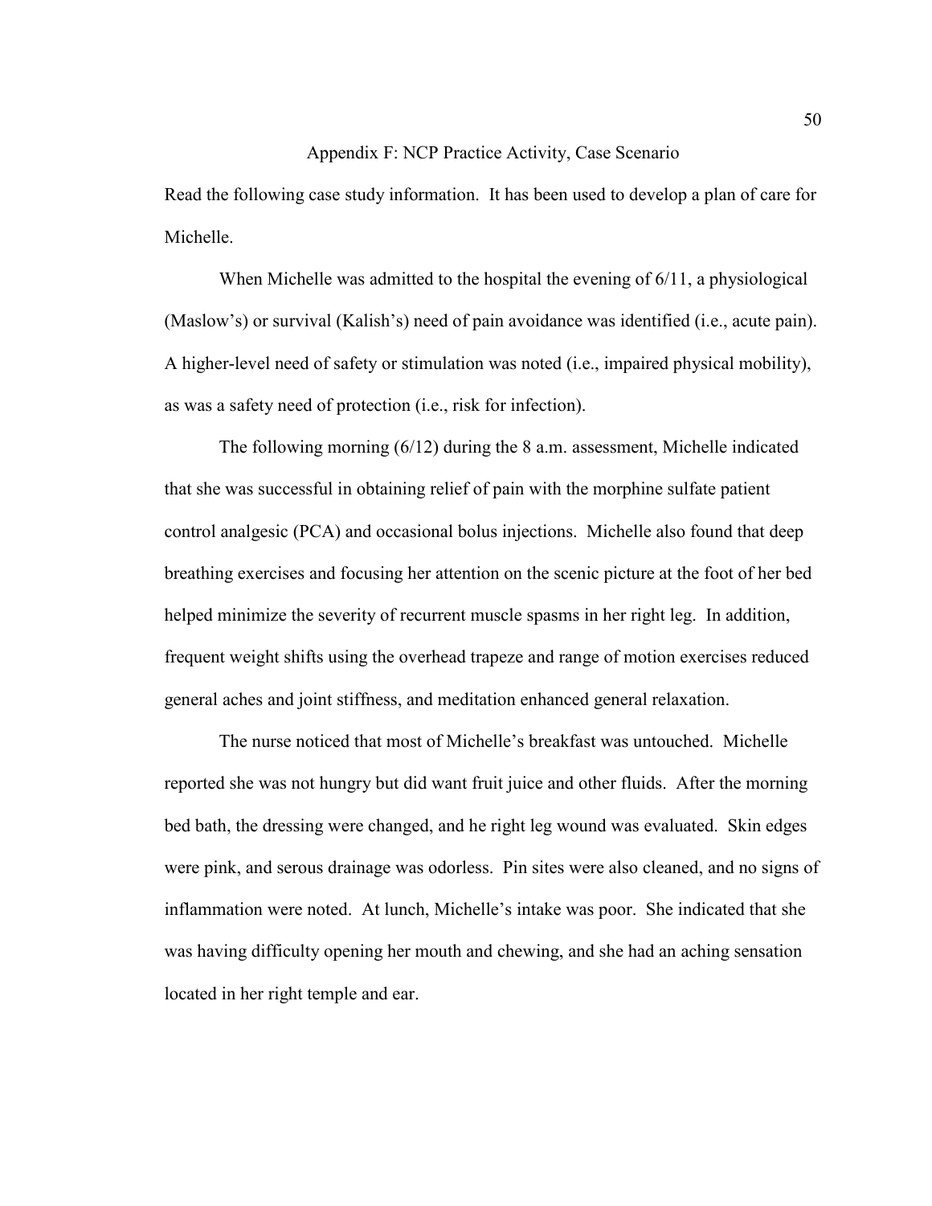# Appendix F: NCP Practice Activity, Case Scenario

Read the following case study information. It has been used to develop a plan of care for Michelle.

When Michelle was admitted to the hospital the evening of 6/11, a physiological (Maslow's) or survival (Kalish's) need of pain avoidance was identified (i.e., acute pain). A higher-level need of safety or stimulation was noted (i.e., impaired physical mobility), as was a safety need of protection (i.e., risk for infection).

The following morning (6/12) during the 8 a.m. assessment, Michelle indicated that she was successful in obtaining relief of pain with the morphine sulfate patient control analgesic (PCA) and occasional bolus injections. Michelle also found that deep breathing exercises and focusing her attention on the scenic picture at the foot of her bed helped minimize the severity of recurrent muscle spasms in her right leg. In addition, frequent weight shifts using the overhead trapeze and range of motion exercises reduced general aches and joint stiffness, and meditation enhanced general relaxation.

The nurse noticed that most of Michelle's breakfast was untouched. Michelle reported she was not hungry but did want fruit juice and other fluids. After the morning bed bath, the dressing were changed, and he right leg wound was evaluated. Skin edges were pink, and serous drainage was odorless. Pin sites were also cleaned, and no signs of inflammation were noted. At lunch, Michelle's intake was poor. She indicated that she was having difficulty opening her mouth and chewing, and she had an aching sensation located in her right temple and ear.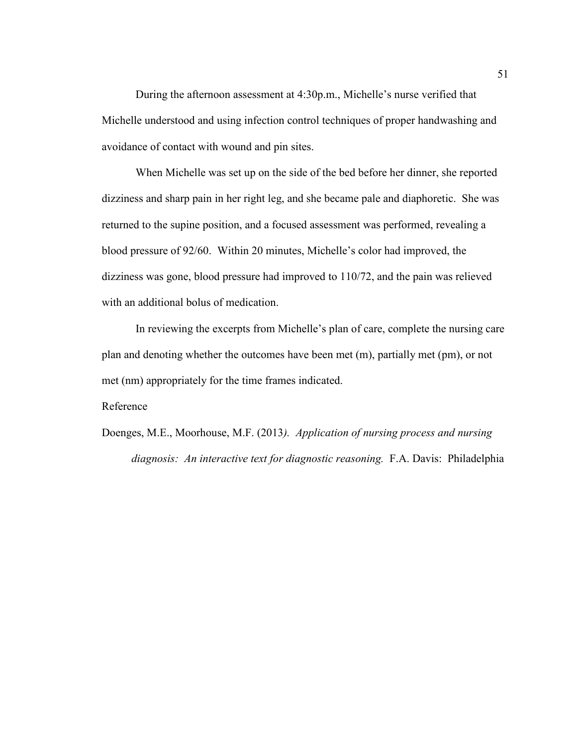During the afternoon assessment at 4:30p.m., Michelle's nurse verified that Michelle understood and using infection control techniques of proper handwashing and avoidance of contact with wound and pin sites.

When Michelle was set up on the side of the bed before her dinner, she reported dizziness and sharp pain in her right leg, and she became pale and diaphoretic. She was returned to the supine position, and a focused assessment was performed, revealing a blood pressure of 92/60. Within 20 minutes, Michelle's color had improved, the dizziness was gone, blood pressure had improved to 110/72, and the pain was relieved with an additional bolus of medication.

In reviewing the excerpts from Michelle's plan of care, complete the nursing care plan and denoting whether the outcomes have been met (m), partially met (pm), or not met (nm) appropriately for the time frames indicated.

Reference

Doenges, M.E., Moorhouse, M.F. (2013). *Application of nursing process and nursing diagnosis: An interactive text for diagnostic reasoning.* F.A. Davis: Philadelphia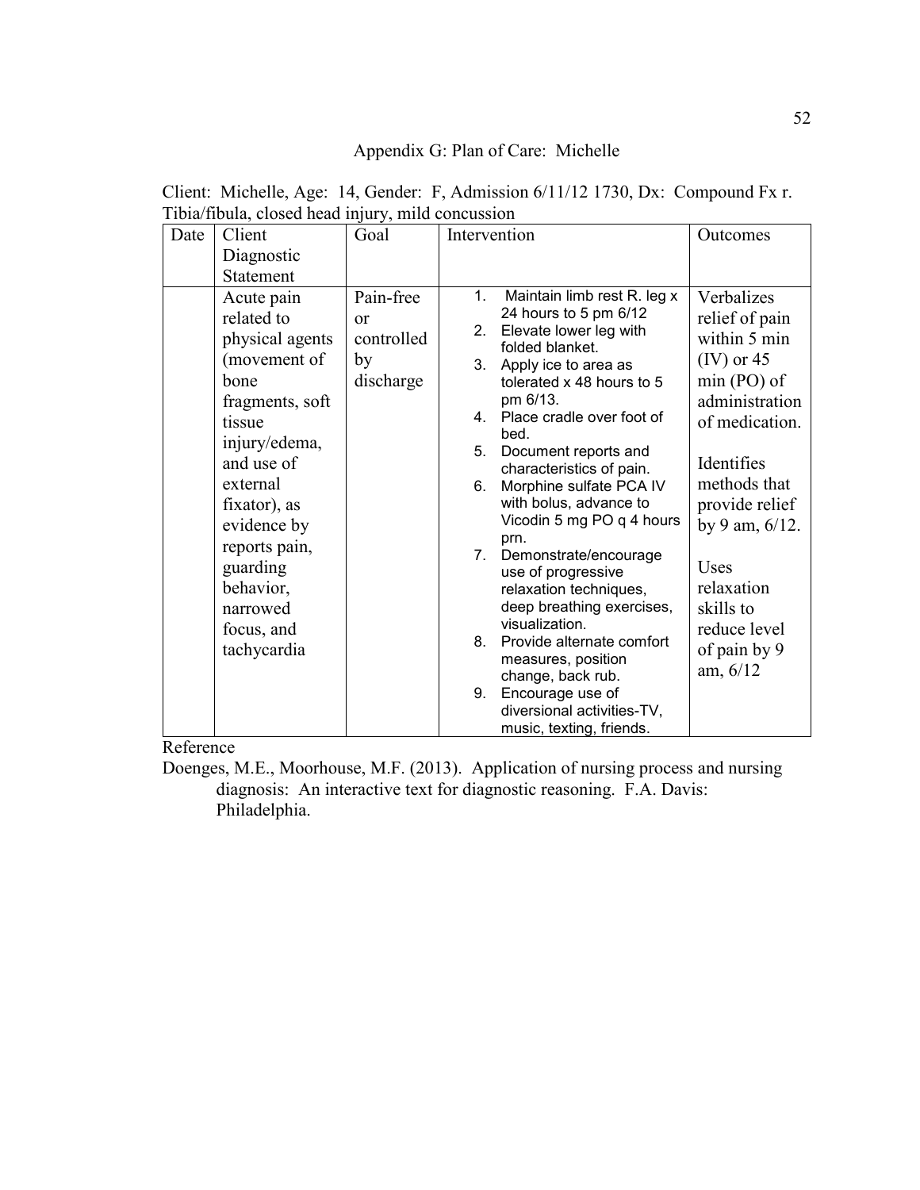## Appendix G: Plan of Care: Michelle

Client: Michelle, Age: 14, Gender: F, Admission 6/11/12 1730, Dx: Compound Fx r. Tibia/fibula, closed head injury, mild concussion

| Date | Client Diagnostic Statement | Goal | Intervention | Outcomes |
|---|---|---|---|---|
| | Acute pain related to physical agents (movement of bone fragments, soft tissue injury/edema, and use of external fixator), as evidence by reports pain, guarding behavior, narrowed focus, and tachycardia | Pain-free or controlled by discharge | 1. Maintain limb rest R. leg x 24 hours to 5 pm 6/12<br>2. Elevate lower leg with folded blanket.<br>3. Apply ice to area as tolerated x 48 hours to 5 pm 6/13.<br>4. Place cradle over foot of bed.<br>5. Document reports and characteristics of pain.<br>6. Morphine sulfate PCA IV with bolus, advance to Vicodin 5 mg PO q 4 hours prn.<br>7. Demonstrate/encourage use of progressive relaxation techniques, deep breathing exercises, visualization.<br>8. Provide alternate comfort measures, position change, back rub.<br>9. Encourage use of diversional activities-TV, music, texting, friends. | Verbalizes relief of pain within 5 min (IV) or 45 min (PO) of administration of medication.<br><br>Identifies methods that provide relief by 9 am, 6/12.<br><br>Uses relaxation skills to reduce level of pain by 9 am, 6/12 |

Reference

Doenges, M.E., Moorhouse, M.F. (2013). Application of nursing process and nursing diagnosis: An interactive text for diagnostic reasoning. F.A. Davis: Philadelphia.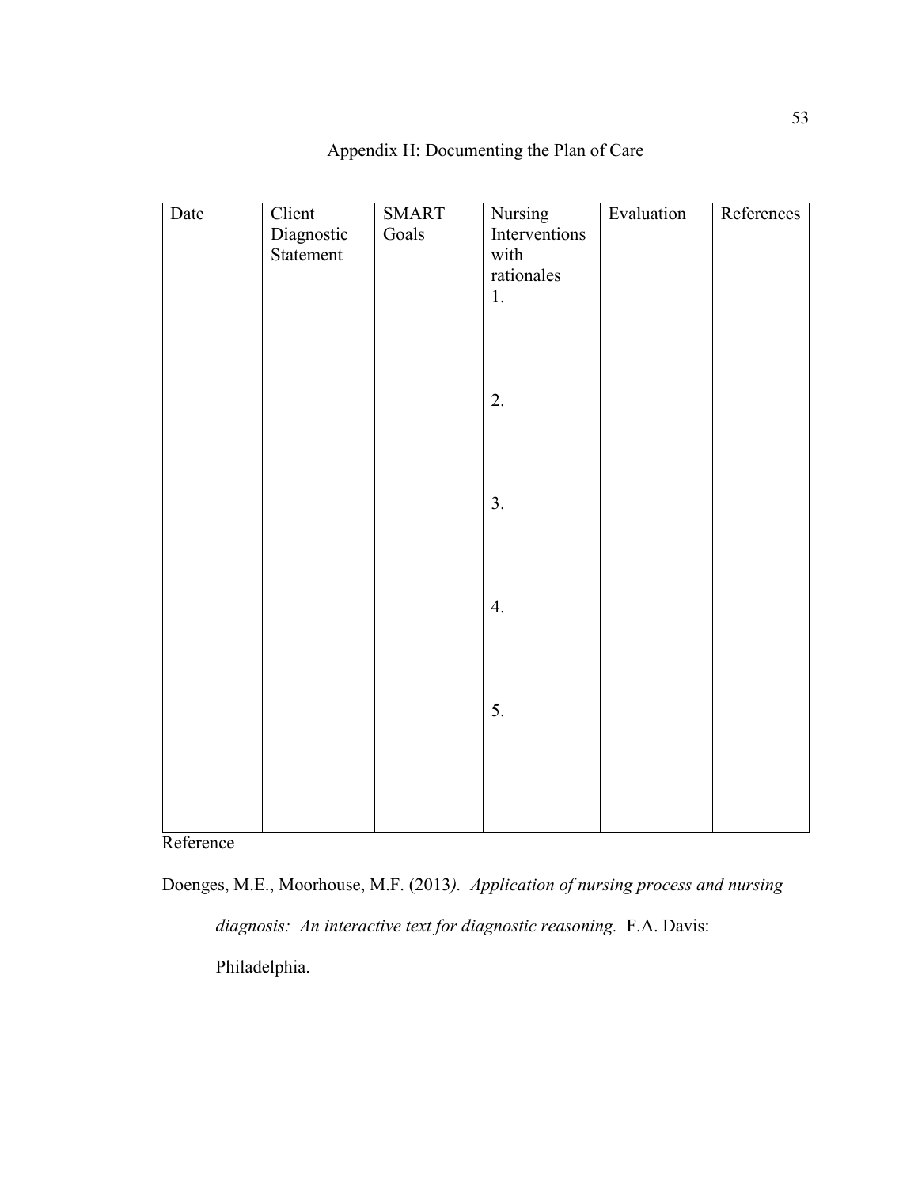## Appendix H: Documenting the Plan of Care

| Date | Client Diagnostic Statement | SMART Goals | Nursing Interventions with rationales | Evaluation | References |
| --- | --- | --- | --- | --- | --- |
| | | | 1.<br><br>2.<br><br>3.<br><br>4.<br><br>5. | | |

Reference

Doenges, M.E., Moorhouse, M.F. (2013). *Application of nursing process and nursing diagnosis: An interactive text for diagnostic reasoning.* F.A. Davis: Philadelphia.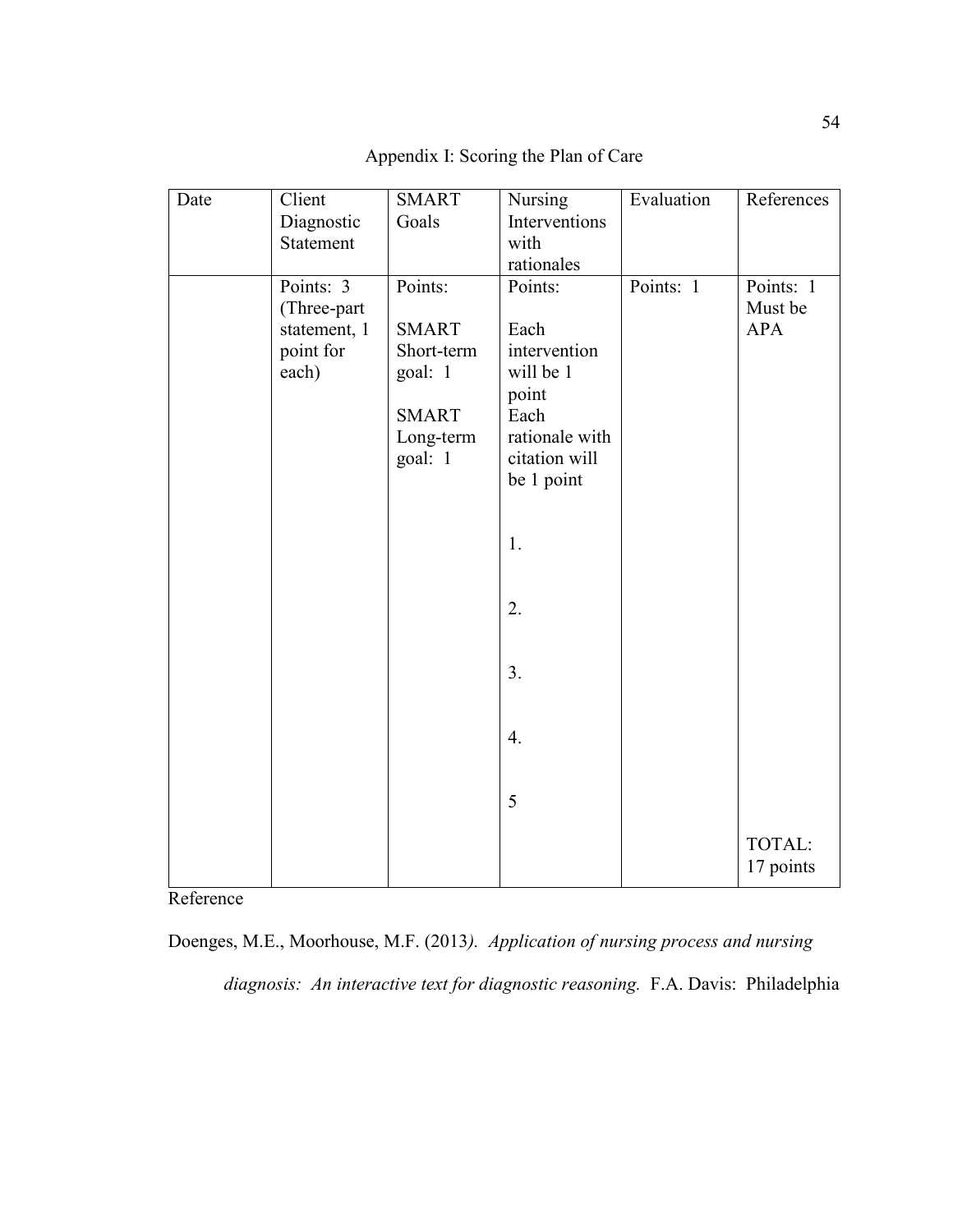# Appendix I: Scoring the Plan of Care

| Date | Client Diagnostic Statement | SMART Goals | Nursing Interventions with rationales | Evaluation | References |
|---|---|---|---|---|---|
| | Points: 3 (Three-part statement, 1 point for each) | Points:<br><br>SMART Short-term goal: 1<br><br>SMART Long-term goal: 1 | Points:<br><br>Each intervention will be 1 point<br>Each rationale with citation will be 1 point<br><br>1.<br><br>2.<br><br>3.<br><br>4.<br><br>5 | Points: 1 | Points: 1<br>Must be APA<br><br>TOTAL: 17 points |

Reference

Doenges, M.E., Moorhouse, M.F. (2013). *Application of nursing process and nursing diagnosis: An interactive text for diagnostic reasoning.* F.A. Davis: Philadelphia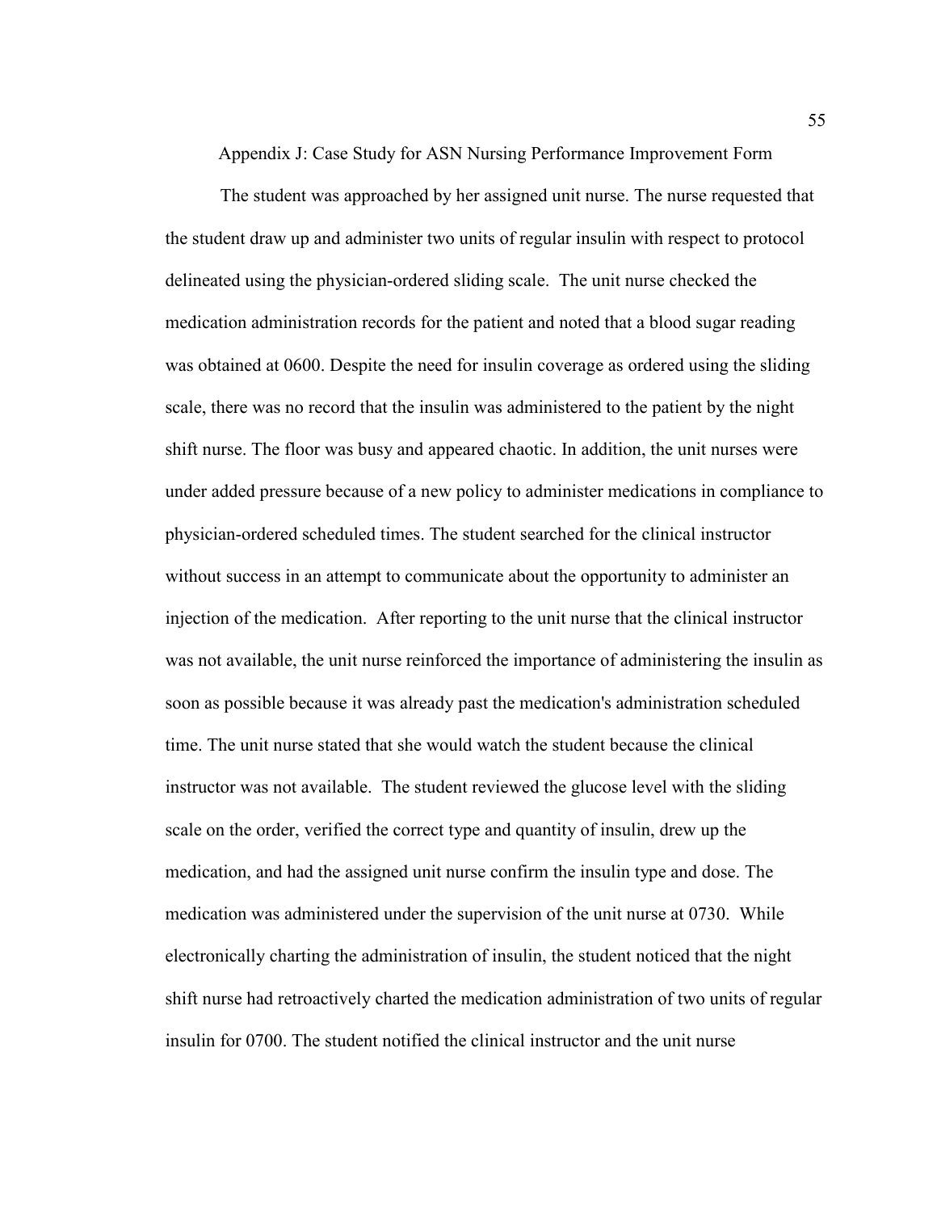# Appendix J: Case Study for ASN Nursing Performance Improvement Form

The student was approached by her assigned unit nurse. The nurse requested that the student draw up and administer two units of regular insulin with respect to protocol delineated using the physician-ordered sliding scale. The unit nurse checked the medication administration records for the patient and noted that a blood sugar reading was obtained at 0600. Despite the need for insulin coverage as ordered using the sliding scale, there was no record that the insulin was administered to the patient by the night shift nurse. The floor was busy and appeared chaotic. In addition, the unit nurses were under added pressure because of a new policy to administer medications in compliance to physician-ordered scheduled times. The student searched for the clinical instructor without success in an attempt to communicate about the opportunity to administer an injection of the medication. After reporting to the unit nurse that the clinical instructor was not available, the unit nurse reinforced the importance of administering the insulin as soon as possible because it was already past the medication's administration scheduled time. The unit nurse stated that she would watch the student because the clinical instructor was not available. The student reviewed the glucose level with the sliding scale on the order, verified the correct type and quantity of insulin, drew up the medication, and had the assigned unit nurse confirm the insulin type and dose. The medication was administered under the supervision of the unit nurse at 0730. While electronically charting the administration of insulin, the student noticed that the night shift nurse had retroactively charted the medication administration of two units of regular insulin for 0700. The student notified the clinical instructor and the unit nurse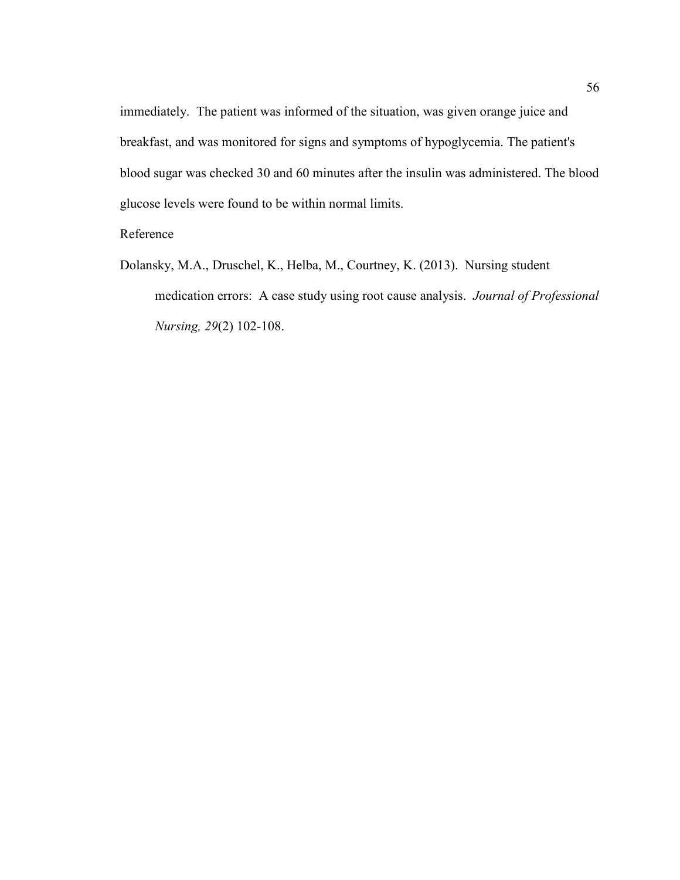immediately. The patient was informed of the situation, was given orange juice and breakfast, and was monitored for signs and symptoms of hypoglycemia. The patient's blood sugar was checked 30 and 60 minutes after the insulin was administered. The blood glucose levels were found to be within normal limits.

Reference

Dolansky, M.A., Druschel, K., Helba, M., Courtney, K. (2013). Nursing student medication errors: A case study using root cause analysis. *Journal of Professional Nursing, 29*(2) 102-108.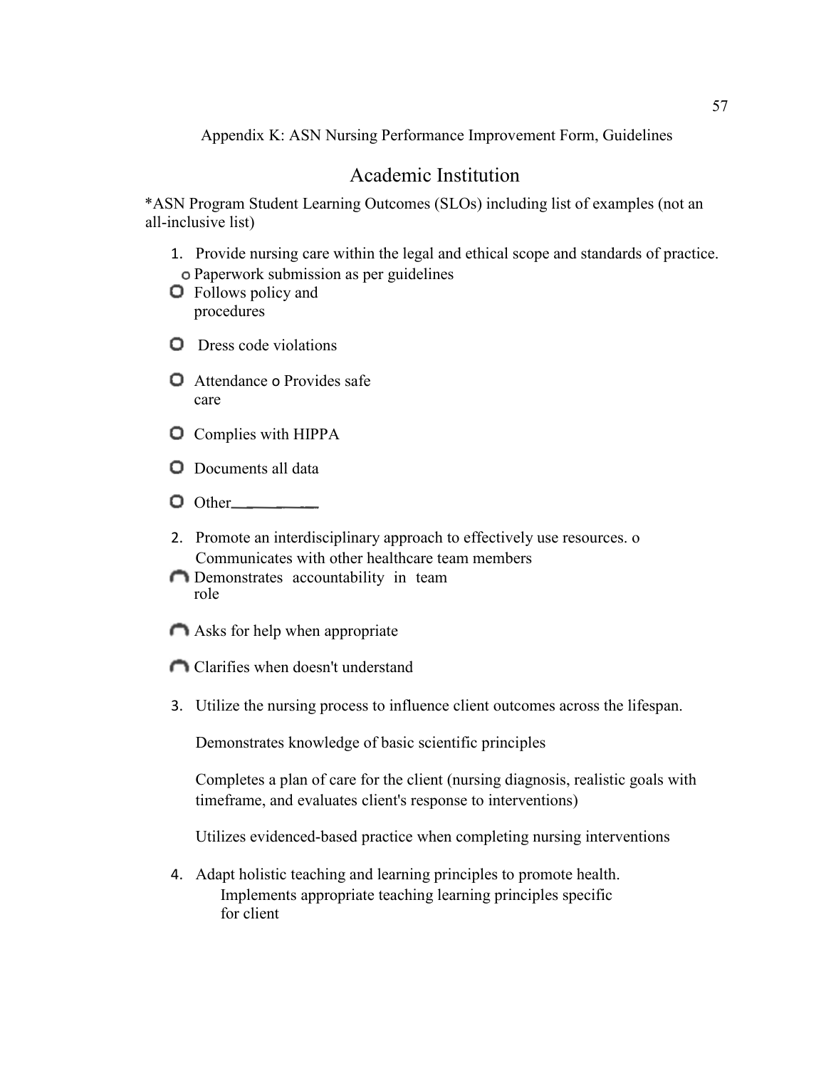Appendix K: ASN Nursing Performance Improvement Form, Guidelines

## Academic Institution

*ASN Program Student Learning Outcomes (SLOs) including list of examples (not an all-inclusive list)

1. Provide nursing care within the legal and ethical scope and standards of practice.
   - Paperwork submission as per guidelines
   - Follows policy and procedures
   - Dress code violations
   - Attendance
   - Provides safe care
   - Complies with HIPPA
   - Documents all data
   - Other__________

2. Promote an interdisciplinary approach to effectively use resources.
   - Communicates with other healthcare team members
   - Demonstrates accountability in team role
   - Asks for help when appropriate
   - Clarifies when doesn't understand

3. Utilize the nursing process to influence client outcomes across the lifespan.

   Demonstrates knowledge of basic scientific principles

   Completes a plan of care for the client (nursing diagnosis, realistic goals with timeframe, and evaluates client's response to interventions)

   Utilizes evidenced-based practice when completing nursing interventions

4. Adapt holistic teaching and learning principles to promote health.

   Implements appropriate teaching learning principles specific for client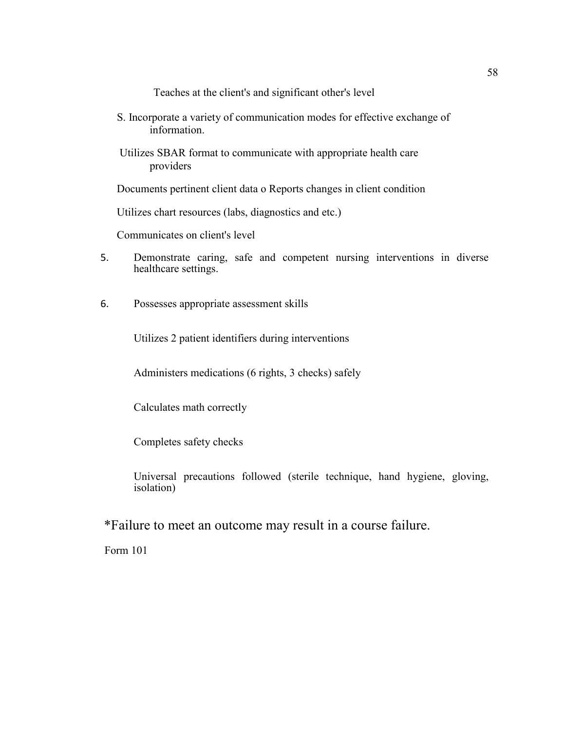Teaches at the client's and significant other's level

S. Incorporate a variety of communication modes for effective exchange of information.

Utilizes SBAR format to communicate with appropriate health care providers

Documents pertinent client data o Reports changes in client condition

Utilizes chart resources (labs, diagnostics and etc.)

Communicates on client's level

5. Demonstrate caring, safe and competent nursing interventions in diverse healthcare settings.

6. Possesses appropriate assessment skills

   Utilizes 2 patient identifiers during interventions

   Administers medications (6 rights, 3 checks) safely

   Calculates math correctly

   Completes safety checks

   Universal precautions followed (sterile technique, hand hygiene, gloving, isolation)

*Failure to meet an outcome may result in a course failure.

Form 101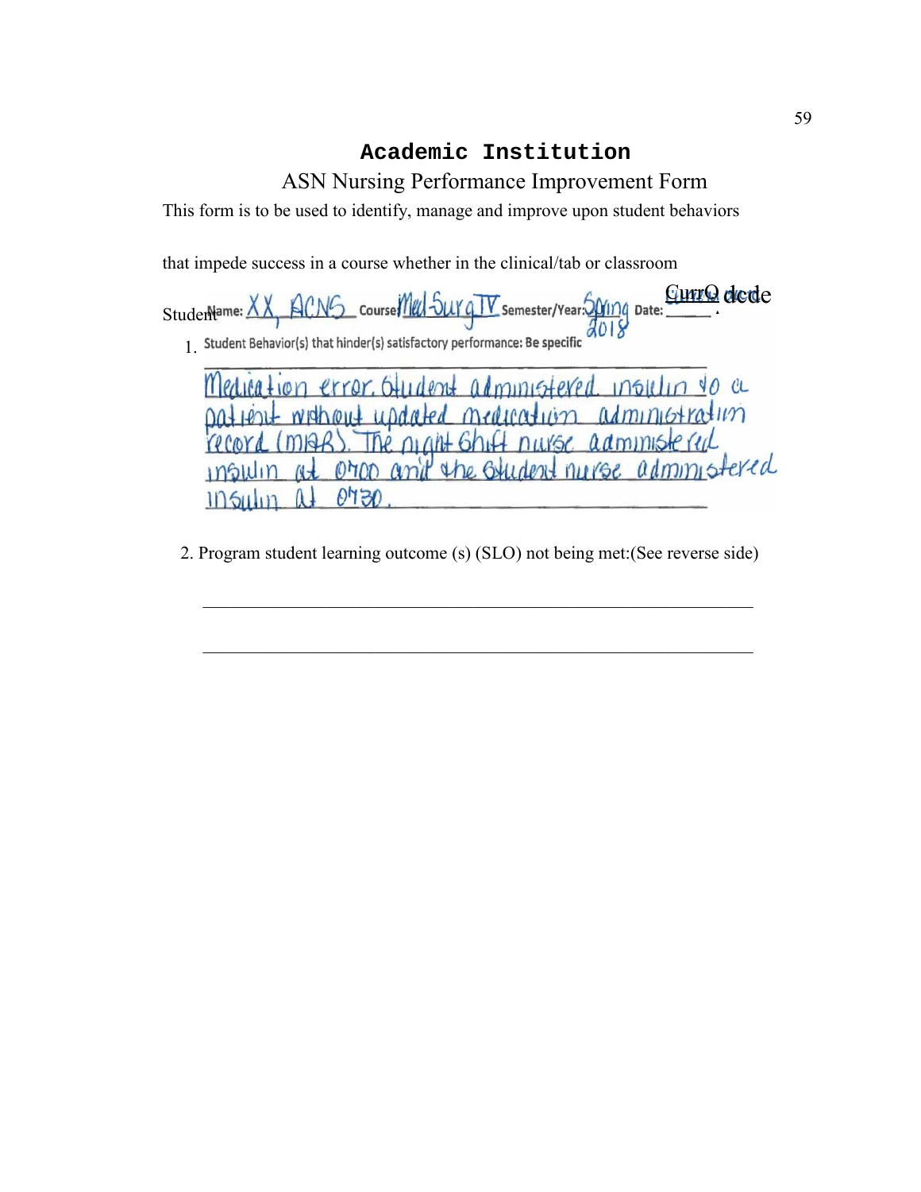# Academic Institution

## ASN Nursing Performance Improvement Form

This form is to be used to identify, manage and improve upon student behaviors

that impede success in a course whether in the clinical/tab or classroom

Student Name: XX, ACNS Course: Med-Surg IV Semester/Year: Spring 2018 Date: CurrQ dcde

1. Student Behavior(s) that hinder(s) satisfactory performance: Be specific

Medication error. Student administered insulin to a patient without updated medication administration record (MAR). The night shift nurse administered insulin at 0700 and the student nurse administered insulin at 0430.

2. Program student learning outcome (s) (SLO) not being met:(See reverse side)

\_\_\_\_\_\_\_\_\_\_\_\_\_\_\_\_\_\_\_\_\_\_\_\_\_\_\_\_\_\_\_\_\_\_\_\_\_\_\_\_\_\_\_\_\_\_\_\_\_\_\_\_\_\_\_\_\_\_

\_\_\_\_\_\_\_\_\_\_\_\_\_\_\_\_\_\_\_\_\_\_\_\_\_\_\_\_\_\_\_\_\_\_\_\_\_\_\_\_\_\_\_\_\_\_\_\_\_\_\_\_\_\_\_\_\_\_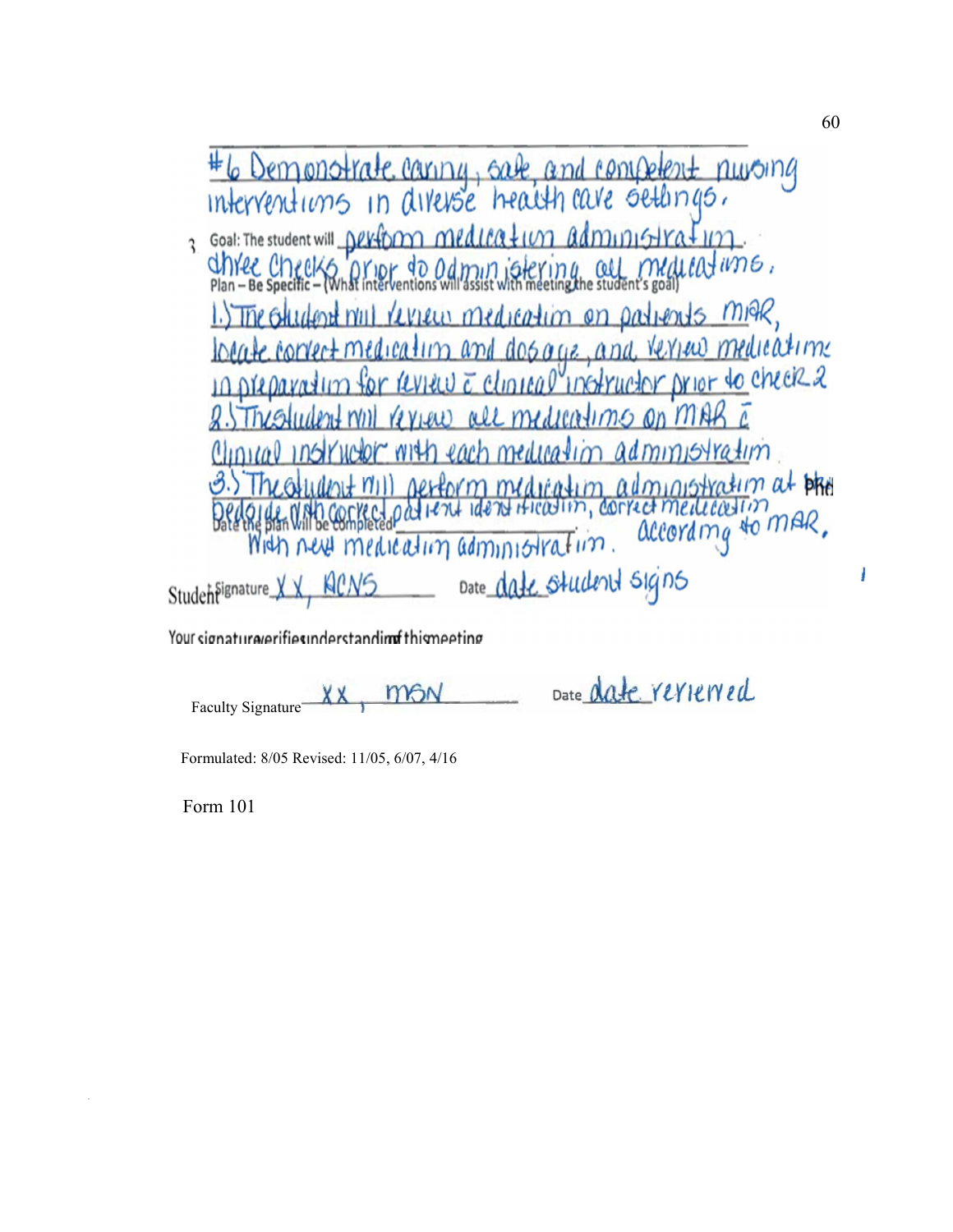#6 Demonstrate caring, safe, and competent nursing interventions in diverse health care settings.

3 Goal: The student will perform medication administration. three checks prior to administering all medications.

Plan – Be Specific – (What interventions will assist with meeting the student's goal)

1.) The student will review medication on patient's MAR, locate correct medication and dosage, and review medications in preparation for review c̄ clinical instructor prior to check 2

2.) The student will review all medications on MAR c̄ clinical instructor with each medication administration.

3.) The student will perform medication administration at the bedside with correct patient identification, correct medication according to MAR, with new medication administration.

Date the plan will be completed: \_\_\_\_\_\_\_\_\_\_

Student Signature XX, ACNS Date date student signs

Your signature verifies understanding of this meeting

Faculty Signature XX, MSN Date date reviewed

Formulated: 8/05 Revised: 11/05, 6/07, 4/16

Form 101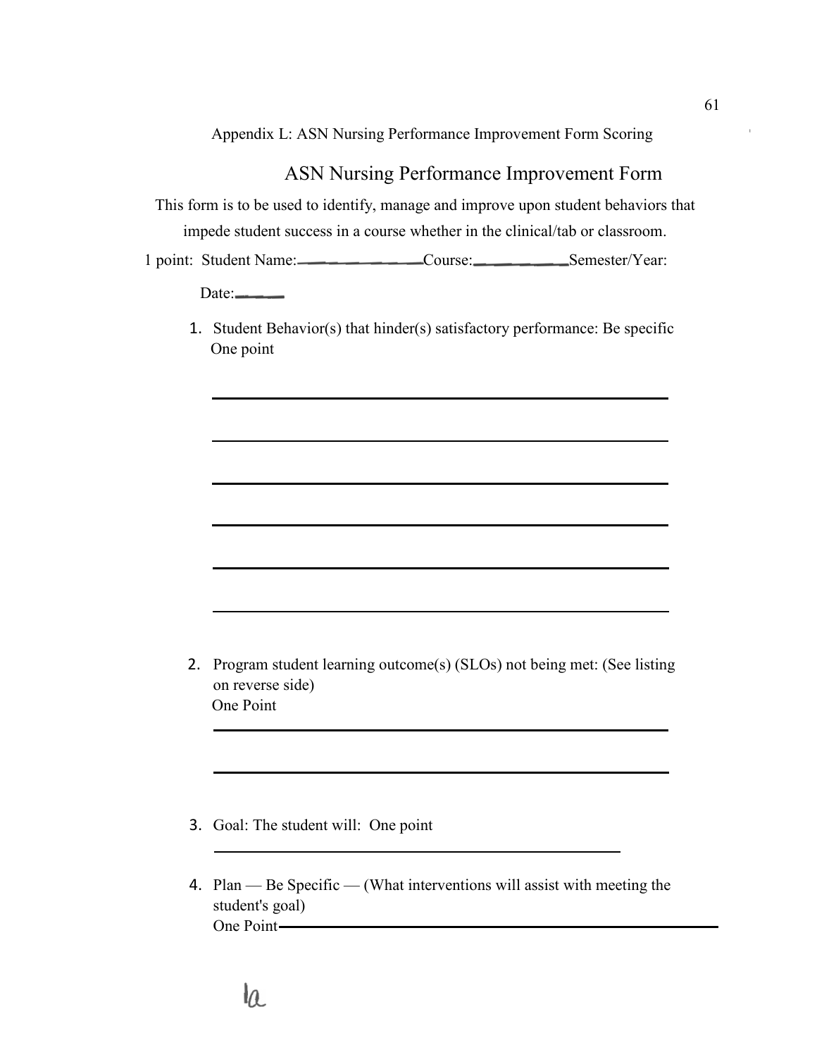Appendix L: ASN Nursing Performance Improvement Form Scoring

# ASN Nursing Performance Improvement Form

This form is to be used to identify, manage and improve upon student behaviors that impede student success in a course whether in the clinical/tab or classroom.

1 point: Student Name:__________Course:__________Semester/Year:

Date:_____

1. Student Behavior(s) that hinder(s) satisfactory performance: Be specific
   One point

   ______________________________________________

   ______________________________________________

   ______________________________________________

   ______________________________________________

   ______________________________________________

   ______________________________________________

2. Program student learning outcome(s) (SLOs) not being met: (See listing on reverse side)
   One Point

   ______________________________________________

   ______________________________________________

3. Goal: The student will: One point

   ______________________________________________

4. Plan — Be Specific — (What interventions will assist with meeting the student's goal)
   One Point______________________________________________

la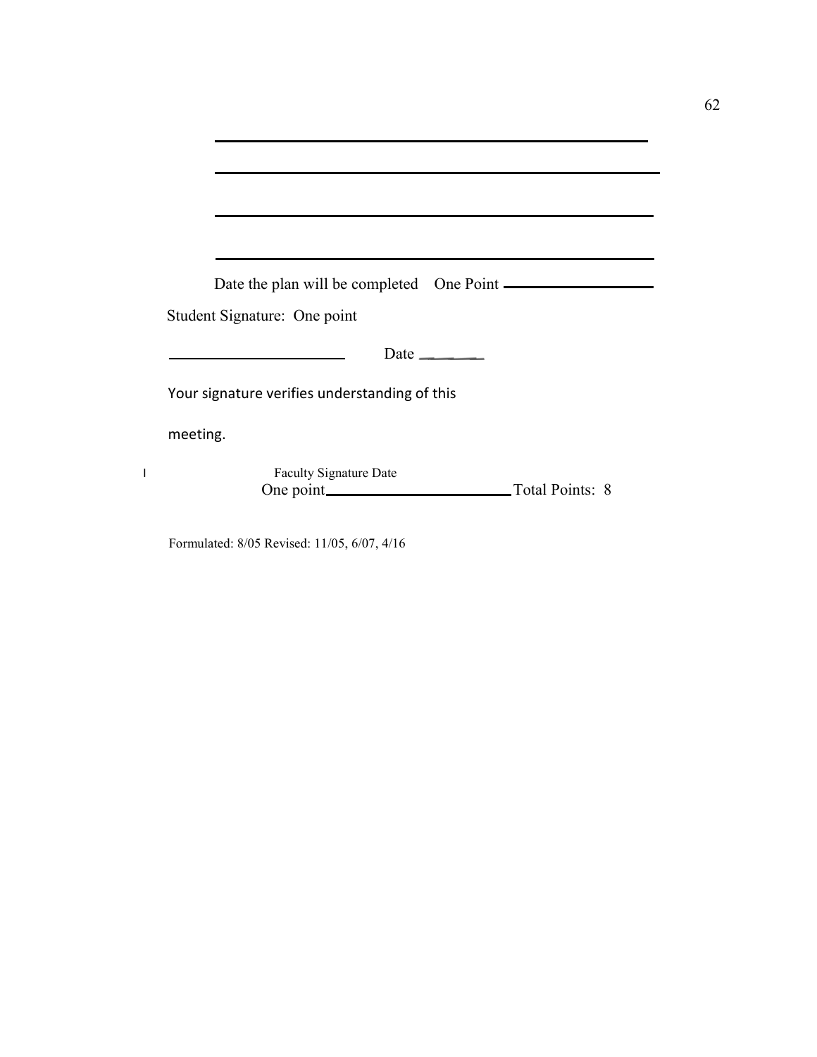\_\_\_\_\_\_\_\_\_\_\_\_\_\_\_\_\_\_\_\_\_\_\_\_\_\_\_\_\_\_\_\_\_\_\_\_\_\_\_\_\_\_\_\_\_\_\_\_

\_\_\_\_\_\_\_\_\_\_\_\_\_\_\_\_\_\_\_\_\_\_\_\_\_\_\_\_\_\_\_\_\_\_\_\_\_\_\_\_\_\_\_\_\_\_\_\_

\_\_\_\_\_\_\_\_\_\_\_\_\_\_\_\_\_\_\_\_\_\_\_\_\_\_\_\_\_\_\_\_\_\_\_\_\_\_\_\_\_\_\_\_\_\_\_\_

\_\_\_\_\_\_\_\_\_\_\_\_\_\_\_\_\_\_\_\_\_\_\_\_\_\_\_\_\_\_\_\_\_\_\_\_\_\_\_\_\_\_\_\_\_\_\_\_

Date the plan will be completed One Point \_\_\_\_\_\_\_\_\_\_\_\_\_\_\_\_

Student Signature: One point

\_\_\_\_\_\_\_\_\_\_\_\_\_\_\_\_\_\_\_\_ Date \_\_\_\_\_\_

Your signature verifies understanding of this meeting.

Faculty Signature Date

One point\_\_\_\_\_\_\_\_\_\_\_\_\_\_\_\_\_\_\_\_ Total Points: 8

Formulated: 8/05 Revised: 11/05, 6/07, 4/16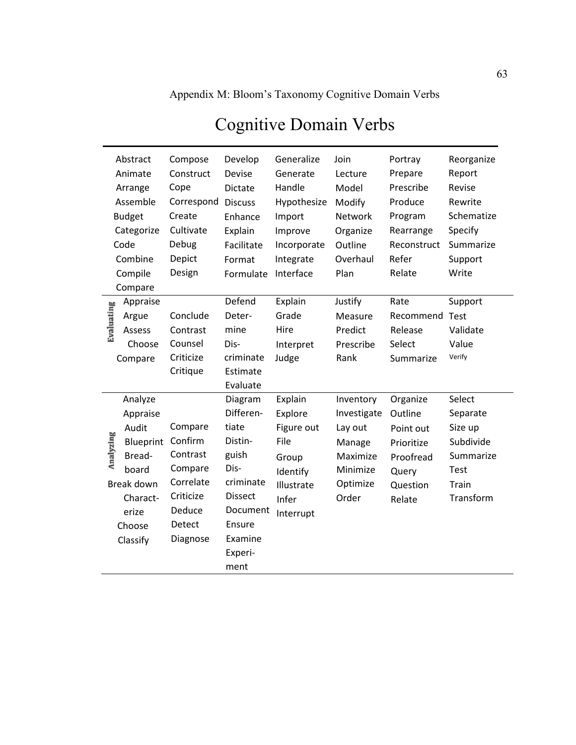Appendix M: Bloom's Taxonomy Cognitive Domain Verbs

# Cognitive Domain Verbs

| | | | | | | | |
|---|---|---|---|---|---|---|---|
| | Abstract<br>Animate<br>Arrange<br>Assemble<br>Budget<br>Categorize<br>Code<br>Combine<br>Compile<br>Compare | Compose<br>Construct<br>Cope<br>Correspond<br>Create<br>Cultivate<br>Debug<br>Depict<br>Design | Develop<br>Devise<br>Dictate<br>Discuss<br>Enhance<br>Explain<br>Facilitate<br>Format<br>Formulate | Generalize<br>Generate<br>Handle<br>Hypothesize<br>Import<br>Improve<br>Incorporate<br>Integrate<br>Interface | Join<br>Lecture<br>Model<br>Modify<br>Network<br>Organize<br>Outline<br>Overhaul<br>Plan | Portray<br>Prepare<br>Prescribe<br>Produce<br>Program<br>Rearrange<br>Reconstruct<br>Refer<br>Relate | Reorganize<br>Report<br>Revise<br>Rewrite<br>Schematize<br>Specify<br>Summarize<br>Support<br>Write |
| **Evaluating** | Appraise<br>Argue<br>Assess<br>Choose<br>Compare | Conclude<br>Contrast<br>Counsel<br>Criticize<br>Critique | Defend<br>Deter-mine<br>Dis-criminate<br>Estimate<br>Evaluate | Explain<br>Grade<br>Hire<br>Interpret<br>Judge | Justify<br>Measure<br>Predict<br>Prescribe<br>Rank | Rate<br>Recommend<br>Release<br>Select<br>Summarize | Support<br>Test<br>Validate<br>Value<br>Verify |
| **Analyzing** | Analyze<br>Appraise<br>Audit<br>Blueprint<br>Bread-board<br>Break down<br>Charact-erize<br>Choose<br>Classify | Compare<br>Confirm<br>Contrast<br>Compare<br>Correlate<br>Criticize<br>Deduce<br>Detect<br>Diagnose | Diagram<br>Differen-tiate<br>Distin-guish<br>Dis-criminate<br>Dissect<br>Document<br>Ensure<br>Examine<br>Experi-ment | Explain<br>Explore<br>Figure out<br>File<br>Group<br>Identify<br>Illustrate<br>Infer<br>Interrupt | Inventory<br>Investigate<br>Lay out<br>Manage<br>Maximize<br>Minimize<br>Optimize<br>Order | Organize<br>Outline<br>Point out<br>Prioritize<br>Proofread<br>Query<br>Question<br>Relate | Select<br>Separate<br>Size up<br>Subdivide<br>Summarize<br>Test<br>Train<br>Transform |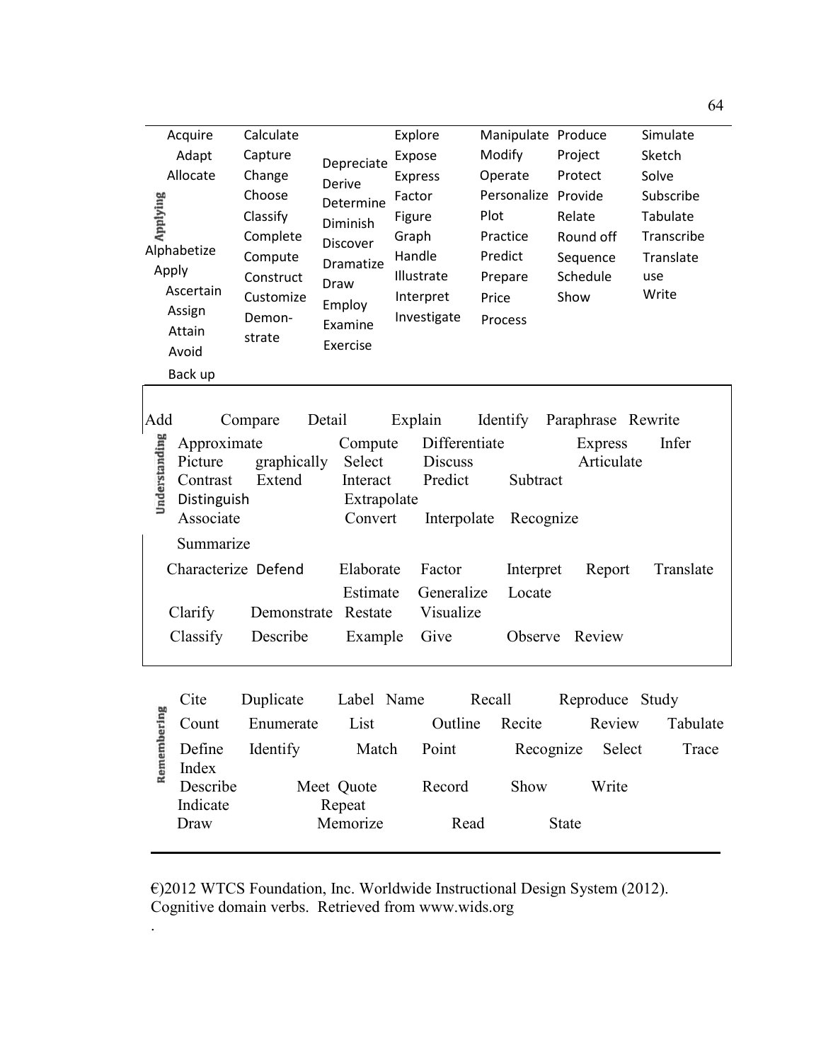**Applying**

Acquire Adapt Allocate Alphabetize Apply Ascertain Assign Attain Avoid Back up

Calculate Capture Change Choose Classify Complete Compute Construct Customize Demon-strate

Depreciate Derive Determine Diminish Discover Dramatize Draw Employ Examine Exercise

Explore Expose Express Factor Figure Graph Handle Illustrate Interpret Investigate

Manipulate Modify Operate Personalize Plot Practice Predict Prepare Price Process

Produce Project Protect Provide Relate Round off Sequence Schedule Show

Simulate Sketch Solve Subscribe Tabulate Transcribe Translate use Write

**Understanding**

Add Compare Detail Explain Identify Paraphrase Rewrite

Approximate Compute Differentiate Express Infer

Picture graphically Select Discuss Articulate

Contrast Extend Interact Predict Subtract

Distinguish Extrapolate

Associate Convert Interpolate Recognize

Summarize

Characterize Defend Elaborate Factor Interpret Report Translate

Estimate Generalize Locate

Clarify Demonstrate Restate Visualize

Classify Describe Example Give Observe Review

**Remembering**

Cite Duplicate Label Name Recall Reproduce Study

Count Enumerate List Outline Recite Review Tabulate

Define Identify Match Point Recognize Select Trace

Index

Describe Meet Quote Record Show Write

Indicate Repeat

Draw Memorize Read State

€)2012 WTCS Foundation, Inc. Worldwide Instructional Design System (2012). Cognitive domain verbs. Retrieved from www.wids.org

.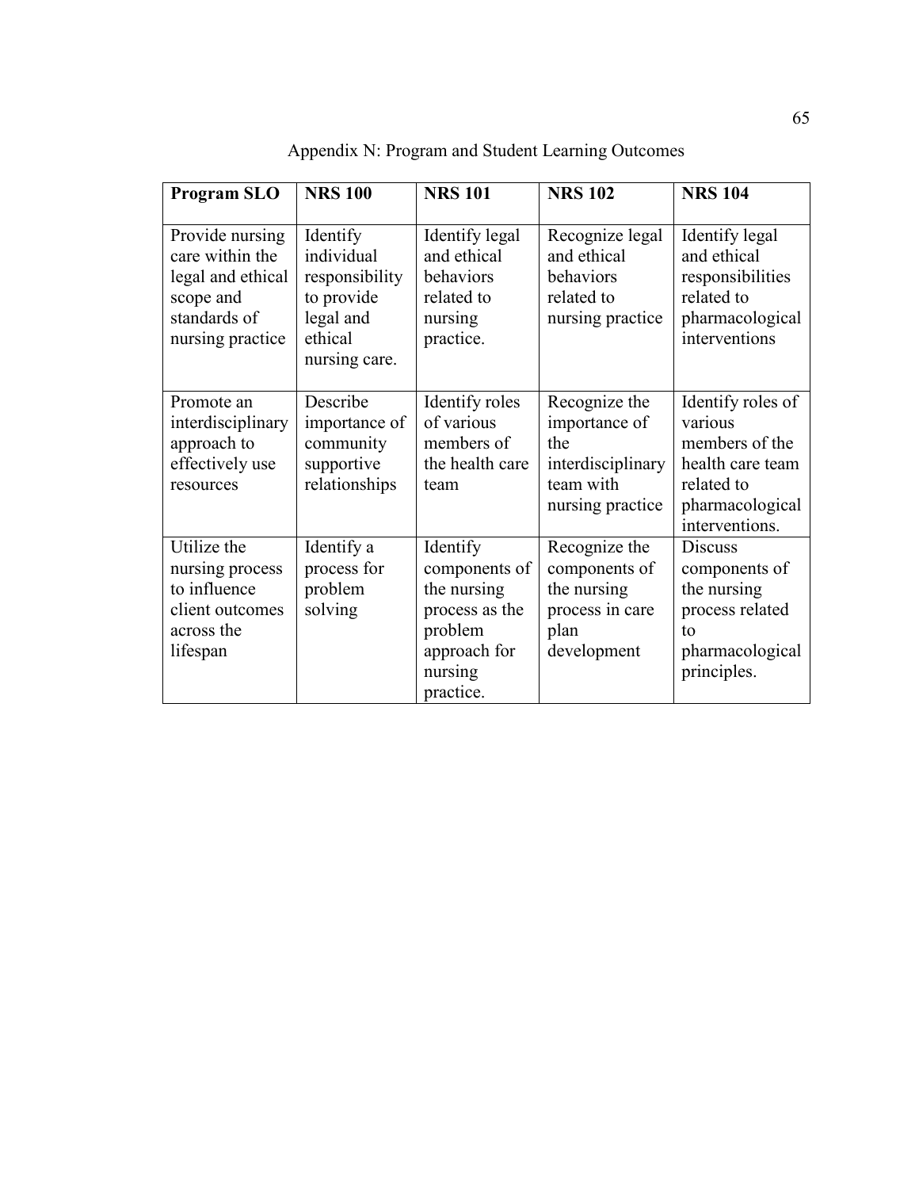# Appendix N: Program and Student Learning Outcomes

| Program SLO | NRS 100 | NRS 101 | NRS 102 | NRS 104 |
|---|---|---|---|---|
| Provide nursing care within the legal and ethical scope and standards of nursing practice | Identify individual responsibility to provide legal and ethical nursing care. | Identify legal and ethical behaviors related to nursing practice. | Recognize legal and ethical behaviors related to nursing practice | Identify legal and ethical responsibilities related to pharmacological interventions |
| Promote an interdisciplinary approach to effectively use resources | Describe importance of community supportive relationships | Identify roles of various members of the health care team | Recognize the importance of the interdisciplinary team with nursing practice | Identify roles of various members of the health care team related to pharmacological interventions. |
| Utilize the nursing process to influence client outcomes across the lifespan | Identify a process for problem solving | Identify components of the nursing process as the problem approach for nursing practice. | Recognize the components of the nursing process in care plan development | Discuss components of the nursing process related to pharmacological principles. |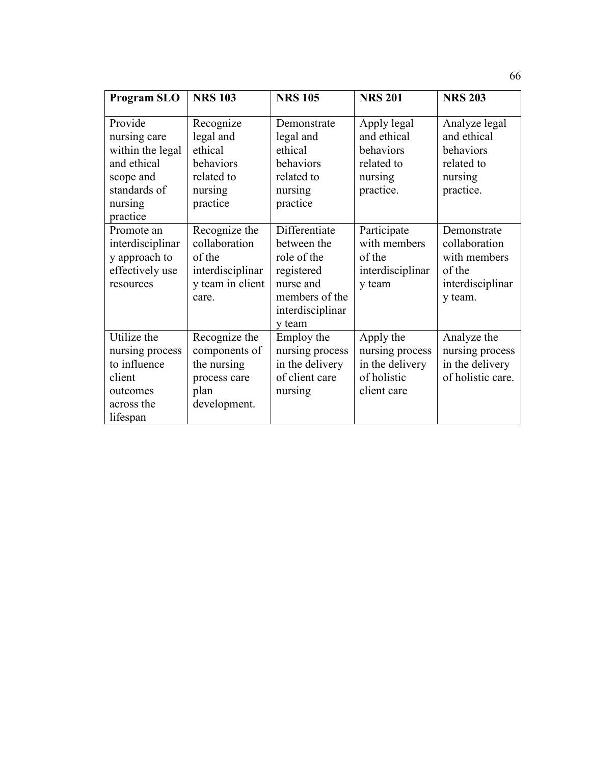| Program SLO | NRS 103 | NRS 105 | NRS 201 | NRS 203 |
| --- | --- | --- | --- | --- |
| Provide nursing care within the legal and ethical scope and standards of nursing practice | Recognize legal and ethical behaviors related to nursing practice | Demonstrate legal and ethical behaviors related to nursing practice | Apply legal and ethical behaviors related to nursing practice. | Analyze legal and ethical behaviors related to nursing practice. |
| Promote an interdisciplinary approach to effectively use resources | Recognize the collaboration of the interdisciplinary team in client care. | Differentiate between the role of the registered nurse and members of the interdisciplinary team | Participate with members of the interdisciplinary team | Demonstrate collaboration with members of the interdisciplinary team. |
| Utilize the nursing process to influence client outcomes across the lifespan | Recognize the components of the nursing process care plan development. | Employ the nursing process in the delivery of client care nursing | Apply the nursing process in the delivery of holistic client care | Analyze the nursing process in the delivery of holistic care. |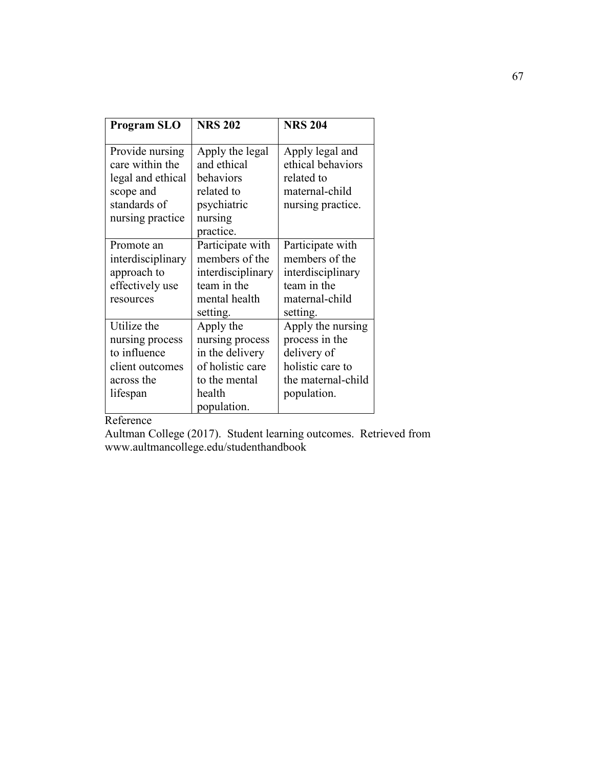| Program SLO | NRS 202 | NRS 204 |
|---|---|---|
| Provide nursing care within the legal and ethical scope and standards of nursing practice | Apply the legal and ethical behaviors related to psychiatric nursing practice. | Apply legal and ethical behaviors related to maternal-child nursing practice. |
| Promote an interdisciplinary approach to effectively use resources | Participate with members of the interdisciplinary team in the mental health setting. | Participate with members of the interdisciplinary team in the maternal-child setting. |
| Utilize the nursing process to influence client outcomes across the lifespan | Apply the nursing process in the delivery of holistic care to the mental health population. | Apply the nursing process in the delivery of holistic care to the maternal-child population. |

Reference

Aultman College (2017). Student learning outcomes. Retrieved from www.aultmancollege.edu/studenthandbook